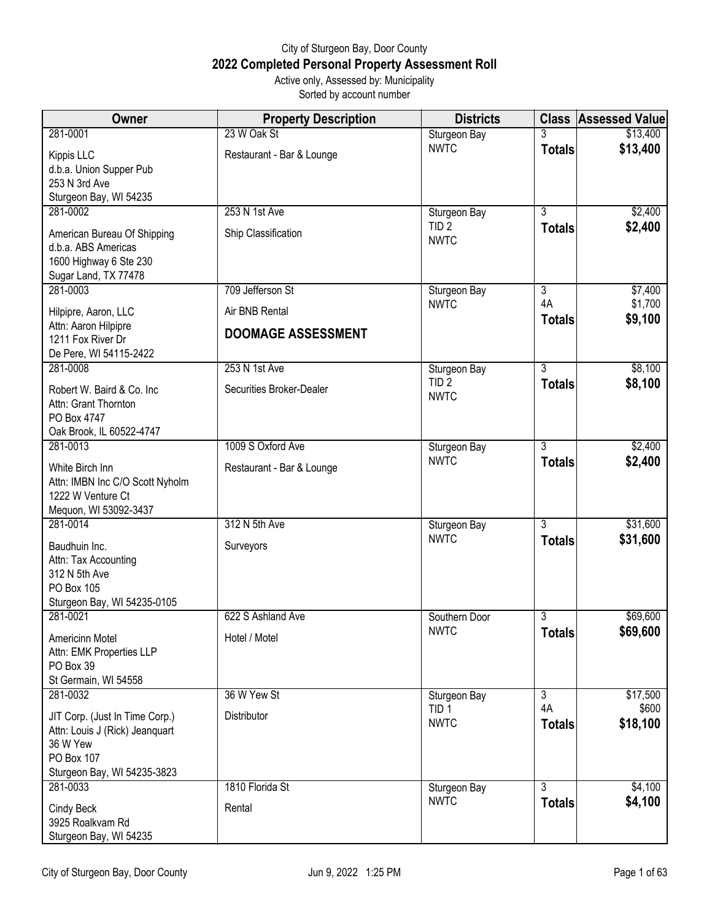# City of Sturgeon Bay, Door County
## 2022 Completed Personal Property Assessment Roll
Active only, Assessed by: Municipality
Sorted by account number

| Owner | Property Description | Districts | Class | Assessed Value |
|---|---|---|---|---|
| 281-0001<br>Kippis LLC<br>d.b.a. Union Supper Pub<br>253 N 3rd Ave<br>Sturgeon Bay, WI 54235 | 23 W Oak St<br>Restaurant - Bar & Lounge | Sturgeon Bay<br>NWTC | 3<br>**Totals** | $13,400<br>**$13,400** |
| 281-0002<br>American Bureau Of Shipping<br>d.b.a. ABS Americas<br>1600 Highway 6 Ste 230<br>Sugar Land, TX 77478 | 253 N 1st Ave<br>Ship Classification | Sturgeon Bay<br>TID 2<br>NWTC | 3<br>**Totals** | $2,400<br>**$2,400** |
| 281-0003<br>Hilpipre, Aaron, LLC<br>Attn: Aaron Hilpipre<br>1211 Fox River Dr<br>De Pere, WI 54115-2422 | 709 Jefferson St<br>Air BNB Rental<br>**DOOMAGE ASSESSMENT** | Sturgeon Bay<br>NWTC | 3<br>4A<br>**Totals** | $7,400<br>$1,700<br>**$9,100** |
| 281-0008<br>Robert W. Baird & Co. Inc<br>Attn: Grant Thornton<br>PO Box 4747<br>Oak Brook, IL 60522-4747 | 253 N 1st Ave<br>Securities Broker-Dealer | Sturgeon Bay<br>TID 2<br>NWTC | 3<br>**Totals** | $8,100<br>**$8,100** |
| 281-0013<br>White Birch Inn<br>Attn: IMBN Inc C/O Scott Nyholm<br>1222 W Venture Ct<br>Mequon, WI 53092-3437 | 1009 S Oxford Ave<br>Restaurant - Bar & Lounge | Sturgeon Bay<br>NWTC | 3<br>**Totals** | $2,400<br>**$2,400** |
| 281-0014<br>Baudhuin Inc.<br>Attn: Tax Accounting<br>312 N 5th Ave<br>PO Box 105<br>Sturgeon Bay, WI 54235-0105 | 312 N 5th Ave<br>Surveyors | Sturgeon Bay<br>NWTC | 3<br>**Totals** | $31,600<br>**$31,600** |
| 281-0021<br>Americinn Motel<br>Attn: EMK Properties LLP<br>PO Box 39<br>St Germain, WI 54558 | 622 S Ashland Ave<br>Hotel / Motel | Southern Door<br>NWTC | 3<br>**Totals** | $69,600<br>**$69,600** |
| 281-0032<br>JIT Corp. (Just In Time Corp.)<br>Attn: Louis J (Rick) Jeanquart<br>36 W Yew<br>PO Box 107<br>Sturgeon Bay, WI 54235-3823 | 36 W Yew St<br>Distributor | Sturgeon Bay<br>TID 1<br>NWTC | 3<br>4A<br>**Totals** | $17,500<br>$600<br>**$18,100** |
| 281-0033<br>Cindy Beck<br>3925 Roalkvam Rd<br>Sturgeon Bay, WI 54235 | 1810 Florida St<br>Rental | Sturgeon Bay<br>NWTC | 3<br>**Totals** | $4,100<br>**$4,100** |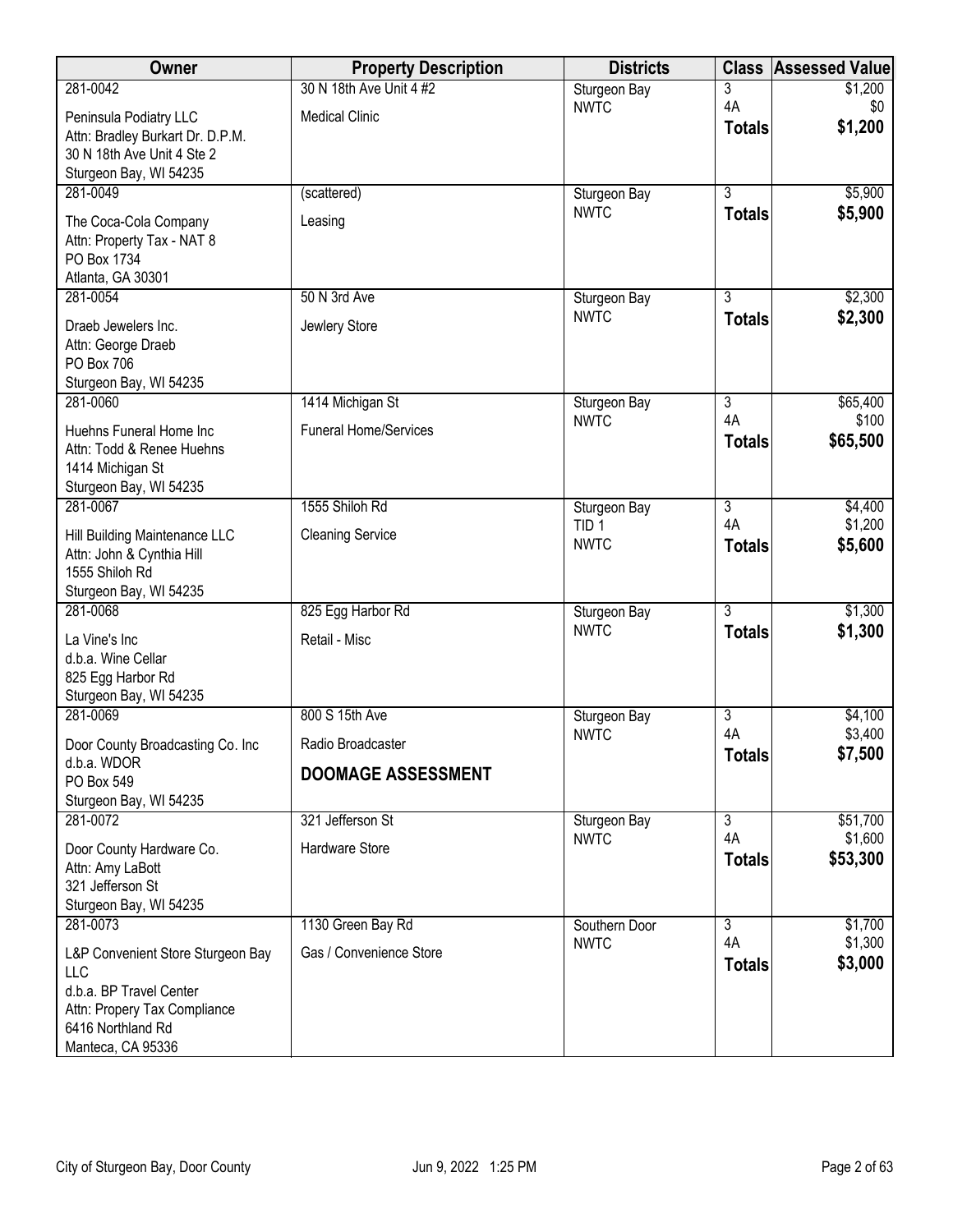| Owner | Property Description | Districts | Class | Assessed Value |
|---|---|---|---|---|
| 281-0042<br>Peninsula Podiatry LLC<br>Attn: Bradley Burkart Dr. D.P.M.<br>30 N 18th Ave Unit 4 Ste 2<br>Sturgeon Bay, WI 54235 | 30 N 18th Ave Unit 4 #2<br>Medical Clinic | Sturgeon Bay<br>NWTC | 3<br>4A<br>**Totals** | $1,200<br>$0<br>**$1,200** |
| 281-0049<br>The Coca-Cola Company<br>Attn: Property Tax - NAT 8<br>PO Box 1734<br>Atlanta, GA 30301 | (scattered)<br>Leasing | Sturgeon Bay<br>NWTC | 3<br>**Totals** | $5,900<br>**$5,900** |
| 281-0054<br>Draeb Jewelers Inc.<br>Attn: George Draeb<br>PO Box 706<br>Sturgeon Bay, WI 54235 | 50 N 3rd Ave<br>Jewlery Store | Sturgeon Bay<br>NWTC | 3<br>**Totals** | $2,300<br>**$2,300** |
| 281-0060<br>Huehns Funeral Home Inc<br>Attn: Todd & Renee Huehns<br>1414 Michigan St<br>Sturgeon Bay, WI 54235 | 1414 Michigan St<br>Funeral Home/Services | Sturgeon Bay<br>NWTC | 3<br>4A<br>**Totals** | $65,400<br>$100<br>**$65,500** |
| 281-0067<br>Hill Building Maintenance LLC<br>Attn: John & Cynthia Hill<br>1555 Shiloh Rd<br>Sturgeon Bay, WI 54235 | 1555 Shiloh Rd<br>Cleaning Service | Sturgeon Bay<br>TID 1<br>NWTC | 3<br>4A<br>**Totals** | $4,400<br>$1,200<br>**$5,600** |
| 281-0068<br>La Vine's Inc<br>d.b.a. Wine Cellar<br>825 Egg Harbor Rd<br>Sturgeon Bay, WI 54235 | 825 Egg Harbor Rd<br>Retail - Misc | Sturgeon Bay<br>NWTC | 3<br>**Totals** | $1,300<br>**$1,300** |
| 281-0069<br>Door County Broadcasting Co. Inc<br>d.b.a. WDOR<br>PO Box 549<br>Sturgeon Bay, WI 54235 | 800 S 15th Ave<br>Radio Broadcaster<br>**DOOMAGE ASSESSMENT** | Sturgeon Bay<br>NWTC | 3<br>4A<br>**Totals** | $4,100<br>$3,400<br>**$7,500** |
| 281-0072<br>Door County Hardware Co.<br>Attn: Amy LaBott<br>321 Jefferson St<br>Sturgeon Bay, WI 54235 | 321 Jefferson St<br>Hardware Store | Sturgeon Bay<br>NWTC | 3<br>4A<br>**Totals** | $51,700<br>$1,600<br>**$53,300** |
| 281-0073<br>L&P Convenient Store Sturgeon Bay LLC<br>d.b.a. BP Travel Center<br>Attn: Propery Tax Compliance<br>6416 Northland Rd<br>Manteca, CA 95336 | 1130 Green Bay Rd<br>Gas / Convenience Store | Southern Door<br>NWTC | 3<br>4A<br>**Totals** | $1,700<br>$1,300<br>**$3,000** |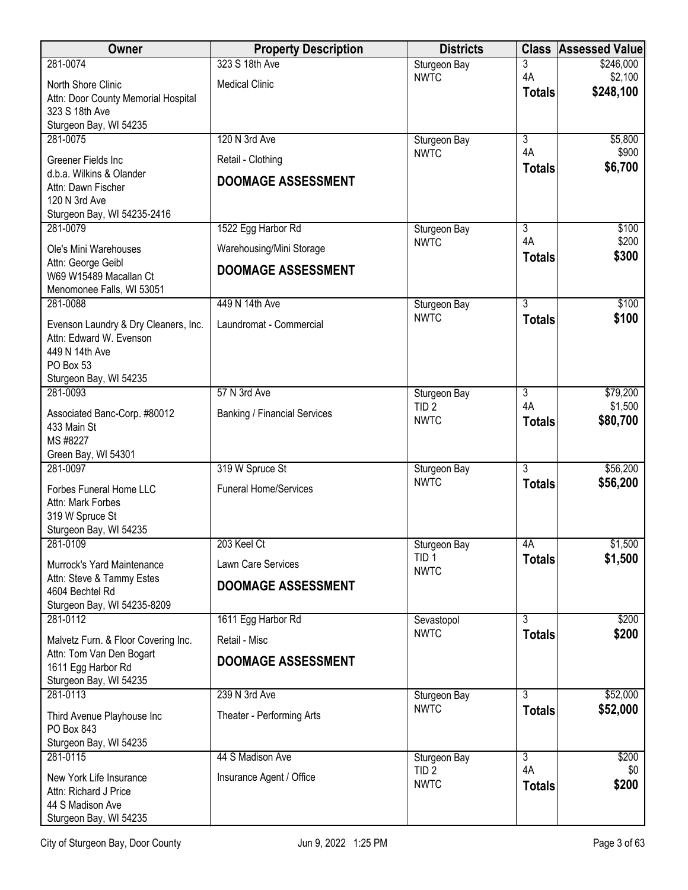| Owner | Property Description | Districts | Class | Assessed Value |
|---|---|---|---|---|
| 281-0074<br>North Shore Clinic<br>Attn: Door County Memorial Hospital<br>323 S 18th Ave<br>Sturgeon Bay, WI 54235 | 323 S 18th Ave<br>Medical Clinic | Sturgeon Bay<br>NWTC | 3<br>4A<br>**Totals** | $246,000<br>$2,100<br>**$248,100** |
| 281-0075<br>Greener Fields Inc<br>d.b.a. Wilkins & Olander<br>Attn: Dawn Fischer<br>120 N 3rd Ave<br>Sturgeon Bay, WI 54235-2416 | 120 N 3rd Ave<br>Retail - Clothing<br>**DOOMAGE ASSESSMENT** | Sturgeon Bay<br>NWTC | 3<br>4A<br>**Totals** | $5,800<br>$900<br>**$6,700** |
| 281-0079<br>Ole's Mini Warehouses<br>Attn: George Geibl<br>W69 W15489 Macallan Ct<br>Menomonee Falls, WI 53051 | 1522 Egg Harbor Rd<br>Warehousing/Mini Storage<br>**DOOMAGE ASSESSMENT** | Sturgeon Bay<br>NWTC | 3<br>4A<br>**Totals** | $100<br>$200<br>**$300** |
| 281-0088<br>Evenson Laundry & Dry Cleaners, Inc.<br>Attn: Edward W. Evenson<br>449 N 14th Ave<br>PO Box 53<br>Sturgeon Bay, WI 54235 | 449 N 14th Ave<br>Laundromat - Commercial | Sturgeon Bay<br>NWTC | 3<br>**Totals** | $100<br>**$100** |
| 281-0093<br>Associated Banc-Corp. #80012<br>433 Main St<br>MS #8227<br>Green Bay, WI 54301 | 57 N 3rd Ave<br>Banking / Financial Services | Sturgeon Bay<br>TID 2<br>NWTC | 3<br>4A<br>**Totals** | $79,200<br>$1,500<br>**$80,700** |
| 281-0097<br>Forbes Funeral Home LLC<br>Attn: Mark Forbes<br>319 W Spruce St<br>Sturgeon Bay, WI 54235 | 319 W Spruce St<br>Funeral Home/Services | Sturgeon Bay<br>NWTC | 3<br>**Totals** | $56,200<br>**$56,200** |
| 281-0109<br>Murrock's Yard Maintenance<br>Attn: Steve & Tammy Estes<br>4604 Bechtel Rd<br>Sturgeon Bay, WI 54235-8209 | 203 Keel Ct<br>Lawn Care Services<br>**DOOMAGE ASSESSMENT** | Sturgeon Bay<br>TID 1<br>NWTC | 4A<br>**Totals** | $1,500<br>**$1,500** |
| 281-0112<br>Malvetz Furn. & Floor Covering Inc.<br>Attn: Tom Van Den Bogart<br>1611 Egg Harbor Rd<br>Sturgeon Bay, WI 54235 | 1611 Egg Harbor Rd<br>Retail - Misc<br>**DOOMAGE ASSESSMENT** | Sevastopol<br>NWTC | 3<br>**Totals** | $200<br>**$200** |
| 281-0113<br>Third Avenue Playhouse Inc<br>PO Box 843<br>Sturgeon Bay, WI 54235 | 239 N 3rd Ave<br>Theater - Performing Arts | Sturgeon Bay<br>NWTC | 3<br>**Totals** | $52,000<br>**$52,000** |
| 281-0115<br>New York Life Insurance<br>Attn: Richard J Price<br>44 S Madison Ave<br>Sturgeon Bay, WI 54235 | 44 S Madison Ave<br>Insurance Agent / Office | Sturgeon Bay<br>TID 2<br>NWTC | 3<br>4A<br>**Totals** | $200<br>$0<br>**$200** |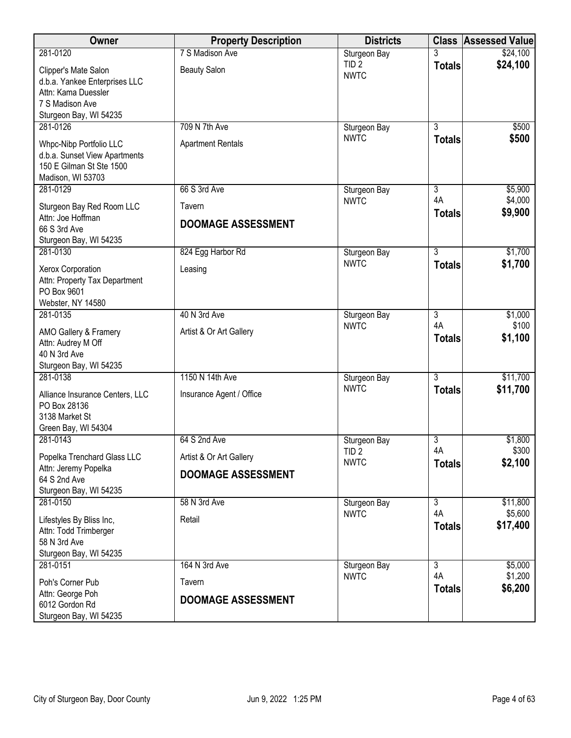| Owner | Property Description | Districts | Class | Assessed Value |
|---|---|---|---|---|
| 281-0120<br>Clipper's Mate Salon<br>d.b.a. Yankee Enterprises LLC<br>Attn: Kama Duessler<br>7 S Madison Ave<br>Sturgeon Bay, WI 54235 | 7 S Madison Ave<br>Beauty Salon | Sturgeon Bay<br>TID 2<br>NWTC | 3<br>**Totals** | $24,100<br>**$24,100** |
| 281-0126<br>Whpc-Nibp Portfolio LLC<br>d.b.a. Sunset View Apartments<br>150 E Gilman St Ste 1500<br>Madison, WI 53703 | 709 N 7th Ave<br>Apartment Rentals | Sturgeon Bay<br>NWTC | 3<br>**Totals** | $500<br>**$500** |
| 281-0129<br>Sturgeon Bay Red Room LLC<br>Attn: Joe Hoffman<br>66 S 3rd Ave<br>Sturgeon Bay, WI 54235 | 66 S 3rd Ave<br>Tavern<br>**DOOMAGE ASSESSMENT** | Sturgeon Bay<br>NWTC | 3<br>4A<br>**Totals** | $5,900<br>$4,000<br>**$9,900** |
| 281-0130<br>Xerox Corporation<br>Attn: Property Tax Department<br>PO Box 9601<br>Webster, NY 14580 | 824 Egg Harbor Rd<br>Leasing | Sturgeon Bay<br>NWTC | 3<br>**Totals** | $1,700<br>**$1,700** |
| 281-0135<br>AMO Gallery & Framery<br>Attn: Audrey M Off<br>40 N 3rd Ave<br>Sturgeon Bay, WI 54235 | 40 N 3rd Ave<br>Artist & Or Art Gallery | Sturgeon Bay<br>NWTC | 3<br>4A<br>**Totals** | $1,000<br>$100<br>**$1,100** |
| 281-0138<br>Alliance Insurance Centers, LLC<br>PO Box 28136<br>3138 Market St<br>Green Bay, WI 54304 | 1150 N 14th Ave<br>Insurance Agent / Office | Sturgeon Bay<br>NWTC | 3<br>**Totals** | $11,700<br>**$11,700** |
| 281-0143<br>Popelka Trenchard Glass LLC<br>Attn: Jeremy Popelka<br>64 S 2nd Ave<br>Sturgeon Bay, WI 54235 | 64 S 2nd Ave<br>Artist & Or Art Gallery<br>**DOOMAGE ASSESSMENT** | Sturgeon Bay<br>TID 2<br>NWTC | 3<br>4A<br>**Totals** | $1,800<br>$300<br>**$2,100** |
| 281-0150<br>Lifestyles By Bliss Inc,<br>Attn: Todd Trimberger<br>58 N 3rd Ave<br>Sturgeon Bay, WI 54235 | 58 N 3rd Ave<br>Retail | Sturgeon Bay<br>NWTC | 3<br>4A<br>**Totals** | $11,800<br>$5,600<br>**$17,400** |
| 281-0151<br>Poh's Corner Pub<br>Attn: George Poh<br>6012 Gordon Rd<br>Sturgeon Bay, WI 54235 | 164 N 3rd Ave<br>Tavern<br>**DOOMAGE ASSESSMENT** | Sturgeon Bay<br>NWTC | 3<br>4A<br>**Totals** | $5,000<br>$1,200<br>**$6,200** |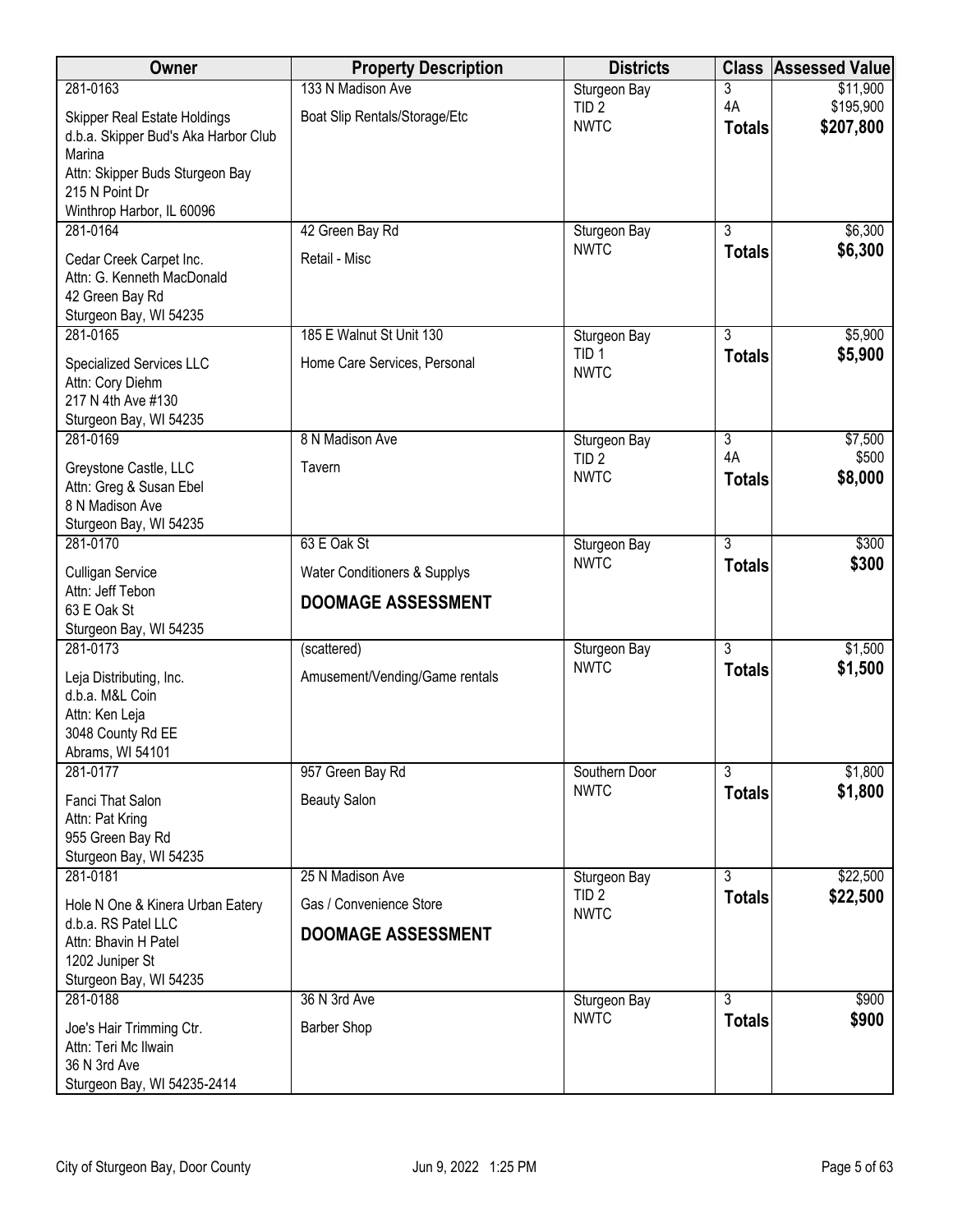| Owner | Property Description | Districts | Class | Assessed Value |
|---|---|---|---|---|
| 281-0163<br>Skipper Real Estate Holdings<br>d.b.a. Skipper Bud's Aka Harbor Club Marina<br>Attn: Skipper Buds Sturgeon Bay<br>215 N Point Dr<br>Winthrop Harbor, IL 60096 | 133 N Madison Ave<br>Boat Slip Rentals/Storage/Etc | Sturgeon Bay<br>TID 2<br>NWTC | 3<br>4A<br>**Totals** | $11,900<br>$195,900<br>**$207,800** |
| 281-0164<br>Cedar Creek Carpet Inc.<br>Attn: G. Kenneth MacDonald<br>42 Green Bay Rd<br>Sturgeon Bay, WI 54235 | 42 Green Bay Rd<br>Retail - Misc | Sturgeon Bay<br>NWTC | 3<br>**Totals** | $6,300<br>**$6,300** |
| 281-0165<br>Specialized Services LLC<br>Attn: Cory Diehm<br>217 N 4th Ave #130<br>Sturgeon Bay, WI 54235 | 185 E Walnut St Unit 130<br>Home Care Services, Personal | Sturgeon Bay<br>TID 1<br>NWTC | 3<br>**Totals** | $5,900<br>**$5,900** |
| 281-0169<br>Greystone Castle, LLC<br>Attn: Greg & Susan Ebel<br>8 N Madison Ave<br>Sturgeon Bay, WI 54235 | 8 N Madison Ave<br>Tavern | Sturgeon Bay<br>TID 2<br>NWTC | 3<br>4A<br>**Totals** | $7,500<br>$500<br>**$8,000** |
| 281-0170<br>Culligan Service<br>Attn: Jeff Tebon<br>63 E Oak St<br>Sturgeon Bay, WI 54235 | 63 E Oak St<br>Water Conditioners & Supplys<br>**DOOMAGE ASSESSMENT** | Sturgeon Bay<br>NWTC | 3<br>**Totals** | $300<br>**$300** |
| 281-0173<br>Leja Distributing, Inc.<br>d.b.a. M&L Coin<br>Attn: Ken Leja<br>3048 County Rd EE<br>Abrams, WI 54101 | (scattered)<br>Amusement/Vending/Game rentals | Sturgeon Bay<br>NWTC | 3<br>**Totals** | $1,500<br>**$1,500** |
| 281-0177<br>Fanci That Salon<br>Attn: Pat Kring<br>955 Green Bay Rd<br>Sturgeon Bay, WI 54235 | 957 Green Bay Rd<br>Beauty Salon | Southern Door<br>NWTC | 3<br>**Totals** | $1,800<br>**$1,800** |
| 281-0181<br>Hole N One & Kinera Urban Eatery<br>d.b.a. RS Patel LLC<br>Attn: Bhavin H Patel<br>1202 Juniper St<br>Sturgeon Bay, WI 54235 | 25 N Madison Ave<br>Gas / Convenience Store<br>**DOOMAGE ASSESSMENT** | Sturgeon Bay<br>TID 2<br>NWTC | 3<br>**Totals** | $22,500<br>**$22,500** |
| 281-0188<br>Joe's Hair Trimming Ctr.<br>Attn: Teri Mc Ilwain<br>36 N 3rd Ave<br>Sturgeon Bay, WI 54235-2414 | 36 N 3rd Ave<br>Barber Shop | Sturgeon Bay<br>NWTC | 3<br>**Totals** | $900<br>**$900** |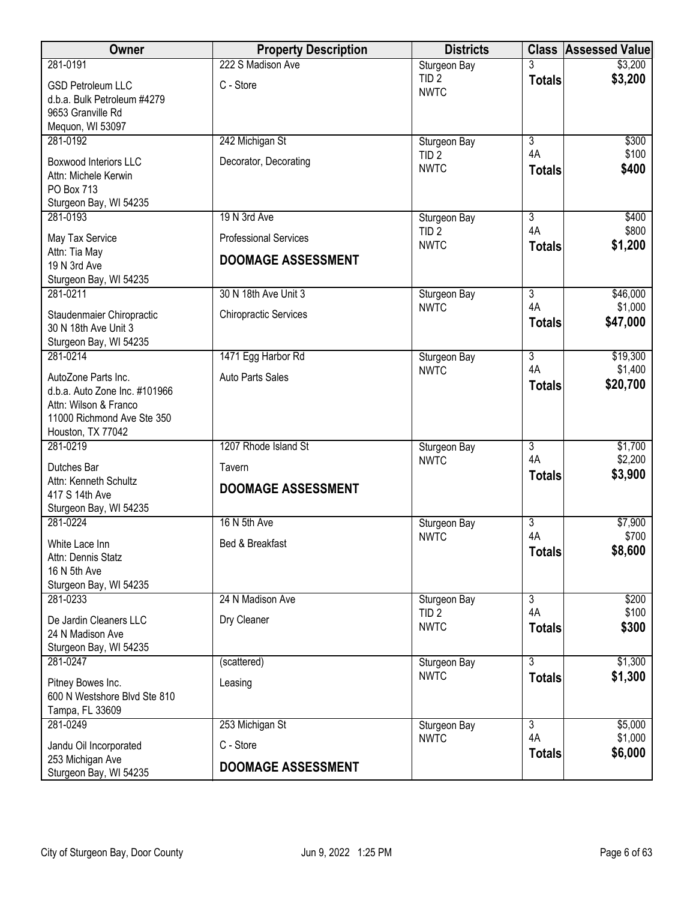| Owner | Property Description | Districts | Class | Assessed Value |
|---|---|---|---|---|
| 281-0191<br>GSD Petroleum LLC<br>d.b.a. Bulk Petroleum #4279<br>9653 Granville Rd<br>Mequon, WI 53097 | 222 S Madison Ave<br>C - Store | Sturgeon Bay<br>TID 2<br>NWTC | 3<br>**Totals** | $3,200<br>**$3,200** |
| 281-0192<br>Boxwood Interiors LLC<br>Attn: Michele Kerwin<br>PO Box 713<br>Sturgeon Bay, WI 54235 | 242 Michigan St<br>Decorator, Decorating | Sturgeon Bay<br>TID 2<br>NWTC | 3<br>4A<br>**Totals** | $300<br>$100<br>**$400** |
| 281-0193<br>May Tax Service<br>Attn: Tia May<br>19 N 3rd Ave<br>Sturgeon Bay, WI 54235 | 19 N 3rd Ave<br>Professional Services<br>**DOOMAGE ASSESSMENT** | Sturgeon Bay<br>TID 2<br>NWTC | 3<br>4A<br>**Totals** | $400<br>$800<br>**$1,200** |
| 281-0211<br>Staudenmaier Chiropractic<br>30 N 18th Ave Unit 3<br>Sturgeon Bay, WI 54235 | 30 N 18th Ave Unit 3<br>Chiropractic Services | Sturgeon Bay<br>NWTC | 3<br>4A<br>**Totals** | $46,000<br>$1,000<br>**$47,000** |
| 281-0214<br>AutoZone Parts Inc.<br>d.b.a. Auto Zone Inc. #101966<br>Attn: Wilson & Franco<br>11000 Richmond Ave Ste 350<br>Houston, TX 77042 | 1471 Egg Harbor Rd<br>Auto Parts Sales | Sturgeon Bay<br>NWTC | 3<br>4A<br>**Totals** | $19,300<br>$1,400<br>**$20,700** |
| 281-0219<br>Dutches Bar<br>Attn: Kenneth Schultz<br>417 S 14th Ave<br>Sturgeon Bay, WI 54235 | 1207 Rhode Island St<br>Tavern<br>**DOOMAGE ASSESSMENT** | Sturgeon Bay<br>NWTC | 3<br>4A<br>**Totals** | $1,700<br>$2,200<br>**$3,900** |
| 281-0224<br>White Lace Inn<br>Attn: Dennis Statz<br>16 N 5th Ave<br>Sturgeon Bay, WI 54235 | 16 N 5th Ave<br>Bed & Breakfast | Sturgeon Bay<br>NWTC | 3<br>4A<br>**Totals** | $7,900<br>$700<br>**$8,600** |
| 281-0233<br>De Jardin Cleaners LLC<br>24 N Madison Ave<br>Sturgeon Bay, WI 54235 | 24 N Madison Ave<br>Dry Cleaner | Sturgeon Bay<br>TID 2<br>NWTC | 3<br>4A<br>**Totals** | $200<br>$100<br>**$300** |
| 281-0247<br>Pitney Bowes Inc.<br>600 N Westshore Blvd Ste 810<br>Tampa, FL 33609 | (scattered)<br>Leasing | Sturgeon Bay<br>NWTC | 3<br>**Totals** | $1,300<br>**$1,300** |
| 281-0249<br>Jandu Oil Incorporated<br>253 Michigan Ave<br>Sturgeon Bay, WI 54235 | 253 Michigan St<br>C - Store<br>**DOOMAGE ASSESSMENT** | Sturgeon Bay<br>NWTC | 3<br>4A<br>**Totals** | $5,000<br>$1,000<br>**$6,000** |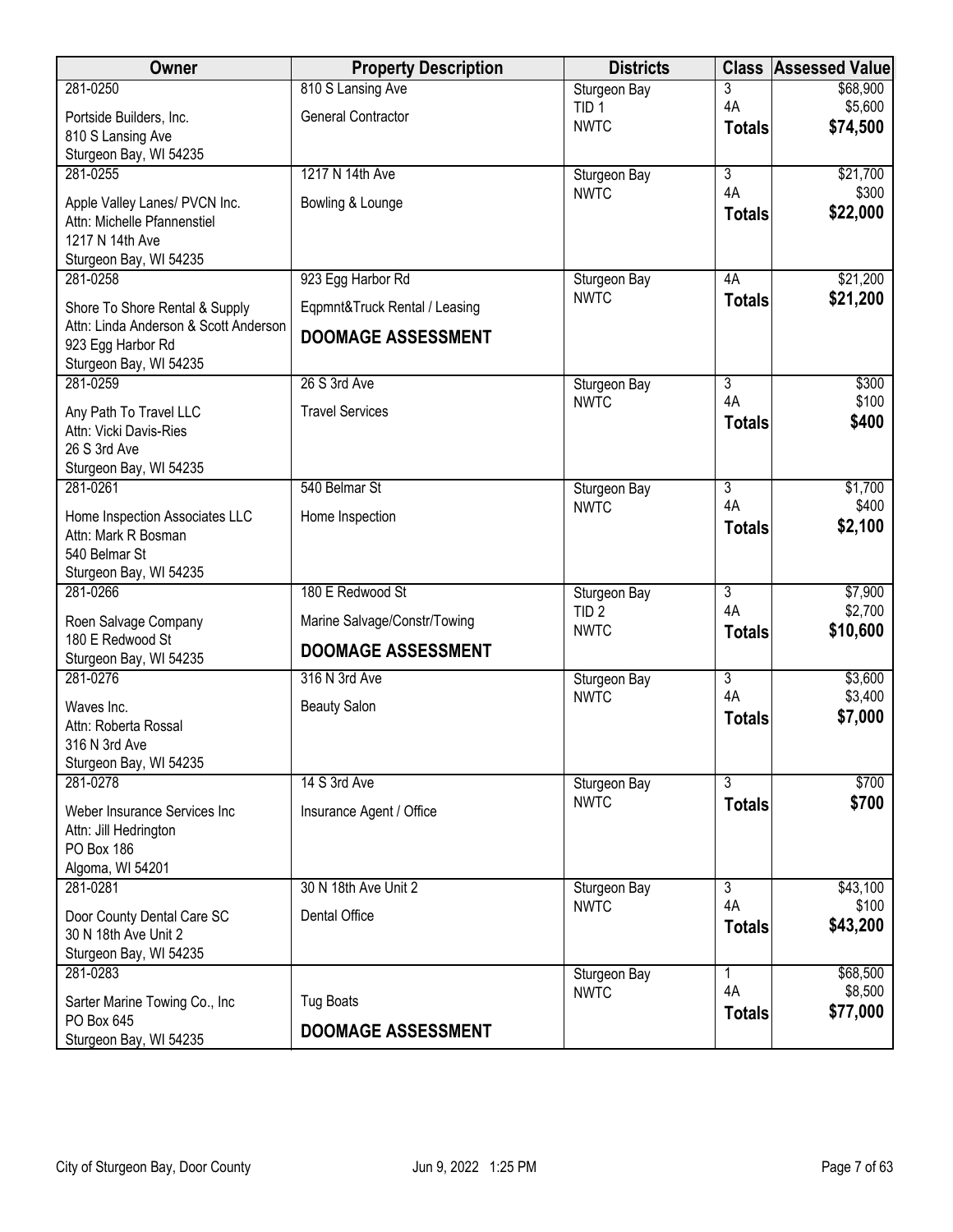| Owner | Property Description | Districts | Class | Assessed Value |
|---|---|---|---|---|
| 281-0250<br>Portside Builders, Inc.<br>810 S Lansing Ave<br>Sturgeon Bay, WI 54235 | 810 S Lansing Ave<br>General Contractor | Sturgeon Bay<br>TID 1<br>NWTC | 3<br>4A<br>**Totals** | $68,900<br>$5,600<br>**$74,500** |
| 281-0255<br>Apple Valley Lanes/ PVCN Inc.<br>Attn: Michelle Pfannenstiel<br>1217 N 14th Ave<br>Sturgeon Bay, WI 54235 | 1217 N 14th Ave<br>Bowling & Lounge | Sturgeon Bay<br>NWTC | 3<br>4A<br>**Totals** | $21,700<br>$300<br>**$22,000** |
| 281-0258<br>Shore To Shore Rental & Supply<br>Attn: Linda Anderson & Scott Anderson<br>923 Egg Harbor Rd<br>Sturgeon Bay, WI 54235 | 923 Egg Harbor Rd<br>Eqpmnt&Truck Rental / Leasing<br>**DOOMAGE ASSESSMENT** | Sturgeon Bay<br>NWTC | 4A<br>**Totals** | $21,200<br>**$21,200** |
| 281-0259<br>Any Path To Travel LLC<br>Attn: Vicki Davis-Ries<br>26 S 3rd Ave<br>Sturgeon Bay, WI 54235 | 26 S 3rd Ave<br>Travel Services | Sturgeon Bay<br>NWTC | 3<br>4A<br>**Totals** | $300<br>$100<br>**$400** |
| 281-0261<br>Home Inspection Associates LLC<br>Attn: Mark R Bosman<br>540 Belmar St<br>Sturgeon Bay, WI 54235 | 540 Belmar St<br>Home Inspection | Sturgeon Bay<br>NWTC | 3<br>4A<br>**Totals** | $1,700<br>$400<br>**$2,100** |
| 281-0266<br>Roen Salvage Company<br>180 E Redwood St<br>Sturgeon Bay, WI 54235 | 180 E Redwood St<br>Marine Salvage/Constr/Towing<br>**DOOMAGE ASSESSMENT** | Sturgeon Bay<br>TID 2<br>NWTC | 3<br>4A<br>**Totals** | $7,900<br>$2,700<br>**$10,600** |
| 281-0276<br>Waves Inc.<br>Attn: Roberta Rossal<br>316 N 3rd Ave<br>Sturgeon Bay, WI 54235 | 316 N 3rd Ave<br>Beauty Salon | Sturgeon Bay<br>NWTC | 3<br>4A<br>**Totals** | $3,600<br>$3,400<br>**$7,000** |
| 281-0278<br>Weber Insurance Services Inc<br>Attn: Jill Hedrington<br>PO Box 186<br>Algoma, WI 54201 | 14 S 3rd Ave<br>Insurance Agent / Office | Sturgeon Bay<br>NWTC | 3<br>**Totals** | $700<br>**$700** |
| 281-0281<br>Door County Dental Care SC<br>30 N 18th Ave Unit 2<br>Sturgeon Bay, WI 54235 | 30 N 18th Ave Unit 2<br>Dental Office | Sturgeon Bay<br>NWTC | 3<br>4A<br>**Totals** | $43,100<br>$100<br>**$43,200** |
| 281-0283<br>Sarter Marine Towing Co., Inc<br>PO Box 645<br>Sturgeon Bay, WI 54235 | Tug Boats<br>**DOOMAGE ASSESSMENT** | Sturgeon Bay<br>NWTC | 1<br>4A<br>**Totals** | $68,500<br>$8,500<br>**$77,000** |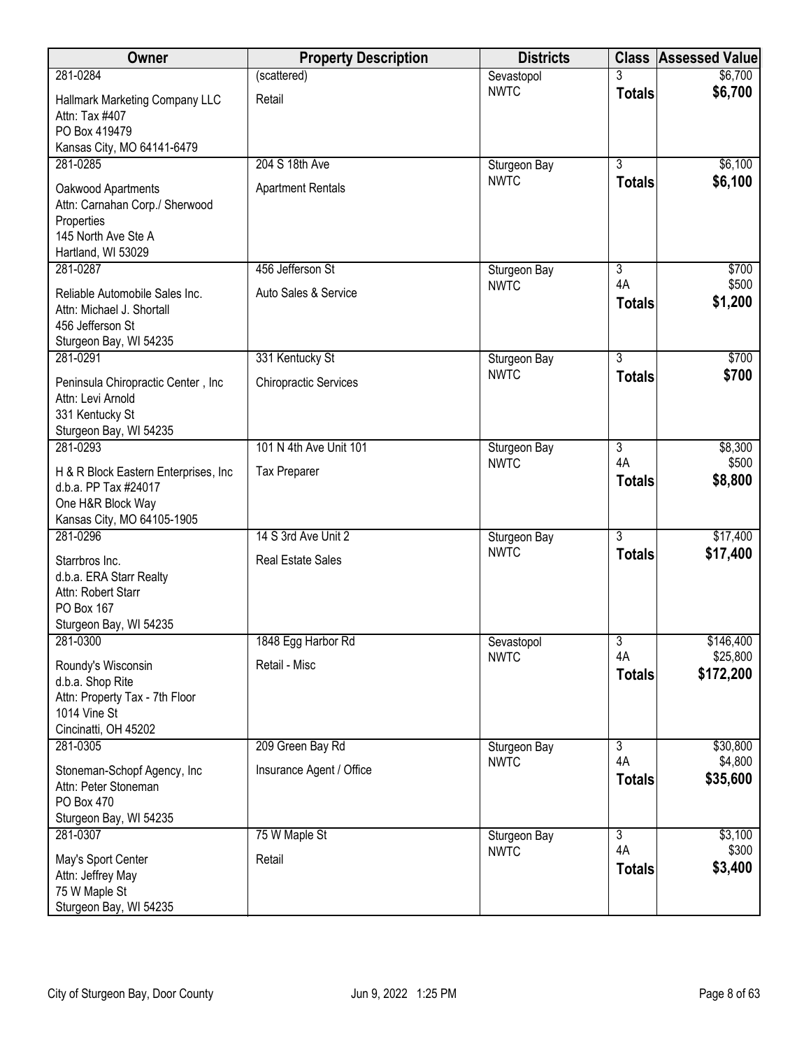| Owner | Property Description | Districts | Class | Assessed Value |
|---|---|---|---|---|
| 281-0284<br>Hallmark Marketing Company LLC<br>Attn: Tax #407<br>PO Box 419479<br>Kansas City, MO 64141-6479 | (scattered)<br>Retail | Sevastopol<br>NWTC | 3<br>**Totals** | $6,700<br>**$6,700** |
| 281-0285<br>Oakwood Apartments<br>Attn: Carnahan Corp./ Sherwood Properties<br>145 North Ave Ste A<br>Hartland, WI 53029 | 204 S 18th Ave<br>Apartment Rentals | Sturgeon Bay<br>NWTC | 3<br>**Totals** | $6,100<br>**$6,100** |
| 281-0287<br>Reliable Automobile Sales Inc.<br>Attn: Michael J. Shortall<br>456 Jefferson St<br>Sturgeon Bay, WI 54235 | 456 Jefferson St<br>Auto Sales & Service | Sturgeon Bay<br>NWTC | 3<br>4A<br>**Totals** | $700<br>$500<br>**$1,200** |
| 281-0291<br>Peninsula Chiropractic Center , Inc<br>Attn: Levi Arnold<br>331 Kentucky St<br>Sturgeon Bay, WI 54235 | 331 Kentucky St<br>Chiropractic Services | Sturgeon Bay<br>NWTC | 3<br>**Totals** | $700<br>**$700** |
| 281-0293<br>H & R Block Eastern Enterprises, Inc<br>d.b.a. PP Tax #24017<br>One H&R Block Way<br>Kansas City, MO 64105-1905 | 101 N 4th Ave Unit 101<br>Tax Preparer | Sturgeon Bay<br>NWTC | 3<br>4A<br>**Totals** | $8,300<br>$500<br>**$8,800** |
| 281-0296<br>Starrbros Inc.<br>d.b.a. ERA Starr Realty<br>Attn: Robert Starr<br>PO Box 167<br>Sturgeon Bay, WI 54235 | 14 S 3rd Ave Unit 2<br>Real Estate Sales | Sturgeon Bay<br>NWTC | 3<br>**Totals** | $17,400<br>**$17,400** |
| 281-0300<br>Roundy's Wisconsin<br>d.b.a. Shop Rite<br>Attn: Property Tax - 7th Floor<br>1014 Vine St<br>Cincinatti, OH 45202 | 1848 Egg Harbor Rd<br>Retail - Misc | Sevastopol<br>NWTC | 3<br>4A<br>**Totals** | $146,400<br>$25,800<br>**$172,200** |
| 281-0305<br>Stoneman-Schopf Agency, Inc<br>Attn: Peter Stoneman<br>PO Box 470<br>Sturgeon Bay, WI 54235 | 209 Green Bay Rd<br>Insurance Agent / Office | Sturgeon Bay<br>NWTC | 3<br>4A<br>**Totals** | $30,800<br>$4,800<br>**$35,600** |
| 281-0307<br>May's Sport Center<br>Attn: Jeffrey May<br>75 W Maple St<br>Sturgeon Bay, WI 54235 | 75 W Maple St<br>Retail | Sturgeon Bay<br>NWTC | 3<br>4A<br>**Totals** | $3,100<br>$300<br>**$3,400** |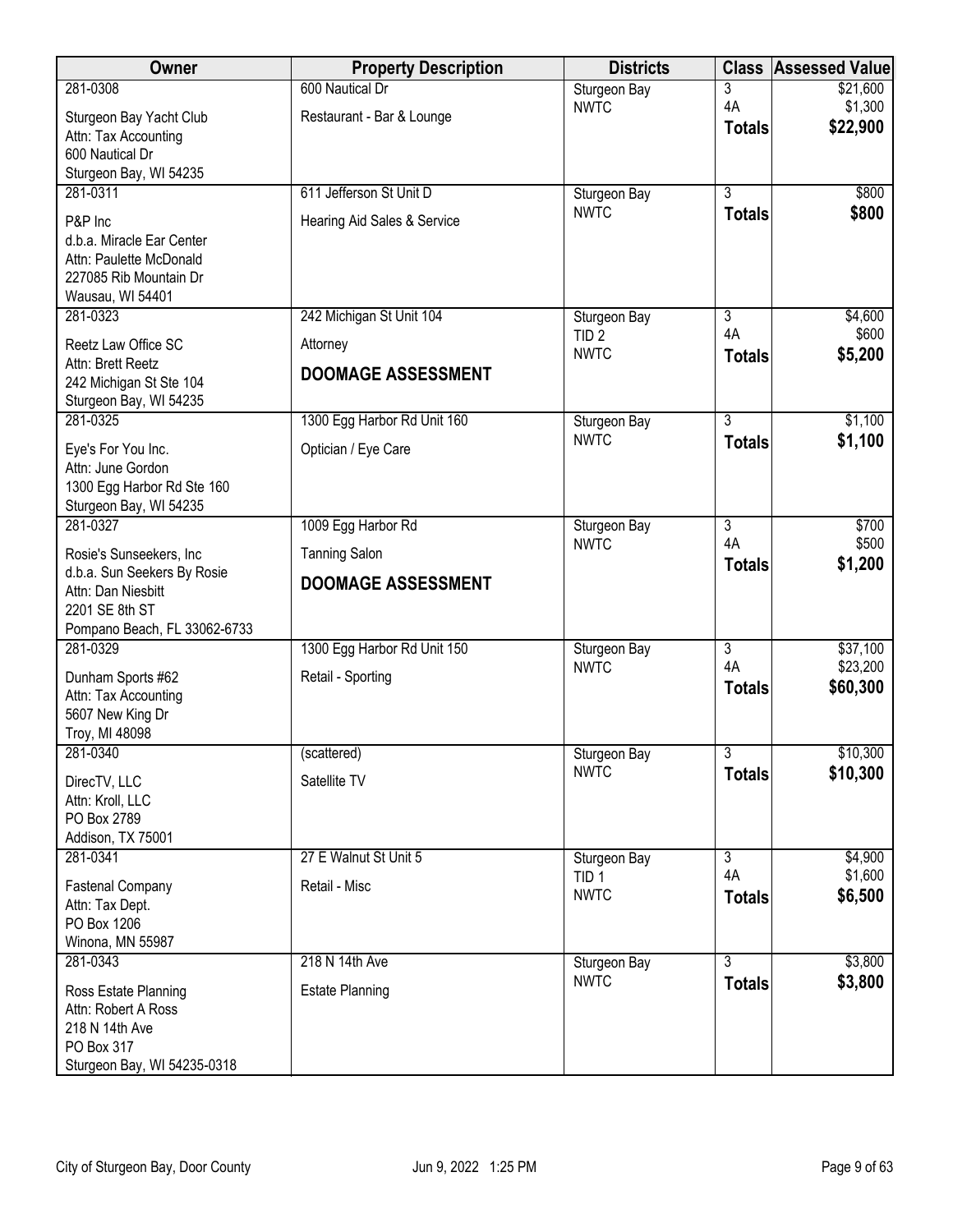| Owner | Property Description | Districts | Class | Assessed Value |
|---|---|---|---|---|
| 281-0308<br>Sturgeon Bay Yacht Club<br>Attn: Tax Accounting<br>600 Nautical Dr<br>Sturgeon Bay, WI 54235 | 600 Nautical Dr<br>Restaurant - Bar & Lounge | Sturgeon Bay<br>NWTC | 3<br>4A<br>**Totals** | $21,600<br>$1,300<br>**$22,900** |
| 281-0311<br>P&P Inc<br>d.b.a. Miracle Ear Center<br>Attn: Paulette McDonald<br>227085 Rib Mountain Dr<br>Wausau, WI 54401 | 611 Jefferson St Unit D<br>Hearing Aid Sales & Service | Sturgeon Bay<br>NWTC | 3<br>**Totals** | $800<br>**$800** |
| 281-0323<br>Reetz Law Office SC<br>Attn: Brett Reetz<br>242 Michigan St Ste 104<br>Sturgeon Bay, WI 54235 | 242 Michigan St Unit 104<br>Attorney<br>**DOOMAGE ASSESSMENT** | Sturgeon Bay<br>TID 2<br>NWTC | 3<br>4A<br>**Totals** | $4,600<br>$600<br>**$5,200** |
| 281-0325<br>Eye's For You Inc.<br>Attn: June Gordon<br>1300 Egg Harbor Rd Ste 160<br>Sturgeon Bay, WI 54235 | 1300 Egg Harbor Rd Unit 160<br>Optician / Eye Care | Sturgeon Bay<br>NWTC | 3<br>**Totals** | $1,100<br>**$1,100** |
| 281-0327<br>Rosie's Sunseekers, Inc<br>d.b.a. Sun Seekers By Rosie<br>Attn: Dan Niesbitt<br>2201 SE 8th ST<br>Pompano Beach, FL 33062-6733 | 1009 Egg Harbor Rd<br>Tanning Salon<br>**DOOMAGE ASSESSMENT** | Sturgeon Bay<br>NWTC | 3<br>4A<br>**Totals** | $700<br>$500<br>**$1,200** |
| 281-0329<br>Dunham Sports #62<br>Attn: Tax Accounting<br>5607 New King Dr<br>Troy, MI 48098 | 1300 Egg Harbor Rd Unit 150<br>Retail - Sporting | Sturgeon Bay<br>NWTC | 3<br>4A<br>**Totals** | $37,100<br>$23,200<br>**$60,300** |
| 281-0340<br>DirecTV, LLC<br>Attn: Kroll, LLC<br>PO Box 2789<br>Addison, TX 75001 | (scattered)<br>Satellite TV | Sturgeon Bay<br>NWTC | 3<br>**Totals** | $10,300<br>**$10,300** |
| 281-0341<br>Fastenal Company<br>Attn: Tax Dept.<br>PO Box 1206<br>Winona, MN 55987 | 27 E Walnut St Unit 5<br>Retail - Misc | Sturgeon Bay<br>TID 1<br>NWTC | 3<br>4A<br>**Totals** | $4,900<br>$1,600<br>**$6,500** |
| 281-0343<br>Ross Estate Planning<br>Attn: Robert A Ross<br>218 N 14th Ave<br>PO Box 317<br>Sturgeon Bay, WI 54235-0318 | 218 N 14th Ave<br>Estate Planning | Sturgeon Bay<br>NWTC | 3<br>**Totals** | $3,800<br>**$3,800** |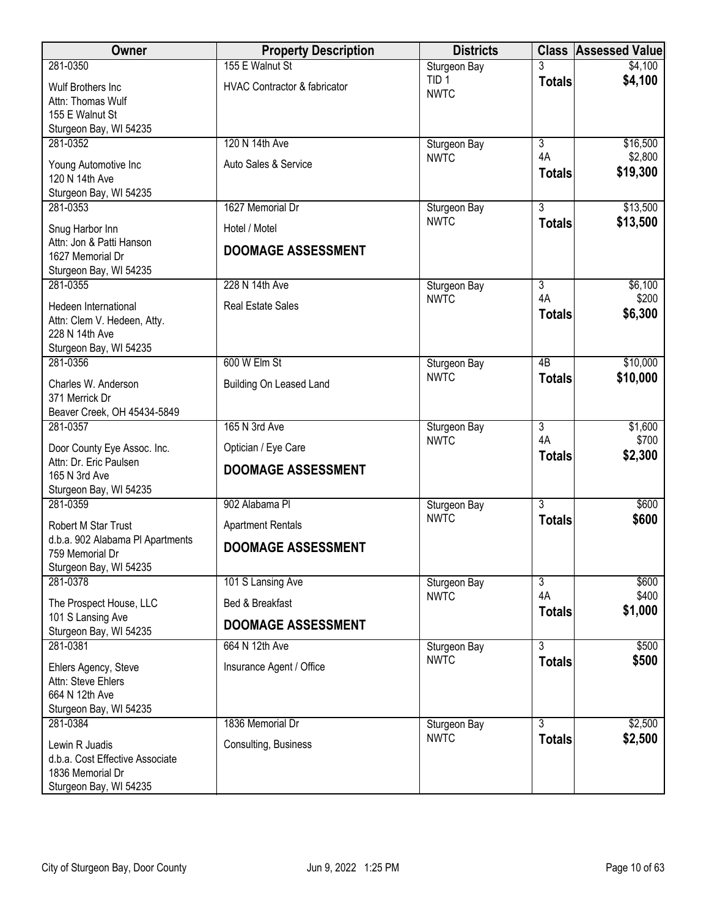| Owner | Property Description | Districts | Class | Assessed Value |
|---|---|---|---|---|
| 281-0350<br>Wulf Brothers Inc<br>Attn: Thomas Wulf<br>155 E Walnut St<br>Sturgeon Bay, WI 54235 | 155 E Walnut St<br>HVAC Contractor & fabricator | Sturgeon Bay<br>TID 1<br>NWTC | 3<br>**Totals** | $4,100<br>**$4,100** |
| 281-0352<br>Young Automotive Inc<br>120 N 14th Ave<br>Sturgeon Bay, WI 54235 | 120 N 14th Ave<br>Auto Sales & Service | Sturgeon Bay<br>NWTC | 3<br>4A<br>**Totals** | $16,500<br>$2,800<br>**$19,300** |
| 281-0353<br>Snug Harbor Inn<br>Attn: Jon & Patti Hanson<br>1627 Memorial Dr<br>Sturgeon Bay, WI 54235 | 1627 Memorial Dr<br>Hotel / Motel<br>**DOOMAGE ASSESSMENT** | Sturgeon Bay<br>NWTC | 3<br>**Totals** | $13,500<br>**$13,500** |
| 281-0355<br>Hedeen International<br>Attn: Clem V. Hedeen, Atty.<br>228 N 14th Ave<br>Sturgeon Bay, WI 54235 | 228 N 14th Ave<br>Real Estate Sales | Sturgeon Bay<br>NWTC | 3<br>4A<br>**Totals** | $6,100<br>$200<br>**$6,300** |
| 281-0356<br>Charles W. Anderson<br>371 Merrick Dr<br>Beaver Creek, OH 45434-5849 | 600 W Elm St<br>Building On Leased Land | Sturgeon Bay<br>NWTC | 4B<br>**Totals** | $10,000<br>**$10,000** |
| 281-0357<br>Door County Eye Assoc. Inc.<br>Attn: Dr. Eric Paulsen<br>165 N 3rd Ave<br>Sturgeon Bay, WI 54235 | 165 N 3rd Ave<br>Optician / Eye Care<br>**DOOMAGE ASSESSMENT** | Sturgeon Bay<br>NWTC | 3<br>4A<br>**Totals** | $1,600<br>$700<br>**$2,300** |
| 281-0359<br>Robert M Star Trust<br>d.b.a. 902 Alabama Pl Apartments<br>759 Memorial Dr<br>Sturgeon Bay, WI 54235 | 902 Alabama Pl<br>Apartment Rentals<br>**DOOMAGE ASSESSMENT** | Sturgeon Bay<br>NWTC | 3<br>**Totals** | $600<br>**$600** |
| 281-0378<br>The Prospect House, LLC<br>101 S Lansing Ave<br>Sturgeon Bay, WI 54235 | 101 S Lansing Ave<br>Bed & Breakfast<br>**DOOMAGE ASSESSMENT** | Sturgeon Bay<br>NWTC | 3<br>4A<br>**Totals** | $600<br>$400<br>**$1,000** |
| 281-0381<br>Ehlers Agency, Steve<br>Attn: Steve Ehlers<br>664 N 12th Ave<br>Sturgeon Bay, WI 54235 | 664 N 12th Ave<br>Insurance Agent / Office | Sturgeon Bay<br>NWTC | 3<br>**Totals** | $500<br>**$500** |
| 281-0384<br>Lewin R Juadis<br>d.b.a. Cost Effective Associate<br>1836 Memorial Dr<br>Sturgeon Bay, WI 54235 | 1836 Memorial Dr<br>Consulting, Business | Sturgeon Bay<br>NWTC | 3<br>**Totals** | $2,500<br>**$2,500** |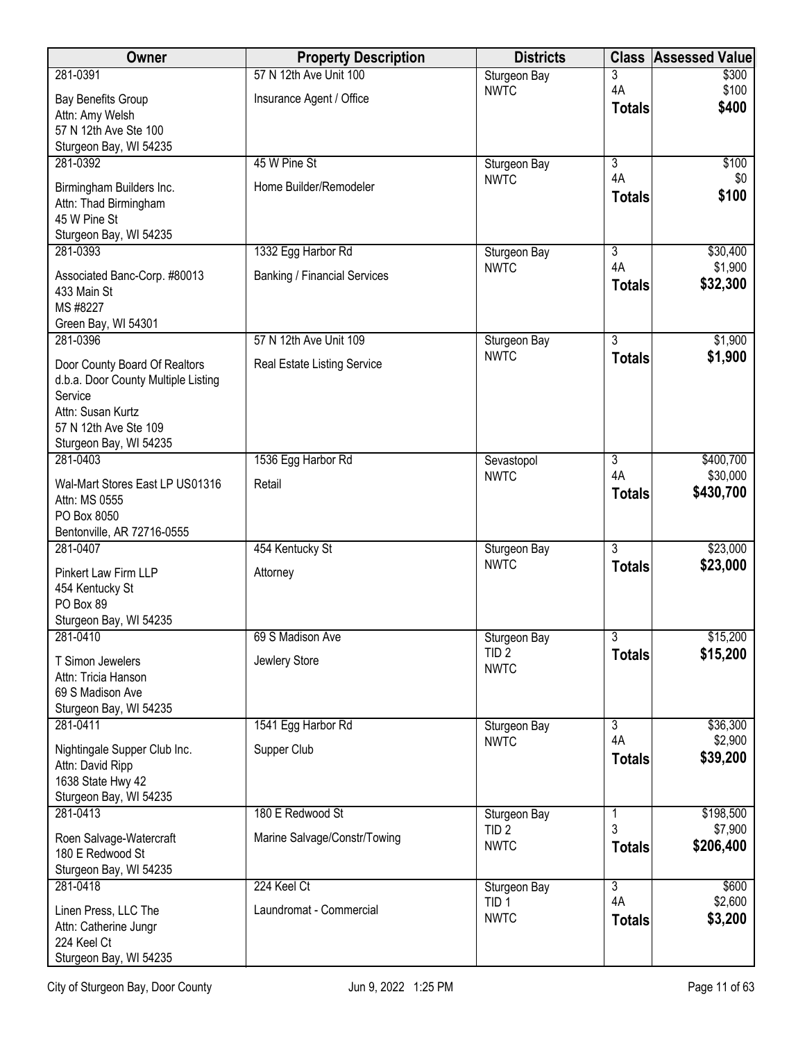| Owner | Property Description | Districts | Class | Assessed Value |
|---|---|---|---|---|
| 281-0391<br>Bay Benefits Group<br>Attn: Amy Welsh<br>57 N 12th Ave Ste 100<br>Sturgeon Bay, WI 54235 | 57 N 12th Ave Unit 100<br>Insurance Agent / Office | Sturgeon Bay<br>NWTC | 3<br>4A<br>**Totals** | $300<br>$100<br>**$400** |
| 281-0392<br>Birmingham Builders Inc.<br>Attn: Thad Birmingham<br>45 W Pine St<br>Sturgeon Bay, WI 54235 | 45 W Pine St<br>Home Builder/Remodeler | Sturgeon Bay<br>NWTC | 3<br>4A<br>**Totals** | $100<br>$0<br>**$100** |
| 281-0393<br>Associated Banc-Corp. #80013<br>433 Main St<br>MS #8227<br>Green Bay, WI 54301 | 1332 Egg Harbor Rd<br>Banking / Financial Services | Sturgeon Bay<br>NWTC | 3<br>4A<br>**Totals** | $30,400<br>$1,900<br>**$32,300** |
| 281-0396<br>Door County Board Of Realtors<br>d.b.a. Door County Multiple Listing Service<br>Attn: Susan Kurtz<br>57 N 12th Ave Ste 109<br>Sturgeon Bay, WI 54235 | 57 N 12th Ave Unit 109<br>Real Estate Listing Service | Sturgeon Bay<br>NWTC | 3<br>**Totals** | $1,900<br>**$1,900** |
| 281-0403<br>Wal-Mart Stores East LP US01316<br>Attn: MS 0555<br>PO Box 8050<br>Bentonville, AR 72716-0555 | 1536 Egg Harbor Rd<br>Retail | Sevastopol<br>NWTC | 3<br>4A<br>**Totals** | $400,700<br>$30,000<br>**$430,700** |
| 281-0407<br>Pinkert Law Firm LLP<br>454 Kentucky St<br>PO Box 89<br>Sturgeon Bay, WI 54235 | 454 Kentucky St<br>Attorney | Sturgeon Bay<br>NWTC | 3<br>**Totals** | $23,000<br>**$23,000** |
| 281-0410<br>T Simon Jewelers<br>Attn: Tricia Hanson<br>69 S Madison Ave<br>Sturgeon Bay, WI 54235 | 69 S Madison Ave<br>Jewlery Store | Sturgeon Bay<br>TID 2<br>NWTC | 3<br>**Totals** | $15,200<br>**$15,200** |
| 281-0411<br>Nightingale Supper Club Inc.<br>Attn: David Ripp<br>1638 State Hwy 42<br>Sturgeon Bay, WI 54235 | 1541 Egg Harbor Rd<br>Supper Club | Sturgeon Bay<br>NWTC | 3<br>4A<br>**Totals** | $36,300<br>$2,900<br>**$39,200** |
| 281-0413<br>Roen Salvage-Watercraft<br>180 E Redwood St<br>Sturgeon Bay, WI 54235 | 180 E Redwood St<br>Marine Salvage/Constr/Towing | Sturgeon Bay<br>TID 2<br>NWTC | 1<br>3<br>**Totals** | $198,500<br>$7,900<br>**$206,400** |
| 281-0418<br>Linen Press, LLC The<br>Attn: Catherine Jungr<br>224 Keel Ct<br>Sturgeon Bay, WI 54235 | 224 Keel Ct<br>Laundromat - Commercial | Sturgeon Bay<br>TID 1<br>NWTC | 3<br>4A<br>**Totals** | $600<br>$2,600<br>**$3,200** |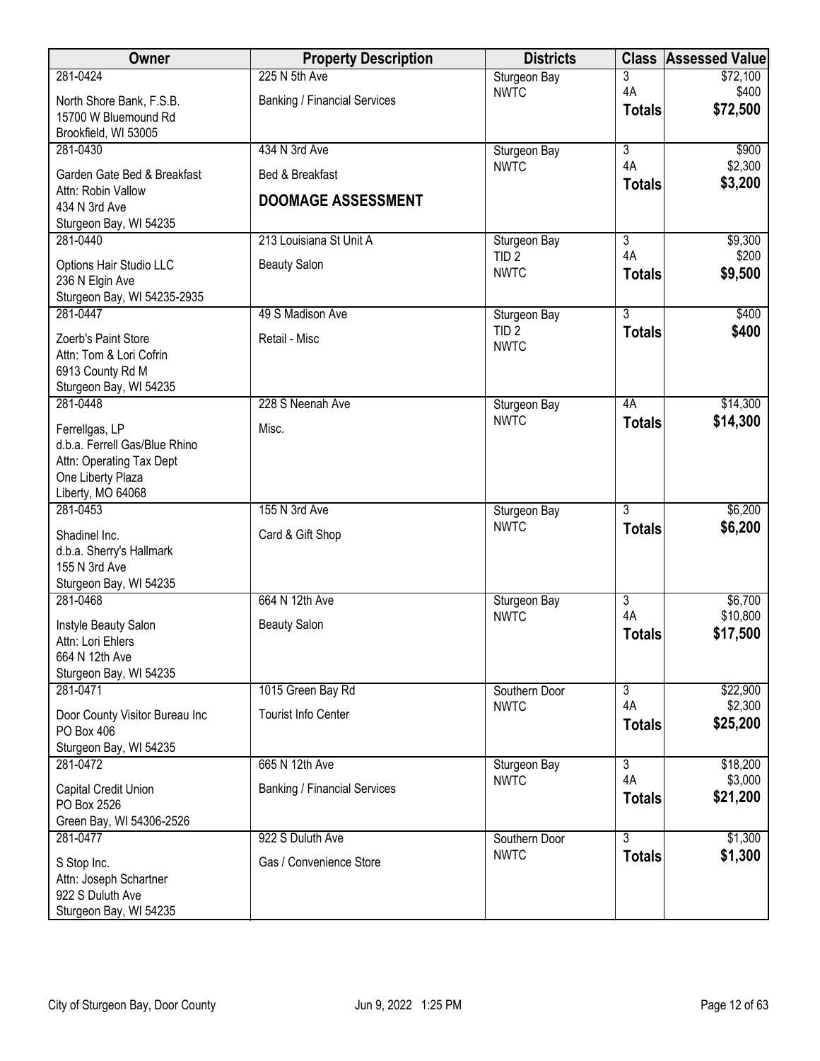| Owner | Property Description | Districts | Class | Assessed Value |
|---|---|---|---|---|
| 281-0424<br>North Shore Bank, F.S.B.<br>15700 W Bluemound Rd<br>Brookfield, WI 53005 | 225 N 5th Ave<br>Banking / Financial Services | Sturgeon Bay<br>NWTC | 3<br>4A<br>**Totals** | $72,100<br>$400<br>**$72,500** |
| 281-0430<br>Garden Gate Bed & Breakfast<br>Attn: Robin Vallow<br>434 N 3rd Ave<br>Sturgeon Bay, WI 54235 | 434 N 3rd Ave<br>Bed & Breakfast<br>**DOOMAGE ASSESSMENT** | Sturgeon Bay<br>NWTC | 3<br>4A<br>**Totals** | $900<br>$2,300<br>**$3,200** |
| 281-0440<br>Options Hair Studio LLC<br>236 N Elgin Ave<br>Sturgeon Bay, WI 54235-2935 | 213 Louisiana St Unit A<br>Beauty Salon | Sturgeon Bay<br>TID 2<br>NWTC | 3<br>4A<br>**Totals** | $9,300<br>$200<br>**$9,500** |
| 281-0447<br>Zoerb's Paint Store<br>Attn: Tom & Lori Cofrin<br>6913 County Rd M<br>Sturgeon Bay, WI 54235 | 49 S Madison Ave<br>Retail - Misc | Sturgeon Bay<br>TID 2<br>NWTC | 3<br>**Totals** | $400<br>**$400** |
| 281-0448<br>Ferrellgas, LP<br>d.b.a. Ferrell Gas/Blue Rhino<br>Attn: Operating Tax Dept<br>One Liberty Plaza<br>Liberty, MO 64068 | 228 S Neenah Ave<br>Misc. | Sturgeon Bay<br>NWTC | 4A<br>**Totals** | $14,300<br>**$14,300** |
| 281-0453<br>Shadinel Inc.<br>d.b.a. Sherry's Hallmark<br>155 N 3rd Ave<br>Sturgeon Bay, WI 54235 | 155 N 3rd Ave<br>Card & Gift Shop | Sturgeon Bay<br>NWTC | 3<br>**Totals** | $6,200<br>**$6,200** |
| 281-0468<br>Instyle Beauty Salon<br>Attn: Lori Ehlers<br>664 N 12th Ave<br>Sturgeon Bay, WI 54235 | 664 N 12th Ave<br>Beauty Salon | Sturgeon Bay<br>NWTC | 3<br>4A<br>**Totals** | $6,700<br>$10,800<br>**$17,500** |
| 281-0471<br>Door County Visitor Bureau Inc<br>PO Box 406<br>Sturgeon Bay, WI 54235 | 1015 Green Bay Rd<br>Tourist Info Center | Southern Door<br>NWTC | 3<br>4A<br>**Totals** | $22,900<br>$2,300<br>**$25,200** |
| 281-0472<br>Capital Credit Union<br>PO Box 2526<br>Green Bay, WI 54306-2526 | 665 N 12th Ave<br>Banking / Financial Services | Sturgeon Bay<br>NWTC | 3<br>4A<br>**Totals** | $18,200<br>$3,000<br>**$21,200** |
| 281-0477<br>S Stop Inc.<br>Attn: Joseph Schartner<br>922 S Duluth Ave<br>Sturgeon Bay, WI 54235 | 922 S Duluth Ave<br>Gas / Convenience Store | Southern Door<br>NWTC | 3<br>**Totals** | $1,300<br>**$1,300** |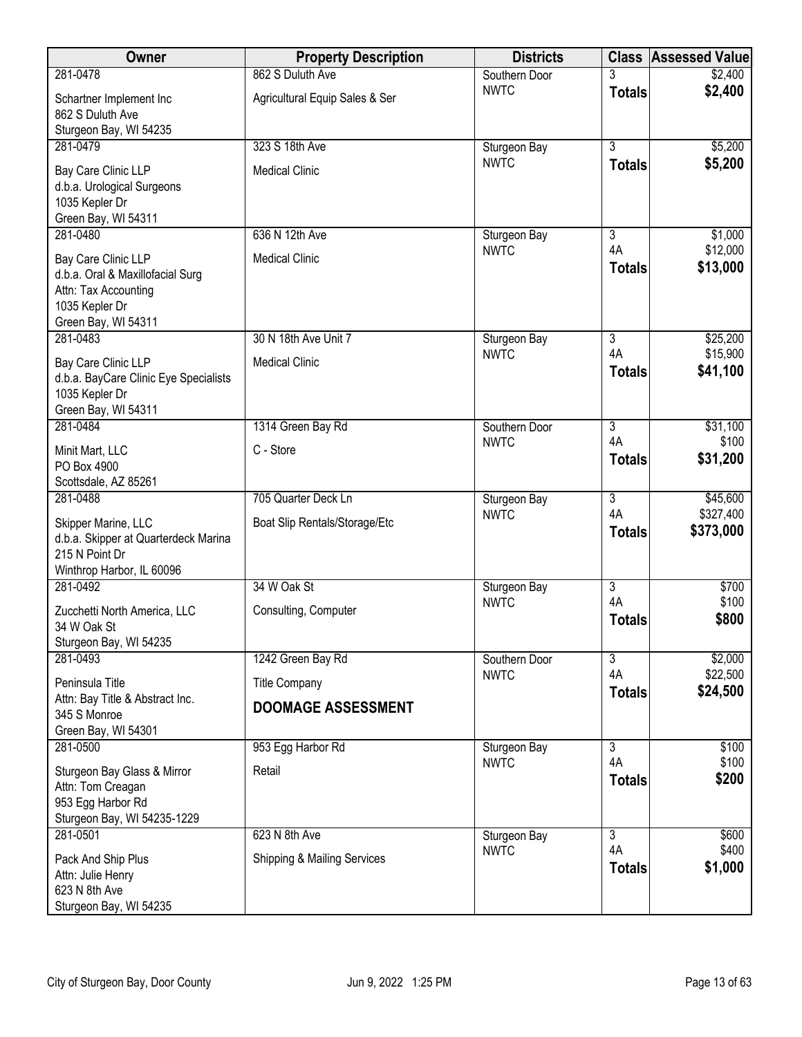| Owner | Property Description | Districts | Class | Assessed Value |
|---|---|---|---|---|
| 281-0478<br>Schartner Implement Inc<br>862 S Duluth Ave<br>Sturgeon Bay, WI 54235 | 862 S Duluth Ave<br>Agricultural Equip Sales & Ser | Southern Door<br>NWTC | 3<br>**Totals** | $2,400<br>**$2,400** |
| 281-0479<br>Bay Care Clinic LLP<br>d.b.a. Urological Surgeons<br>1035 Kepler Dr<br>Green Bay, WI 54311 | 323 S 18th Ave<br>Medical Clinic | Sturgeon Bay<br>NWTC | 3<br>**Totals** | $5,200<br>**$5,200** |
| 281-0480<br>Bay Care Clinic LLP<br>d.b.a. Oral & Maxillofacial Surg<br>Attn: Tax Accounting<br>1035 Kepler Dr<br>Green Bay, WI 54311 | 636 N 12th Ave<br>Medical Clinic | Sturgeon Bay<br>NWTC | 3<br>4A<br>**Totals** | $1,000<br>$12,000<br>**$13,000** |
| 281-0483<br>Bay Care Clinic LLP<br>d.b.a. BayCare Clinic Eye Specialists<br>1035 Kepler Dr<br>Green Bay, WI 54311 | 30 N 18th Ave Unit 7<br>Medical Clinic | Sturgeon Bay<br>NWTC | 3<br>4A<br>**Totals** | $25,200<br>$15,900<br>**$41,100** |
| 281-0484<br>Minit Mart, LLC<br>PO Box 4900<br>Scottsdale, AZ 85261 | 1314 Green Bay Rd<br>C - Store | Southern Door<br>NWTC | 3<br>4A<br>**Totals** | $31,100<br>$100<br>**$31,200** |
| 281-0488<br>Skipper Marine, LLC<br>d.b.a. Skipper at Quarterdeck Marina<br>215 N Point Dr<br>Winthrop Harbor, IL 60096 | 705 Quarter Deck Ln<br>Boat Slip Rentals/Storage/Etc | Sturgeon Bay<br>NWTC | 3<br>4A<br>**Totals** | $45,600<br>$327,400<br>**$373,000** |
| 281-0492<br>Zucchetti North America, LLC<br>34 W Oak St<br>Sturgeon Bay, WI 54235 | 34 W Oak St<br>Consulting, Computer | Sturgeon Bay<br>NWTC | 3<br>4A<br>**Totals** | $700<br>$100<br>**$800** |
| 281-0493<br>Peninsula Title<br>Attn: Bay Title & Abstract Inc.<br>345 S Monroe<br>Green Bay, WI 54301 | 1242 Green Bay Rd<br>Title Company<br>**DOOMAGE ASSESSMENT** | Southern Door<br>NWTC | 3<br>4A<br>**Totals** | $2,000<br>$22,500<br>**$24,500** |
| 281-0500<br>Sturgeon Bay Glass & Mirror<br>Attn: Tom Creagan<br>953 Egg Harbor Rd<br>Sturgeon Bay, WI 54235-1229 | 953 Egg Harbor Rd<br>Retail | Sturgeon Bay<br>NWTC | 3<br>4A<br>**Totals** | $100<br>$100<br>**$200** |
| 281-0501<br>Pack And Ship Plus<br>Attn: Julie Henry<br>623 N 8th Ave<br>Sturgeon Bay, WI 54235 | 623 N 8th Ave<br>Shipping & Mailing Services | Sturgeon Bay<br>NWTC | 3<br>4A<br>**Totals** | $600<br>$400<br>**$1,000** |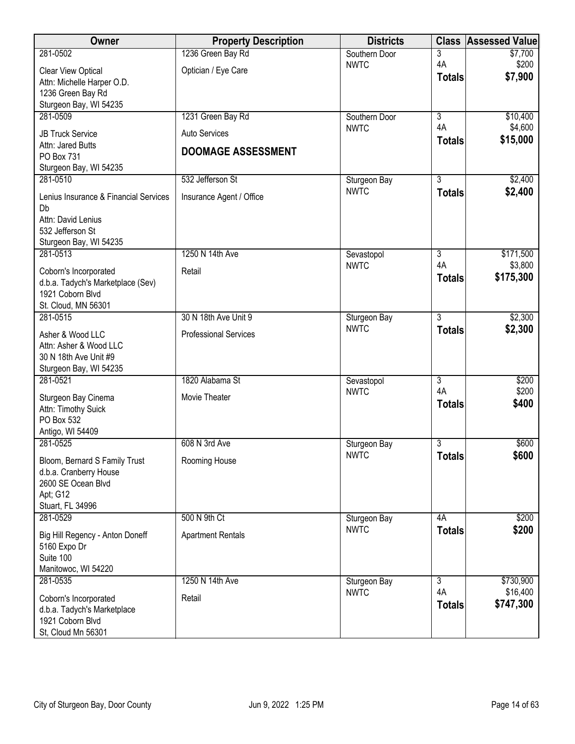| Owner | Property Description | Districts | Class | Assessed Value |
| --- | --- | --- | --- | --- |
| 281-0502<br>Clear View Optical<br>Attn: Michelle Harper O.D.<br>1236 Green Bay Rd<br>Sturgeon Bay, WI 54235 | 1236 Green Bay Rd<br>Optician / Eye Care | Southern Door<br>NWTC | 3<br>4A<br>**Totals** | $7,700<br>$200<br>**$7,900** |
| 281-0509<br>JB Truck Service<br>Attn: Jared Butts<br>PO Box 731<br>Sturgeon Bay, WI 54235 | 1231 Green Bay Rd<br>Auto Services<br>**DOOMAGE ASSESSMENT** | Southern Door<br>NWTC | 3<br>4A<br>**Totals** | $10,400<br>$4,600<br>**$15,000** |
| 281-0510<br>Lenius Insurance & Financial Services Db<br>Attn: David Lenius<br>532 Jefferson St<br>Sturgeon Bay, WI 54235 | 532 Jefferson St<br>Insurance Agent / Office | Sturgeon Bay<br>NWTC | 3<br>**Totals** | $2,400<br>**$2,400** |
| 281-0513<br>Coborn's Incorporated<br>d.b.a. Tadych's Marketplace (Sev)<br>1921 Coborn Blvd<br>St. Cloud, MN 56301 | 1250 N 14th Ave<br>Retail | Sevastopol<br>NWTC | 3<br>4A<br>**Totals** | $171,500<br>$3,800<br>**$175,300** |
| 281-0515<br>Asher & Wood LLC<br>Attn: Asher & Wood LLC<br>30 N 18th Ave Unit #9<br>Sturgeon Bay, WI 54235 | 30 N 18th Ave Unit 9<br>Professional Services | Sturgeon Bay<br>NWTC | 3<br>**Totals** | $2,300<br>**$2,300** |
| 281-0521<br>Sturgeon Bay Cinema<br>Attn: Timothy Suick<br>PO Box 532<br>Antigo, WI 54409 | 1820 Alabama St<br>Movie Theater | Sevastopol<br>NWTC | 3<br>4A<br>**Totals** | $200<br>$200<br>**$400** |
| 281-0525<br>Bloom, Bernard S Family Trust<br>d.b.a. Cranberry House<br>2600 SE Ocean Blvd<br>Apt; G12<br>Stuart, FL 34996 | 608 N 3rd Ave<br>Rooming House | Sturgeon Bay<br>NWTC | 3<br>**Totals** | $600<br>**$600** |
| 281-0529<br>Big Hill Regency - Anton Doneff<br>5160 Expo Dr<br>Suite 100<br>Manitowoc, WI 54220 | 500 N 9th Ct<br>Apartment Rentals | Sturgeon Bay<br>NWTC | 4A<br>**Totals** | $200<br>**$200** |
| 281-0535<br>Coborn's Incorporated<br>d.b.a. Tadych's Marketplace<br>1921 Coborn Blvd<br>St, Cloud Mn 56301 | 1250 N 14th Ave<br>Retail | Sturgeon Bay<br>NWTC | 3<br>4A<br>**Totals** | $730,900<br>$16,400<br>**$747,300** |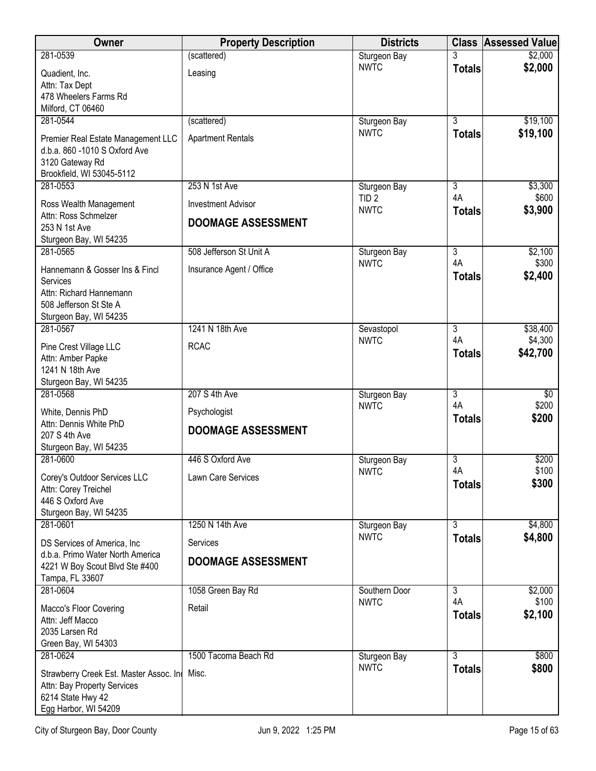| Owner | Property Description | Districts | Class | Assessed Value |
|---|---|---|---|---|
| 281-0539<br>Quadient, Inc.<br>Attn: Tax Dept<br>478 Wheelers Farms Rd<br>Milford, CT 06460 | (scattered)<br>Leasing | Sturgeon Bay<br>NWTC | 3<br>**Totals** | $2,000<br>**$2,000** |
| 281-0544<br>Premier Real Estate Management LLC<br>d.b.a. 860 -1010 S Oxford Ave<br>3120 Gateway Rd<br>Brookfield, WI 53045-5112 | (scattered)<br>Apartment Rentals | Sturgeon Bay<br>NWTC | 3<br>**Totals** | $19,100<br>**$19,100** |
| 281-0553<br>Ross Wealth Management<br>Attn: Ross Schmelzer<br>253 N 1st Ave<br>Sturgeon Bay, WI 54235 | 253 N 1st Ave<br>Investment Advisor<br>**DOOMAGE ASSESSMENT** | Sturgeon Bay<br>TID 2<br>NWTC | 3<br>4A<br>**Totals** | $3,300<br>$600<br>**$3,900** |
| 281-0565<br>Hannemann & Gosser Ins & Fincl Services<br>Attn: Richard Hannemann<br>508 Jefferson St Ste A<br>Sturgeon Bay, WI 54235 | 508 Jefferson St Unit A<br>Insurance Agent / Office | Sturgeon Bay<br>NWTC | 3<br>4A<br>**Totals** | $2,100<br>$300<br>**$2,400** |
| 281-0567<br>Pine Crest Village LLC<br>Attn: Amber Papke<br>1241 N 18th Ave<br>Sturgeon Bay, WI 54235 | 1241 N 18th Ave<br>RCAC | Sevastopol<br>NWTC | 3<br>4A<br>**Totals** | $38,400<br>$4,300<br>**$42,700** |
| 281-0568<br>White, Dennis PhD<br>Attn: Dennis White PhD<br>207 S 4th Ave<br>Sturgeon Bay, WI 54235 | 207 S 4th Ave<br>Psychologist<br>**DOOMAGE ASSESSMENT** | Sturgeon Bay<br>NWTC | 3<br>4A<br>**Totals** | $0<br>$200<br>**$200** |
| 281-0600<br>Corey's Outdoor Services LLC<br>Attn: Corey Treichel<br>446 S Oxford Ave<br>Sturgeon Bay, WI 54235 | 446 S Oxford Ave<br>Lawn Care Services | Sturgeon Bay<br>NWTC | 3<br>4A<br>**Totals** | $200<br>$100<br>**$300** |
| 281-0601<br>DS Services of America, Inc<br>d.b.a. Primo Water North America<br>4221 W Boy Scout Blvd Ste #400<br>Tampa, FL 33607 | 1250 N 14th Ave<br>Services<br>**DOOMAGE ASSESSMENT** | Sturgeon Bay<br>NWTC | 3<br>**Totals** | $4,800<br>**$4,800** |
| 281-0604<br>Macco's Floor Covering<br>Attn: Jeff Macco<br>2035 Larsen Rd<br>Green Bay, WI 54303 | 1058 Green Bay Rd<br>Retail | Southern Door<br>NWTC | 3<br>4A<br>**Totals** | $2,000<br>$100<br>**$2,100** |
| 281-0624<br>Strawberry Creek Est. Master Assoc. Inc<br>Attn: Bay Property Services<br>6214 State Hwy 42<br>Egg Harbor, WI 54209 | 1500 Tacoma Beach Rd<br>Misc. | Sturgeon Bay<br>NWTC | 3<br>**Totals** | $800<br>**$800** |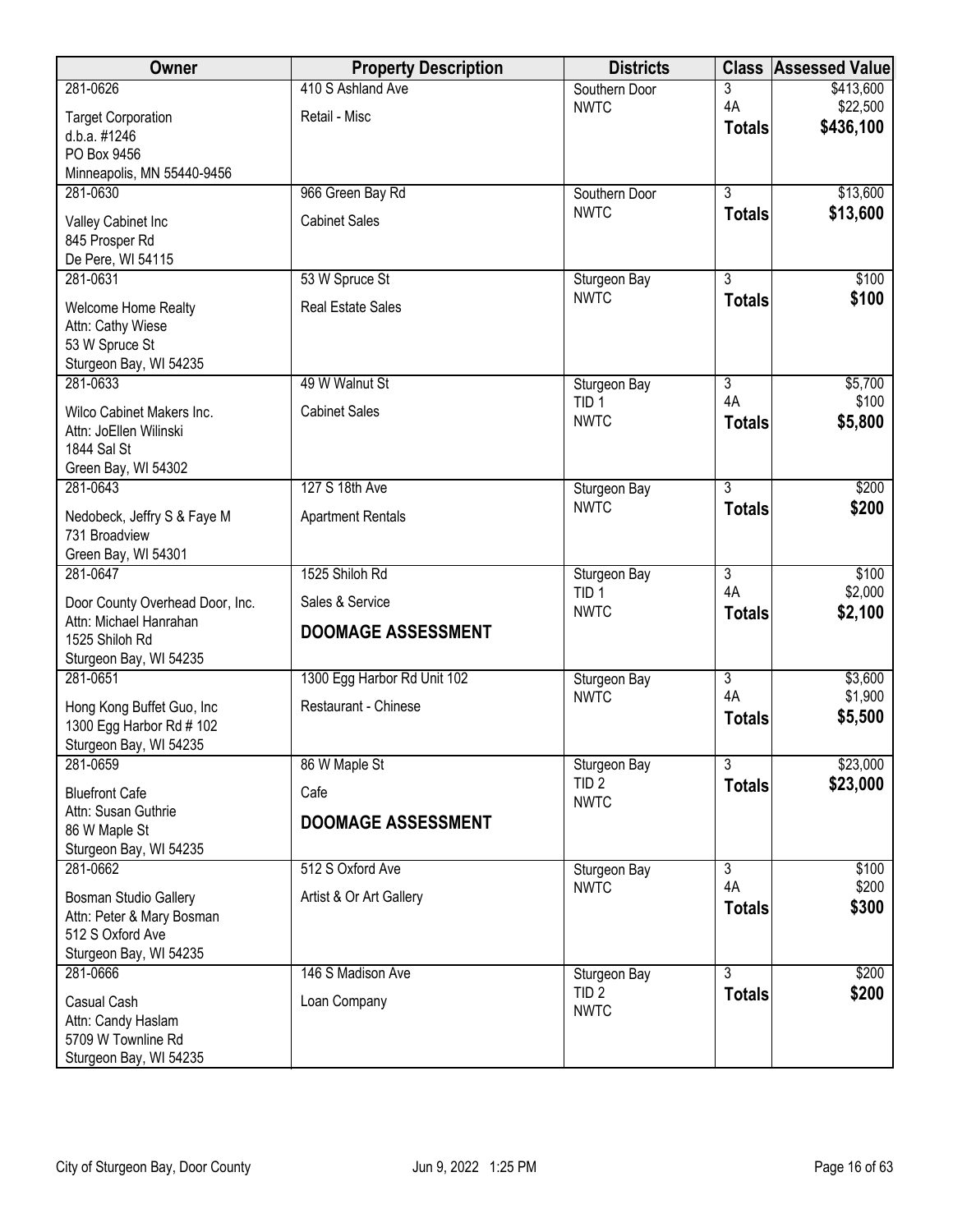| Owner | Property Description | Districts | Class | Assessed Value |
|---|---|---|---|---|
| 281-0626<br>Target Corporation<br>d.b.a. #1246<br>PO Box 9456<br>Minneapolis, MN 55440-9456 | 410 S Ashland Ave<br>Retail - Misc | Southern Door<br>NWTC | 3<br>4A<br>**Totals** | $413,600<br>$22,500<br>**$436,100** |
| 281-0630<br>Valley Cabinet Inc<br>845 Prosper Rd<br>De Pere, WI 54115 | 966 Green Bay Rd<br>Cabinet Sales | Southern Door<br>NWTC | 3<br>**Totals** | $13,600<br>**$13,600** |
| 281-0631<br>Welcome Home Realty<br>Attn: Cathy Wiese<br>53 W Spruce St<br>Sturgeon Bay, WI 54235 | 53 W Spruce St<br>Real Estate Sales | Sturgeon Bay<br>NWTC | 3<br>**Totals** | $100<br>**$100** |
| 281-0633<br>Wilco Cabinet Makers Inc.<br>Attn: JoEllen Wilinski<br>1844 Sal St<br>Green Bay, WI 54302 | 49 W Walnut St<br>Cabinet Sales | Sturgeon Bay<br>TID 1<br>NWTC | 3<br>4A<br>**Totals** | $5,700<br>$100<br>**$5,800** |
| 281-0643<br>Nedobeck, Jeffry S & Faye M<br>731 Broadview<br>Green Bay, WI 54301 | 127 S 18th Ave<br>Apartment Rentals | Sturgeon Bay<br>NWTC | 3<br>**Totals** | $200<br>**$200** |
| 281-0647<br>Door County Overhead Door, Inc.<br>Attn: Michael Hanrahan<br>1525 Shiloh Rd<br>Sturgeon Bay, WI 54235 | 1525 Shiloh Rd<br>Sales & Service<br>**DOOMAGE ASSESSMENT** | Sturgeon Bay<br>TID 1<br>NWTC | 3<br>4A<br>**Totals** | $100<br>$2,000<br>**$2,100** |
| 281-0651<br>Hong Kong Buffet Guo, Inc<br>1300 Egg Harbor Rd # 102<br>Sturgeon Bay, WI 54235 | 1300 Egg Harbor Rd Unit 102<br>Restaurant - Chinese | Sturgeon Bay<br>NWTC | 3<br>4A<br>**Totals** | $3,600<br>$1,900<br>**$5,500** |
| 281-0659<br>Bluefront Cafe<br>Attn: Susan Guthrie<br>86 W Maple St<br>Sturgeon Bay, WI 54235 | 86 W Maple St<br>Cafe<br>**DOOMAGE ASSESSMENT** | Sturgeon Bay<br>TID 2<br>NWTC | 3<br>**Totals** | $23,000<br>**$23,000** |
| 281-0662<br>Bosman Studio Gallery<br>Attn: Peter & Mary Bosman<br>512 S Oxford Ave<br>Sturgeon Bay, WI 54235 | 512 S Oxford Ave<br>Artist & Or Art Gallery | Sturgeon Bay<br>NWTC | 3<br>4A<br>**Totals** | $100<br>$200<br>**$300** |
| 281-0666<br>Casual Cash<br>Attn: Candy Haslam<br>5709 W Townline Rd<br>Sturgeon Bay, WI 54235 | 146 S Madison Ave<br>Loan Company | Sturgeon Bay<br>TID 2<br>NWTC | 3<br>**Totals** | $200<br>**$200** |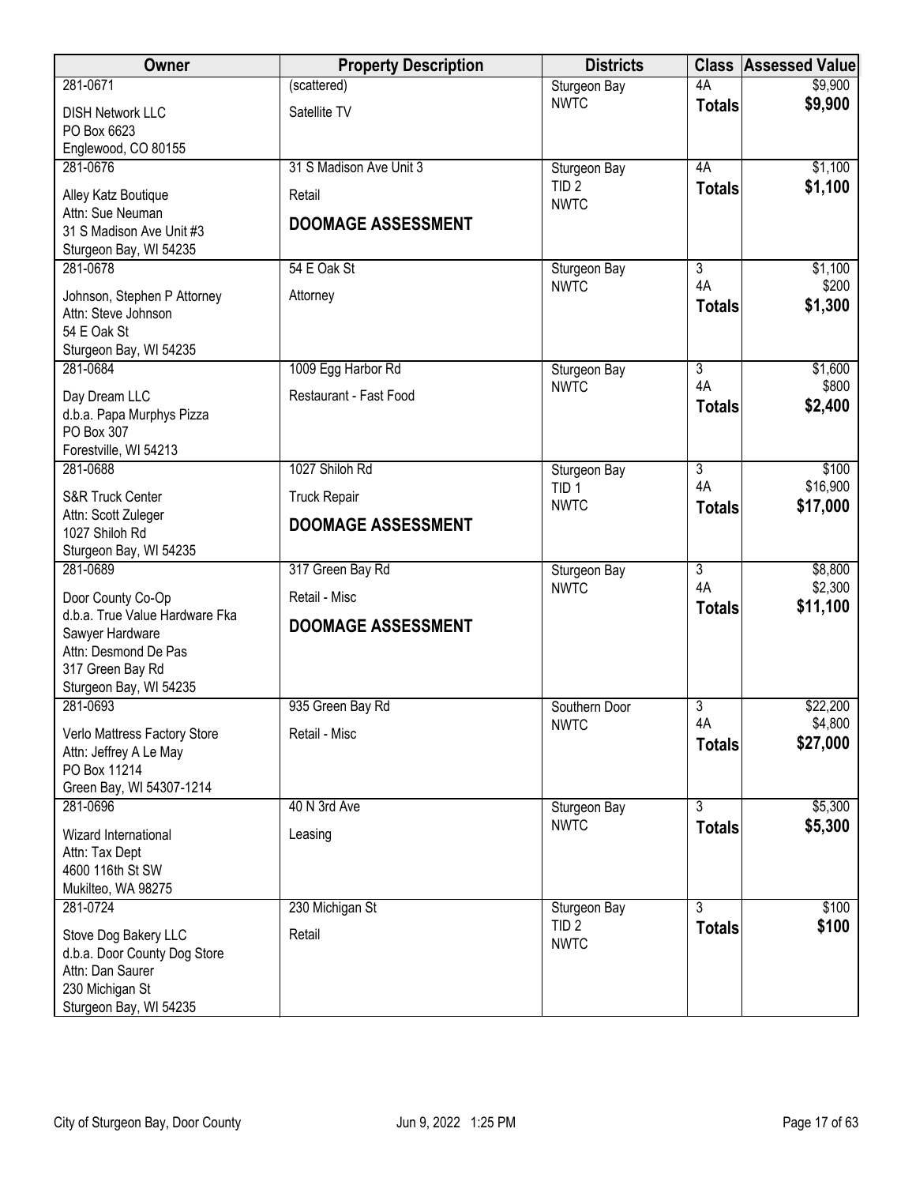| Owner | Property Description | Districts | Class | Assessed Value |
|---|---|---|---|---|
| 281-0671<br>DISH Network LLC<br>PO Box 6623<br>Englewood, CO 80155 | (scattered)<br>Satellite TV | Sturgeon Bay<br>NWTC | 4A<br>**Totals** | $9,900<br>**$9,900** |
| 281-0676<br>Alley Katz Boutique<br>Attn: Sue Neuman<br>31 S Madison Ave Unit #3<br>Sturgeon Bay, WI 54235 | 31 S Madison Ave Unit 3<br>Retail<br>**DOOMAGE ASSESSMENT** | Sturgeon Bay<br>TID 2<br>NWTC | 4A<br>**Totals** | $1,100<br>**$1,100** |
| 281-0678<br>Johnson, Stephen P Attorney<br>Attn: Steve Johnson<br>54 E Oak St<br>Sturgeon Bay, WI 54235 | 54 E Oak St<br>Attorney | Sturgeon Bay<br>NWTC | 3<br>4A<br>**Totals** | $1,100<br>$200<br>**$1,300** |
| 281-0684<br>Day Dream LLC<br>d.b.a. Papa Murphys Pizza<br>PO Box 307<br>Forestville, WI 54213 | 1009 Egg Harbor Rd<br>Restaurant - Fast Food | Sturgeon Bay<br>NWTC | 3<br>4A<br>**Totals** | $1,600<br>$800<br>**$2,400** |
| 281-0688<br>S&R Truck Center<br>Attn: Scott Zuleger<br>1027 Shiloh Rd<br>Sturgeon Bay, WI 54235 | 1027 Shiloh Rd<br>Truck Repair<br>**DOOMAGE ASSESSMENT** | Sturgeon Bay<br>TID 1<br>NWTC | 3<br>4A<br>**Totals** | $100<br>$16,900<br>**$17,000** |
| 281-0689<br>Door County Co-Op<br>d.b.a. True Value Hardware Fka<br>Sawyer Hardware<br>Attn: Desmond De Pas<br>317 Green Bay Rd<br>Sturgeon Bay, WI 54235 | 317 Green Bay Rd<br>Retail - Misc<br>**DOOMAGE ASSESSMENT** | Sturgeon Bay<br>NWTC | 3<br>4A<br>**Totals** | $8,800<br>$2,300<br>**$11,100** |
| 281-0693<br>Verlo Mattress Factory Store<br>Attn: Jeffrey A Le May<br>PO Box 11214<br>Green Bay, WI 54307-1214 | 935 Green Bay Rd<br>Retail - Misc | Southern Door<br>NWTC | 3<br>4A<br>**Totals** | $22,200<br>$4,800<br>**$27,000** |
| 281-0696<br>Wizard International<br>Attn: Tax Dept<br>4600 116th St SW<br>Mukilteo, WA 98275 | 40 N 3rd Ave<br>Leasing | Sturgeon Bay<br>NWTC | 3<br>**Totals** | $5,300<br>**$5,300** |
| 281-0724<br>Stove Dog Bakery LLC<br>d.b.a. Door County Dog Store<br>Attn: Dan Saurer<br>230 Michigan St<br>Sturgeon Bay, WI 54235 | 230 Michigan St<br>Retail | Sturgeon Bay<br>TID 2<br>NWTC | 3<br>**Totals** | $100<br>**$100** |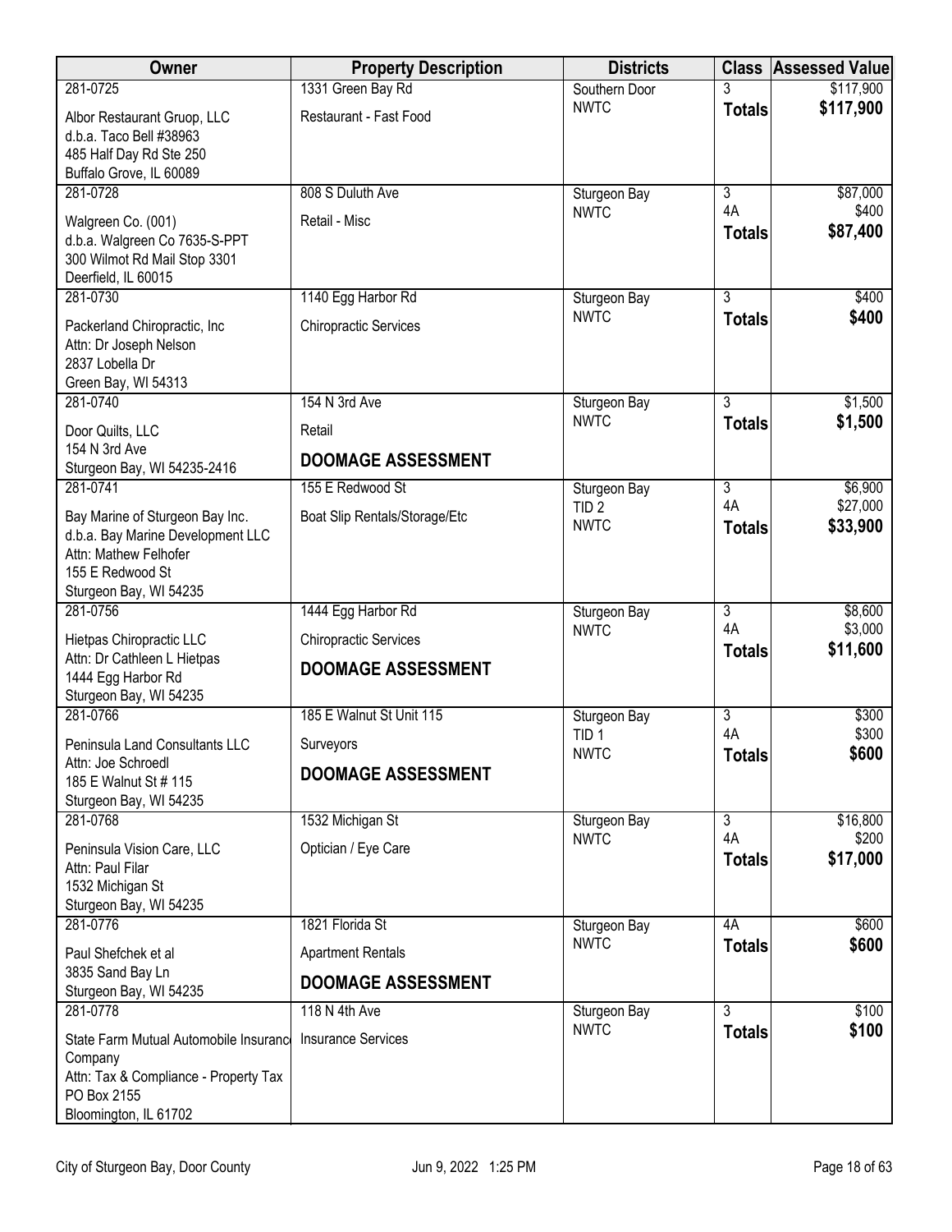| Owner | Property Description | Districts | Class | Assessed Value |
|---|---|---|---|---|
| 281-0725<br>Albor Restaurant Gruop, LLC<br>d.b.a. Taco Bell #38963<br>485 Half Day Rd Ste 250<br>Buffalo Grove, IL 60089 | 1331 Green Bay Rd<br>Restaurant - Fast Food | Southern Door<br>NWTC | 3<br>**Totals** | $117,900<br>**$117,900** |
| 281-0728<br>Walgreen Co. (001)<br>d.b.a. Walgreen Co 7635-S-PPT<br>300 Wilmot Rd Mail Stop 3301<br>Deerfield, IL 60015 | 808 S Duluth Ave<br>Retail - Misc | Sturgeon Bay<br>NWTC | 3<br>4A<br>**Totals** | $87,000<br>$400<br>**$87,400** |
| 281-0730<br>Packerland Chiropractic, Inc<br>Attn: Dr Joseph Nelson<br>2837 Lobella Dr<br>Green Bay, WI 54313 | 1140 Egg Harbor Rd<br>Chiropractic Services | Sturgeon Bay<br>NWTC | 3<br>**Totals** | $400<br>**$400** |
| 281-0740<br>Door Quilts, LLC<br>154 N 3rd Ave<br>Sturgeon Bay, WI 54235-2416 | 154 N 3rd Ave<br>Retail<br>**DOOMAGE ASSESSMENT** | Sturgeon Bay<br>NWTC | 3<br>**Totals** | $1,500<br>**$1,500** |
| 281-0741<br>Bay Marine of Sturgeon Bay Inc.<br>d.b.a. Bay Marine Development LLC<br>Attn: Mathew Felhofer<br>155 E Redwood St<br>Sturgeon Bay, WI 54235 | 155 E Redwood St<br>Boat Slip Rentals/Storage/Etc | Sturgeon Bay<br>TID 2<br>NWTC | 3<br>4A<br>**Totals** | $6,900<br>$27,000<br>**$33,900** |
| 281-0756<br>Hietpas Chiropractic LLC<br>Attn: Dr Cathleen L Hietpas<br>1444 Egg Harbor Rd<br>Sturgeon Bay, WI 54235 | 1444 Egg Harbor Rd<br>Chiropractic Services<br>**DOOMAGE ASSESSMENT** | Sturgeon Bay<br>NWTC | 3<br>4A<br>**Totals** | $8,600<br>$3,000<br>**$11,600** |
| 281-0766<br>Peninsula Land Consultants LLC<br>Attn: Joe Schroedl<br>185 E Walnut St # 115<br>Sturgeon Bay, WI 54235 | 185 E Walnut St Unit 115<br>Surveyors<br>**DOOMAGE ASSESSMENT** | Sturgeon Bay<br>TID 1<br>NWTC | 3<br>4A<br>**Totals** | $300<br>$300<br>**$600** |
| 281-0768<br>Peninsula Vision Care, LLC<br>Attn: Paul Filar<br>1532 Michigan St<br>Sturgeon Bay, WI 54235 | 1532 Michigan St<br>Optician / Eye Care | Sturgeon Bay<br>NWTC | 3<br>4A<br>**Totals** | $16,800<br>$200<br>**$17,000** |
| 281-0776<br>Paul Shefchek et al<br>3835 Sand Bay Ln<br>Sturgeon Bay, WI 54235 | 1821 Florida St<br>Apartment Rentals<br>**DOOMAGE ASSESSMENT** | Sturgeon Bay<br>NWTC | 4A<br>**Totals** | $600<br>**$600** |
| 281-0778<br>State Farm Mutual Automobile Insuranc<br>Company<br>Attn: Tax & Compliance - Property Tax<br>PO Box 2155<br>Bloomington, IL 61702 | 118 N 4th Ave<br>Insurance Services | Sturgeon Bay<br>NWTC | 3<br>**Totals** | $100<br>**$100** |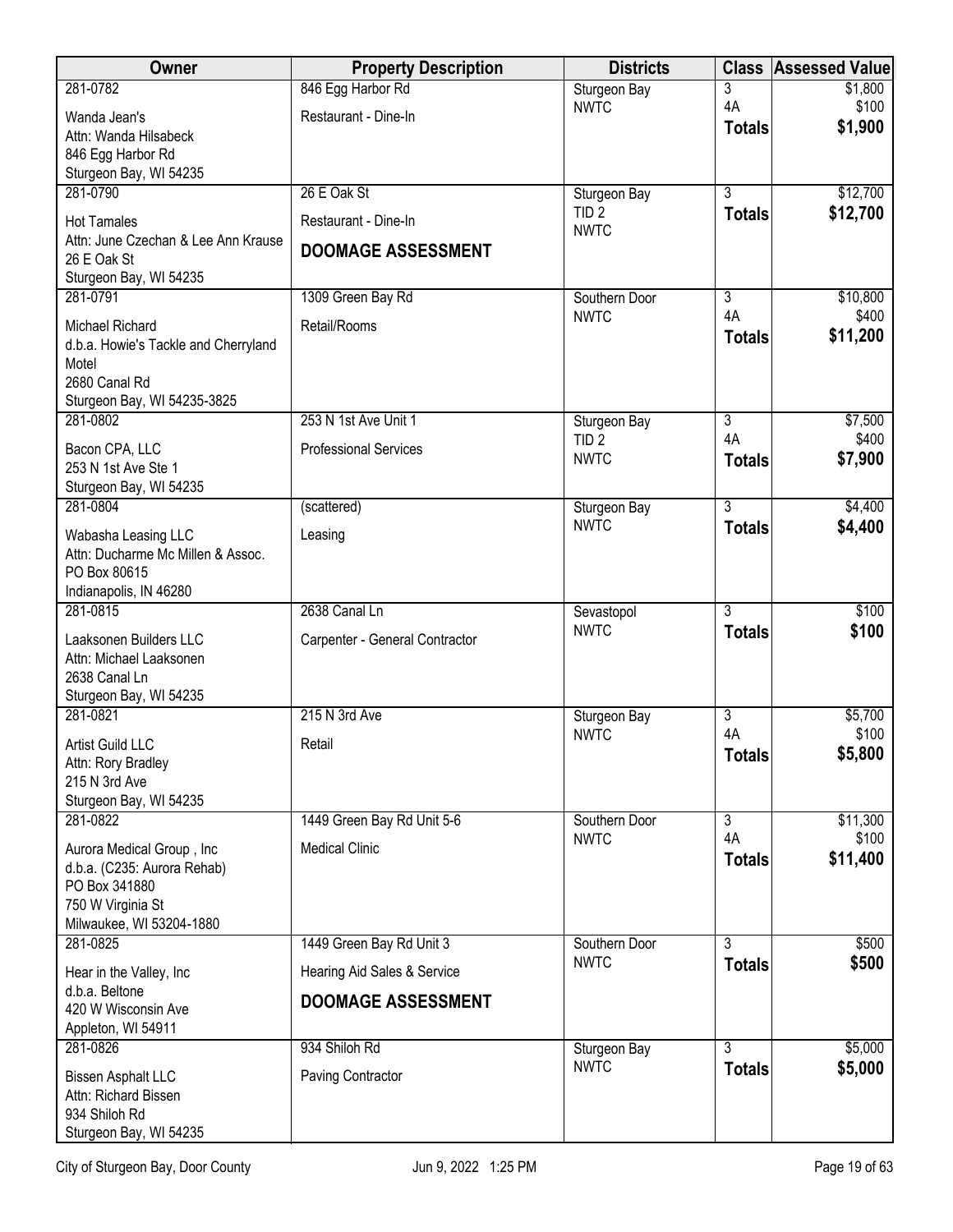| Owner | Property Description | Districts | Class | Assessed Value |
|---|---|---|---|---|
| 281-0782<br>Wanda Jean's<br>Attn: Wanda Hilsabeck<br>846 Egg Harbor Rd<br>Sturgeon Bay, WI 54235 | 846 Egg Harbor Rd<br>Restaurant - Dine-In | Sturgeon Bay<br>NWTC | 3<br>4A<br>**Totals** | $1,800<br>$100<br>**$1,900** |
| 281-0790<br>Hot Tamales<br>Attn: June Czechan & Lee Ann Krause<br>26 E Oak St<br>Sturgeon Bay, WI 54235 | 26 E Oak St<br>Restaurant - Dine-In<br>**DOOMAGE ASSESSMENT** | Sturgeon Bay<br>TID 2<br>NWTC | 3<br>**Totals** | $12,700<br>**$12,700** |
| 281-0791<br>Michael Richard<br>d.b.a. Howie's Tackle and Cherryland Motel<br>2680 Canal Rd<br>Sturgeon Bay, WI 54235-3825 | 1309 Green Bay Rd<br>Retail/Rooms | Southern Door<br>NWTC | 3<br>4A<br>**Totals** | $10,800<br>$400<br>**$11,200** |
| 281-0802<br>Bacon CPA, LLC<br>253 N 1st Ave Ste 1<br>Sturgeon Bay, WI 54235 | 253 N 1st Ave Unit 1<br>Professional Services | Sturgeon Bay<br>TID 2<br>NWTC | 3<br>4A<br>**Totals** | $7,500<br>$400<br>**$7,900** |
| 281-0804<br>Wabasha Leasing LLC<br>Attn: Ducharme Mc Millen & Assoc.<br>PO Box 80615<br>Indianapolis, IN 46280 | (scattered)<br>Leasing | Sturgeon Bay<br>NWTC | 3<br>**Totals** | $4,400<br>**$4,400** |
| 281-0815<br>Laaksonen Builders LLC<br>Attn: Michael Laaksonen<br>2638 Canal Ln<br>Sturgeon Bay, WI 54235 | 2638 Canal Ln<br>Carpenter - General Contractor | Sevastopol<br>NWTC | 3<br>**Totals** | $100<br>**$100** |
| 281-0821<br>Artist Guild LLC<br>Attn: Rory Bradley<br>215 N 3rd Ave<br>Sturgeon Bay, WI 54235 | 215 N 3rd Ave<br>Retail | Sturgeon Bay<br>NWTC | 3<br>4A<br>**Totals** | $5,700<br>$100<br>**$5,800** |
| 281-0822<br>Aurora Medical Group , Inc<br>d.b.a. (C235: Aurora Rehab)<br>PO Box 341880<br>750 W Virginia St<br>Milwaukee, WI 53204-1880 | 1449 Green Bay Rd Unit 5-6<br>Medical Clinic | Southern Door<br>NWTC | 3<br>4A<br>**Totals** | $11,300<br>$100<br>**$11,400** |
| 281-0825<br>Hear in the Valley, Inc<br>d.b.a. Beltone<br>420 W Wisconsin Ave<br>Appleton, WI 54911 | 1449 Green Bay Rd Unit 3<br>Hearing Aid Sales & Service<br>**DOOMAGE ASSESSMENT** | Southern Door<br>NWTC | 3<br>**Totals** | $500<br>**$500** |
| 281-0826<br>Bissen Asphalt LLC<br>Attn: Richard Bissen<br>934 Shiloh Rd<br>Sturgeon Bay, WI 54235 | 934 Shiloh Rd<br>Paving Contractor | Sturgeon Bay<br>NWTC | 3<br>**Totals** | $5,000<br>**$5,000** |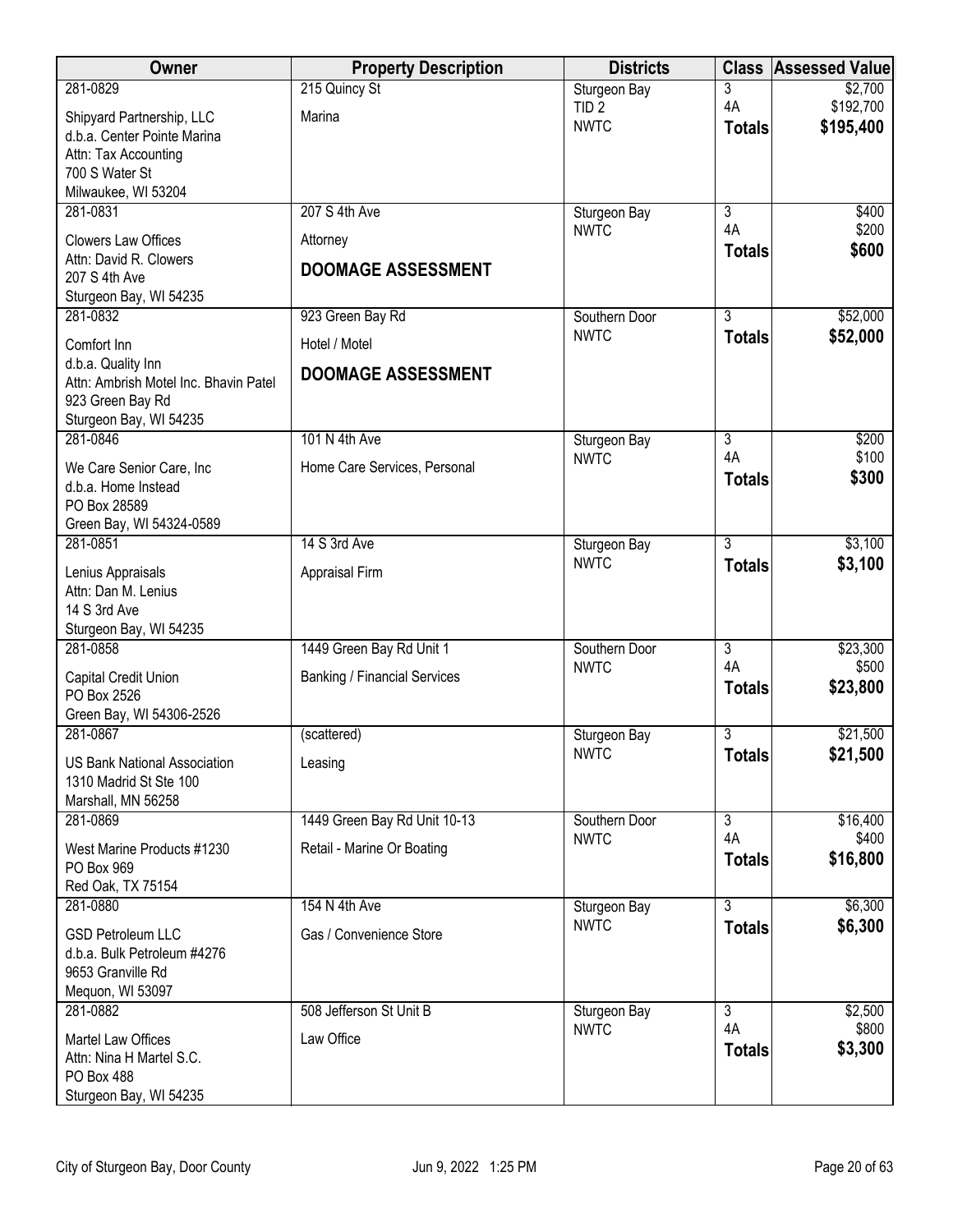| Owner | Property Description | Districts | Class | Assessed Value |
|---|---|---|---|---|
| 281-0829<br>Shipyard Partnership, LLC<br>d.b.a. Center Pointe Marina<br>Attn: Tax Accounting<br>700 S Water St<br>Milwaukee, WI 53204 | 215 Quincy St<br>Marina | Sturgeon Bay<br>TID 2<br>NWTC | 3<br>4A<br>**Totals** | $2,700<br>$192,700<br>**$195,400** |
| 281-0831<br>Clowers Law Offices<br>Attn: David R. Clowers<br>207 S 4th Ave<br>Sturgeon Bay, WI 54235 | 207 S 4th Ave<br>Attorney<br>**DOOMAGE ASSESSMENT** | Sturgeon Bay<br>NWTC | 3<br>4A<br>**Totals** | $400<br>$200<br>**$600** |
| 281-0832<br>Comfort Inn<br>d.b.a. Quality Inn<br>Attn: Ambrish Motel Inc. Bhavin Patel<br>923 Green Bay Rd<br>Sturgeon Bay, WI 54235 | 923 Green Bay Rd<br>Hotel / Motel<br>**DOOMAGE ASSESSMENT** | Southern Door<br>NWTC | 3<br>**Totals** | $52,000<br>**$52,000** |
| 281-0846<br>We Care Senior Care, Inc<br>d.b.a. Home Instead<br>PO Box 28589<br>Green Bay, WI 54324-0589 | 101 N 4th Ave<br>Home Care Services, Personal | Sturgeon Bay<br>NWTC | 3<br>4A<br>**Totals** | $200<br>$100<br>**$300** |
| 281-0851<br>Lenius Appraisals<br>Attn: Dan M. Lenius<br>14 S 3rd Ave<br>Sturgeon Bay, WI 54235 | 14 S 3rd Ave<br>Appraisal Firm | Sturgeon Bay<br>NWTC | 3<br>**Totals** | $3,100<br>**$3,100** |
| 281-0858<br>Capital Credit Union<br>PO Box 2526<br>Green Bay, WI 54306-2526 | 1449 Green Bay Rd Unit 1<br>Banking / Financial Services | Southern Door<br>NWTC | 3<br>4A<br>**Totals** | $23,300<br>$500<br>**$23,800** |
| 281-0867<br>US Bank National Association<br>1310 Madrid St Ste 100<br>Marshall, MN 56258 | (scattered)<br>Leasing | Sturgeon Bay<br>NWTC | 3<br>**Totals** | $21,500<br>**$21,500** |
| 281-0869<br>West Marine Products #1230<br>PO Box 969<br>Red Oak, TX 75154 | 1449 Green Bay Rd Unit 10-13<br>Retail - Marine Or Boating | Southern Door<br>NWTC | 3<br>4A<br>**Totals** | $16,400<br>$400<br>**$16,800** |
| 281-0880<br>GSD Petroleum LLC<br>d.b.a. Bulk Petroleum #4276<br>9653 Granville Rd<br>Mequon, WI 53097 | 154 N 4th Ave<br>Gas / Convenience Store | Sturgeon Bay<br>NWTC | 3<br>**Totals** | $6,300<br>**$6,300** |
| 281-0882<br>Martel Law Offices<br>Attn: Nina H Martel S.C.<br>PO Box 488<br>Sturgeon Bay, WI 54235 | 508 Jefferson St Unit B<br>Law Office | Sturgeon Bay<br>NWTC | 3<br>4A<br>**Totals** | $2,500<br>$800<br>**$3,300** |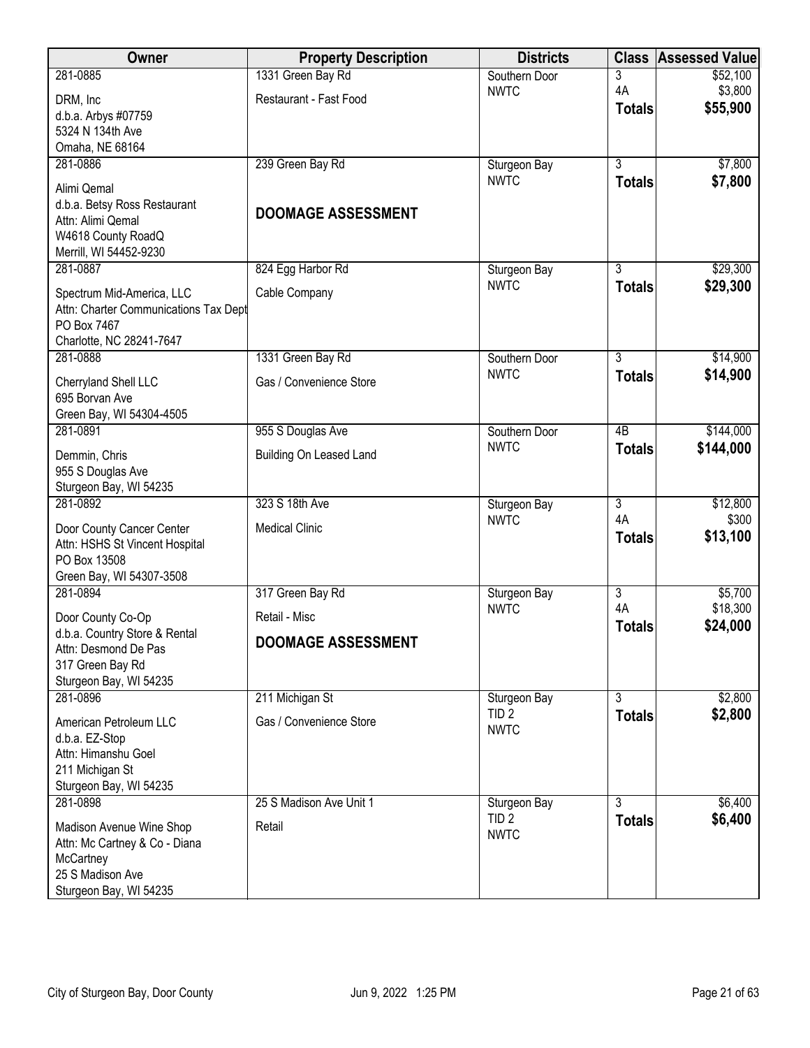| Owner | Property Description | Districts | Class | Assessed Value |
|---|---|---|---|---|
| 281-0885<br>DRM, Inc<br>d.b.a. Arbys #07759<br>5324 N 134th Ave<br>Omaha, NE 68164 | 1331 Green Bay Rd<br>Restaurant - Fast Food | Southern Door<br>NWTC | 3<br>4A<br>**Totals** | $52,100<br>$3,800<br>**$55,900** |
| 281-0886<br>Alimi Qemal<br>d.b.a. Betsy Ross Restaurant<br>Attn: Alimi Qemal<br>W4618 County RoadQ<br>Merrill, WI 54452-9230 | 239 Green Bay Rd<br>**DOOMAGE ASSESSMENT** | Sturgeon Bay<br>NWTC | 3<br>**Totals** | $7,800<br>**$7,800** |
| 281-0887<br>Spectrum Mid-America, LLC<br>Attn: Charter Communications Tax Dept<br>PO Box 7467<br>Charlotte, NC 28241-7647 | 824 Egg Harbor Rd<br>Cable Company | Sturgeon Bay<br>NWTC | 3<br>**Totals** | $29,300<br>**$29,300** |
| 281-0888<br>Cherryland Shell LLC<br>695 Borvan Ave<br>Green Bay, WI 54304-4505 | 1331 Green Bay Rd<br>Gas / Convenience Store | Southern Door<br>NWTC | 3<br>**Totals** | $14,900<br>**$14,900** |
| 281-0891<br>Demmin, Chris<br>955 S Douglas Ave<br>Sturgeon Bay, WI 54235 | 955 S Douglas Ave<br>Building On Leased Land | Southern Door<br>NWTC | 4B<br>**Totals** | $144,000<br>**$144,000** |
| 281-0892<br>Door County Cancer Center<br>Attn: HSHS St Vincent Hospital<br>PO Box 13508<br>Green Bay, WI 54307-3508 | 323 S 18th Ave<br>Medical Clinic | Sturgeon Bay<br>NWTC | 3<br>4A<br>**Totals** | $12,800<br>$300<br>**$13,100** |
| 281-0894<br>Door County Co-Op<br>d.b.a. Country Store & Rental<br>Attn: Desmond De Pas<br>317 Green Bay Rd<br>Sturgeon Bay, WI 54235 | 317 Green Bay Rd<br>Retail - Misc<br>**DOOMAGE ASSESSMENT** | Sturgeon Bay<br>NWTC | 3<br>4A<br>**Totals** | $5,700<br>$18,300<br>**$24,000** |
| 281-0896<br>American Petroleum LLC<br>d.b.a. EZ-Stop<br>Attn: Himanshu Goel<br>211 Michigan St<br>Sturgeon Bay, WI 54235 | 211 Michigan St<br>Gas / Convenience Store | Sturgeon Bay<br>TID 2<br>NWTC | 3<br>**Totals** | $2,800<br>**$2,800** |
| 281-0898<br>Madison Avenue Wine Shop<br>Attn: Mc Cartney & Co - Diana McCartney<br>25 S Madison Ave<br>Sturgeon Bay, WI 54235 | 25 S Madison Ave Unit 1<br>Retail | Sturgeon Bay<br>TID 2<br>NWTC | 3<br>**Totals** | $6,400<br>**$6,400** |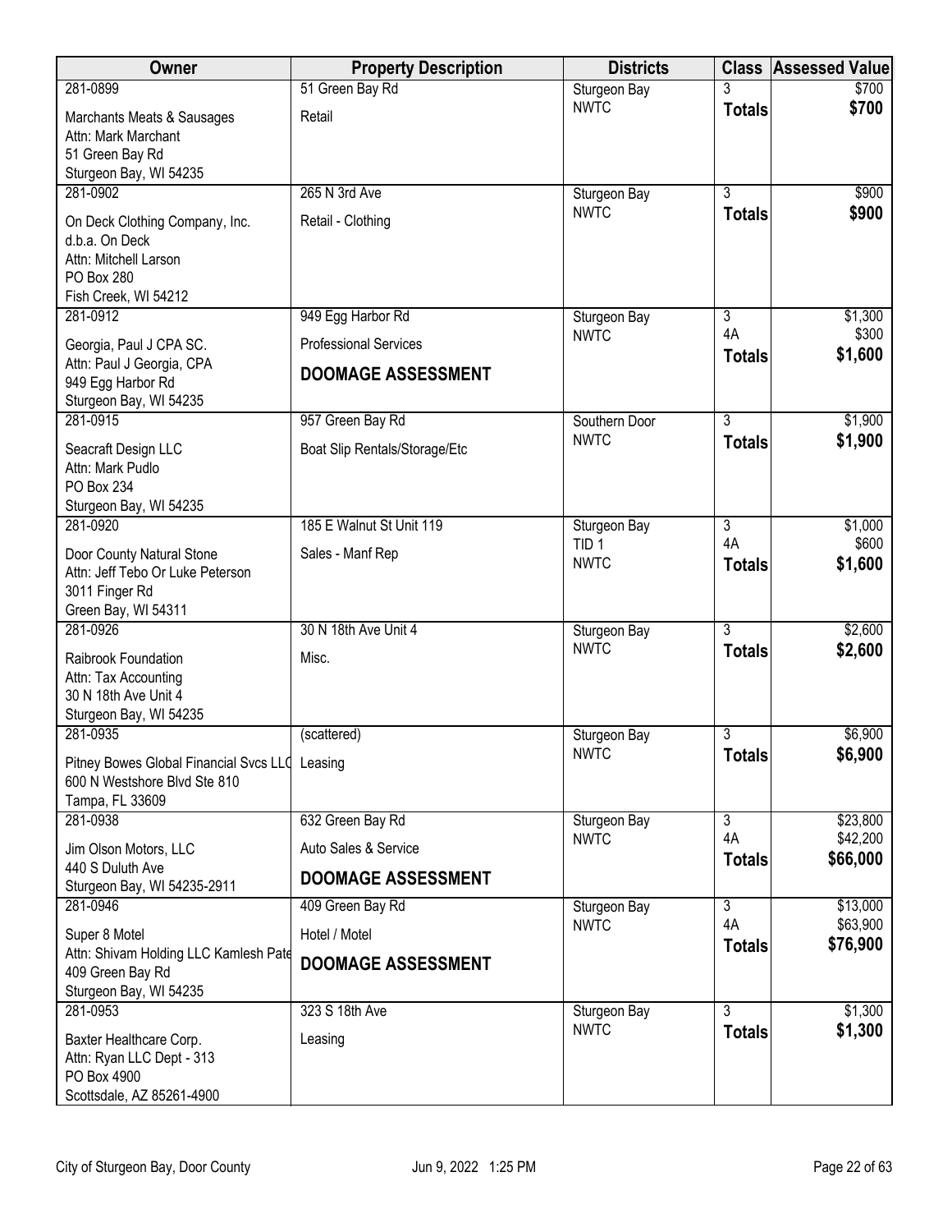| Owner | Property Description | Districts | Class | Assessed Value |
|---|---|---|---|---|
| 281-0899<br>Marchants Meats & Sausages<br>Attn: Mark Marchant<br>51 Green Bay Rd<br>Sturgeon Bay, WI 54235 | 51 Green Bay Rd<br>Retail | Sturgeon Bay<br>NWTC | 3<br>**Totals** | $700<br>**$700** |
| 281-0902<br>On Deck Clothing Company, Inc.<br>d.b.a. On Deck<br>Attn: Mitchell Larson<br>PO Box 280<br>Fish Creek, WI 54212 | 265 N 3rd Ave<br>Retail - Clothing | Sturgeon Bay<br>NWTC | 3<br>**Totals** | $900<br>**$900** |
| 281-0912<br>Georgia, Paul J CPA SC.<br>Attn: Paul J Georgia, CPA<br>949 Egg Harbor Rd<br>Sturgeon Bay, WI 54235 | 949 Egg Harbor Rd<br>Professional Services<br>**DOOMAGE ASSESSMENT** | Sturgeon Bay<br>NWTC | 3<br>4A<br>**Totals** | $1,300<br>$300<br>**$1,600** |
| 281-0915<br>Seacraft Design LLC<br>Attn: Mark Pudlo<br>PO Box 234<br>Sturgeon Bay, WI 54235 | 957 Green Bay Rd<br>Boat Slip Rentals/Storage/Etc | Southern Door<br>NWTC | 3<br>**Totals** | $1,900<br>**$1,900** |
| 281-0920<br>Door County Natural Stone<br>Attn: Jeff Tebo Or Luke Peterson<br>3011 Finger Rd<br>Green Bay, WI 54311 | 185 E Walnut St Unit 119<br>Sales - Manf Rep | Sturgeon Bay<br>TID 1<br>NWTC | 3<br>4A<br>**Totals** | $1,000<br>$600<br>**$1,600** |
| 281-0926<br>Raibrook Foundation<br>Attn: Tax Accounting<br>30 N 18th Ave Unit 4<br>Sturgeon Bay, WI 54235 | 30 N 18th Ave Unit 4<br>Misc. | Sturgeon Bay<br>NWTC | 3<br>**Totals** | $2,600<br>**$2,600** |
| 281-0935<br>Pitney Bowes Global Financial Svcs LLC<br>600 N Westshore Blvd Ste 810<br>Tampa, FL 33609 | (scattered)<br>Leasing | Sturgeon Bay<br>NWTC | 3<br>**Totals** | $6,900<br>**$6,900** |
| 281-0938<br>Jim Olson Motors, LLC<br>440 S Duluth Ave<br>Sturgeon Bay, WI 54235-2911 | 632 Green Bay Rd<br>Auto Sales & Service<br>**DOOMAGE ASSESSMENT** | Sturgeon Bay<br>NWTC | 3<br>4A<br>**Totals** | $23,800<br>$42,200<br>**$66,000** |
| 281-0946<br>Super 8 Motel<br>Attn: Shivam Holding LLC Kamlesh Pate<br>409 Green Bay Rd<br>Sturgeon Bay, WI 54235 | 409 Green Bay Rd<br>Hotel / Motel<br>**DOOMAGE ASSESSMENT** | Sturgeon Bay<br>NWTC | 3<br>4A<br>**Totals** | $13,000<br>$63,900<br>**$76,900** |
| 281-0953<br>Baxter Healthcare Corp.<br>Attn: Ryan LLC Dept - 313<br>PO Box 4900<br>Scottsdale, AZ 85261-4900 | 323 S 18th Ave<br>Leasing | Sturgeon Bay<br>NWTC | 3<br>**Totals** | $1,300<br>**$1,300** |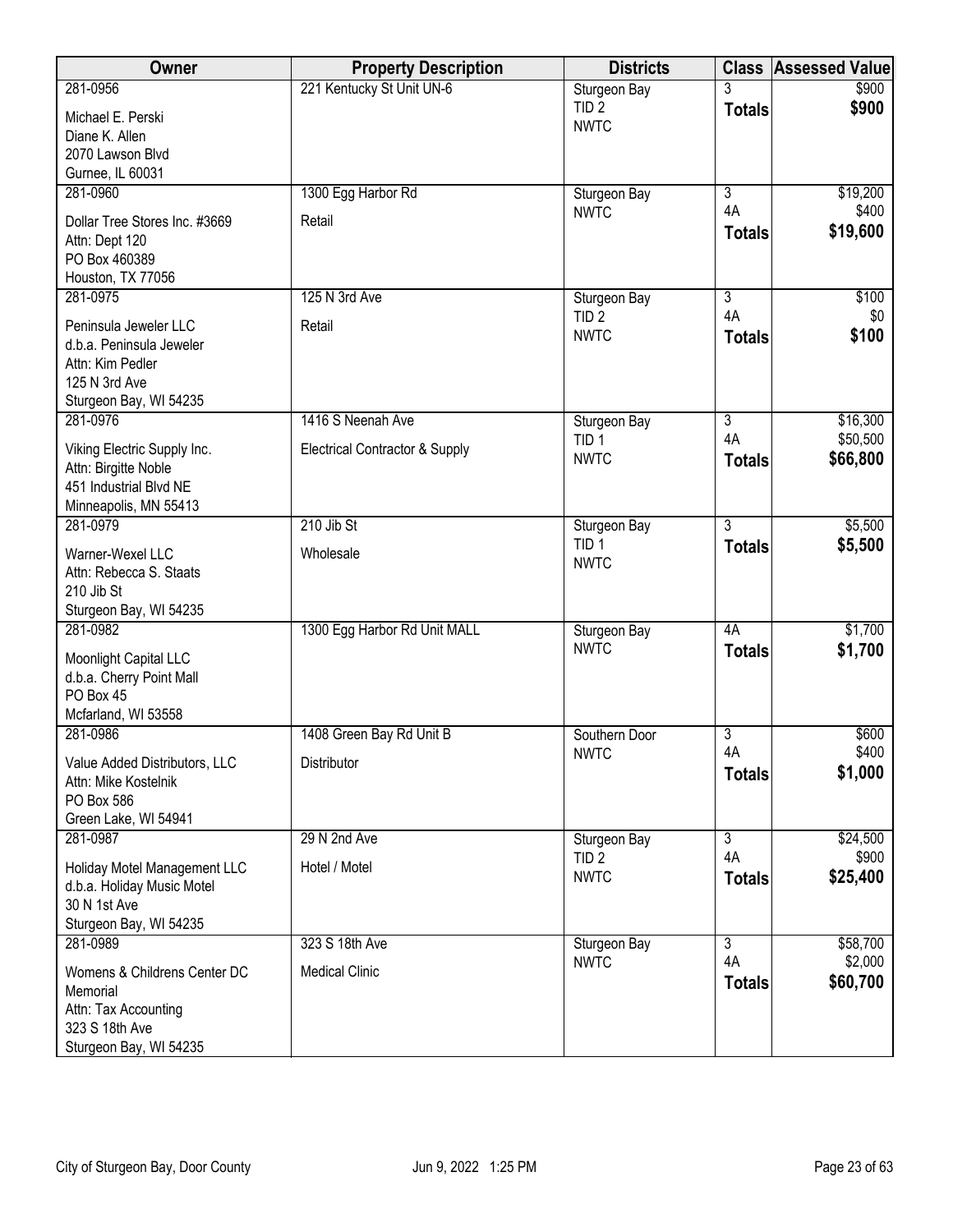| Owner | Property Description | Districts | Class | Assessed Value |
|---|---|---|---|---|
| 281-0956<br>Michael E. Perski<br>Diane K. Allen<br>2070 Lawson Blvd<br>Gurnee, IL 60031 | 221 Kentucky St Unit UN-6 | Sturgeon Bay<br>TID 2<br>NWTC | 3<br>**Totals** | $900<br>**$900** |
| 281-0960<br>Dollar Tree Stores Inc. #3669<br>Attn: Dept 120<br>PO Box 460389<br>Houston, TX 77056 | 1300 Egg Harbor Rd<br>Retail | Sturgeon Bay<br>NWTC | 3<br>4A<br>**Totals** | $19,200<br>$400<br>**$19,600** |
| 281-0975<br>Peninsula Jeweler LLC<br>d.b.a. Peninsula Jeweler<br>Attn: Kim Pedler<br>125 N 3rd Ave<br>Sturgeon Bay, WI 54235 | 125 N 3rd Ave<br>Retail | Sturgeon Bay<br>TID 2<br>NWTC | 3<br>4A<br>**Totals** | $100<br>$0<br>**$100** |
| 281-0976<br>Viking Electric Supply Inc.<br>Attn: Birgitte Noble<br>451 Industrial Blvd NE<br>Minneapolis, MN 55413 | 1416 S Neenah Ave<br>Electrical Contractor & Supply | Sturgeon Bay<br>TID 1<br>NWTC | 3<br>4A<br>**Totals** | $16,300<br>$50,500<br>**$66,800** |
| 281-0979<br>Warner-Wexel LLC<br>Attn: Rebecca S. Staats<br>210 Jib St<br>Sturgeon Bay, WI 54235 | 210 Jib St<br>Wholesale | Sturgeon Bay<br>TID 1<br>NWTC | 3<br>**Totals** | $5,500<br>**$5,500** |
| 281-0982<br>Moonlight Capital LLC<br>d.b.a. Cherry Point Mall<br>PO Box 45<br>Mcfarland, WI 53558 | 1300 Egg Harbor Rd Unit MALL | Sturgeon Bay<br>NWTC | 4A<br>**Totals** | $1,700<br>**$1,700** |
| 281-0986<br>Value Added Distributors, LLC<br>Attn: Mike Kostelnik<br>PO Box 586<br>Green Lake, WI 54941 | 1408 Green Bay Rd Unit B<br>Distributor | Southern Door<br>NWTC | 3<br>4A<br>**Totals** | $600<br>$400<br>**$1,000** |
| 281-0987<br>Holiday Motel Management LLC<br>d.b.a. Holiday Music Motel<br>30 N 1st Ave<br>Sturgeon Bay, WI 54235 | 29 N 2nd Ave<br>Hotel / Motel | Sturgeon Bay<br>TID 2<br>NWTC | 3<br>4A<br>**Totals** | $24,500<br>$900<br>**$25,400** |
| 281-0989<br>Womens & Childrens Center DC Memorial<br>Attn: Tax Accounting<br>323 S 18th Ave<br>Sturgeon Bay, WI 54235 | 323 S 18th Ave<br>Medical Clinic | Sturgeon Bay<br>NWTC | 3<br>4A<br>**Totals** | $58,700<br>$2,000<br>**$60,700** |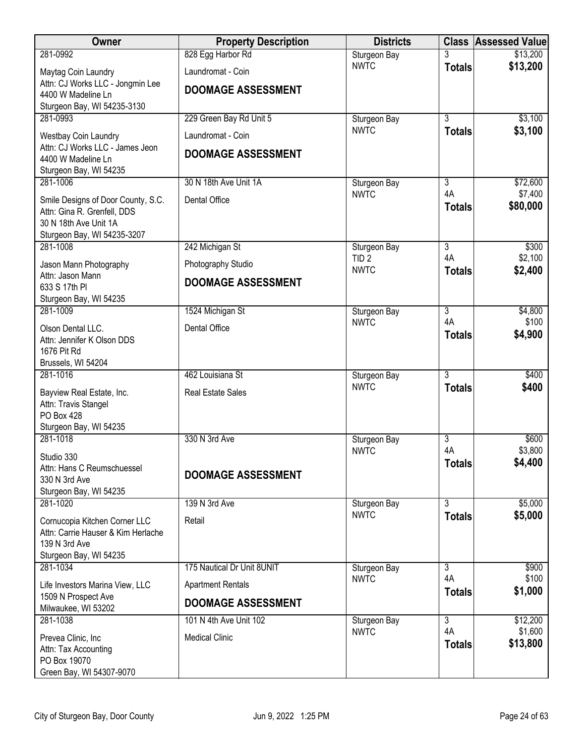| Owner | Property Description | Districts | Class | Assessed Value |
|---|---|---|---|---|
| 281-0992<br>Maytag Coin Laundry<br>Attn: CJ Works LLC - Jongmin Lee<br>4400 W Madeline Ln<br>Sturgeon Bay, WI 54235-3130 | 828 Egg Harbor Rd<br>Laundromat - Coin<br>**DOOMAGE ASSESSMENT** | Sturgeon Bay<br>NWTC | 3<br>**Totals** | \$13,200<br>**\$13,200** |
| 281-0993<br>Westbay Coin Laundry<br>Attn: CJ Works LLC - James Jeon<br>4400 W Madeline Ln<br>Sturgeon Bay, WI 54235 | 229 Green Bay Rd Unit 5<br>Laundromat - Coin<br>**DOOMAGE ASSESSMENT** | Sturgeon Bay<br>NWTC | 3<br>**Totals** | \$3,100<br>**\$3,100** |
| 281-1006<br>Smile Designs of Door County, S.C.<br>Attn: Gina R. Grenfell, DDS<br>30 N 18th Ave Unit 1A<br>Sturgeon Bay, WI 54235-3207 | 30 N 18th Ave Unit 1A<br>Dental Office | Sturgeon Bay<br>NWTC | 3<br>4A<br>**Totals** | \$72,600<br>\$7,400<br>**\$80,000** |
| 281-1008<br>Jason Mann Photography<br>Attn: Jason Mann<br>633 S 17th Pl<br>Sturgeon Bay, WI 54235 | 242 Michigan St<br>Photography Studio<br>**DOOMAGE ASSESSMENT** | Sturgeon Bay<br>TID 2<br>NWTC | 3<br>4A<br>**Totals** | \$300<br>\$2,100<br>**\$2,400** |
| 281-1009<br>Olson Dental LLC.<br>Attn: Jennifer K Olson DDS<br>1676 Pit Rd<br>Brussels, WI 54204 | 1524 Michigan St<br>Dental Office | Sturgeon Bay<br>NWTC | 3<br>4A<br>**Totals** | \$4,800<br>\$100<br>**\$4,900** |
| 281-1016<br>Bayview Real Estate, Inc.<br>Attn: Travis Stangel<br>PO Box 428<br>Sturgeon Bay, WI 54235 | 462 Louisiana St<br>Real Estate Sales | Sturgeon Bay<br>NWTC | 3<br>**Totals** | \$400<br>**\$400** |
| 281-1018<br>Studio 330<br>Attn: Hans C Reumschuessel<br>330 N 3rd Ave<br>Sturgeon Bay, WI 54235 | 330 N 3rd Ave<br>**DOOMAGE ASSESSMENT** | Sturgeon Bay<br>NWTC | 3<br>4A<br>**Totals** | \$600<br>\$3,800<br>**\$4,400** |
| 281-1020<br>Cornucopia Kitchen Corner LLC<br>Attn: Carrie Hauser & Kim Herlache<br>139 N 3rd Ave<br>Sturgeon Bay, WI 54235 | 139 N 3rd Ave<br>Retail | Sturgeon Bay<br>NWTC | 3<br>**Totals** | \$5,000<br>**\$5,000** |
| 281-1034<br>Life Investors Marina View, LLC<br>1509 N Prospect Ave<br>Milwaukee, WI 53202 | 175 Nautical Dr Unit 8UNIT<br>Apartment Rentals<br>**DOOMAGE ASSESSMENT** | Sturgeon Bay<br>NWTC | 3<br>4A<br>**Totals** | \$900<br>\$100<br>**\$1,000** |
| 281-1038<br>Prevea Clinic, Inc<br>Attn: Tax Accounting<br>PO Box 19070<br>Green Bay, WI 54307-9070 | 101 N 4th Ave Unit 102<br>Medical Clinic | Sturgeon Bay<br>NWTC | 3<br>4A<br>**Totals** | \$12,200<br>\$1,600<br>**\$13,800** |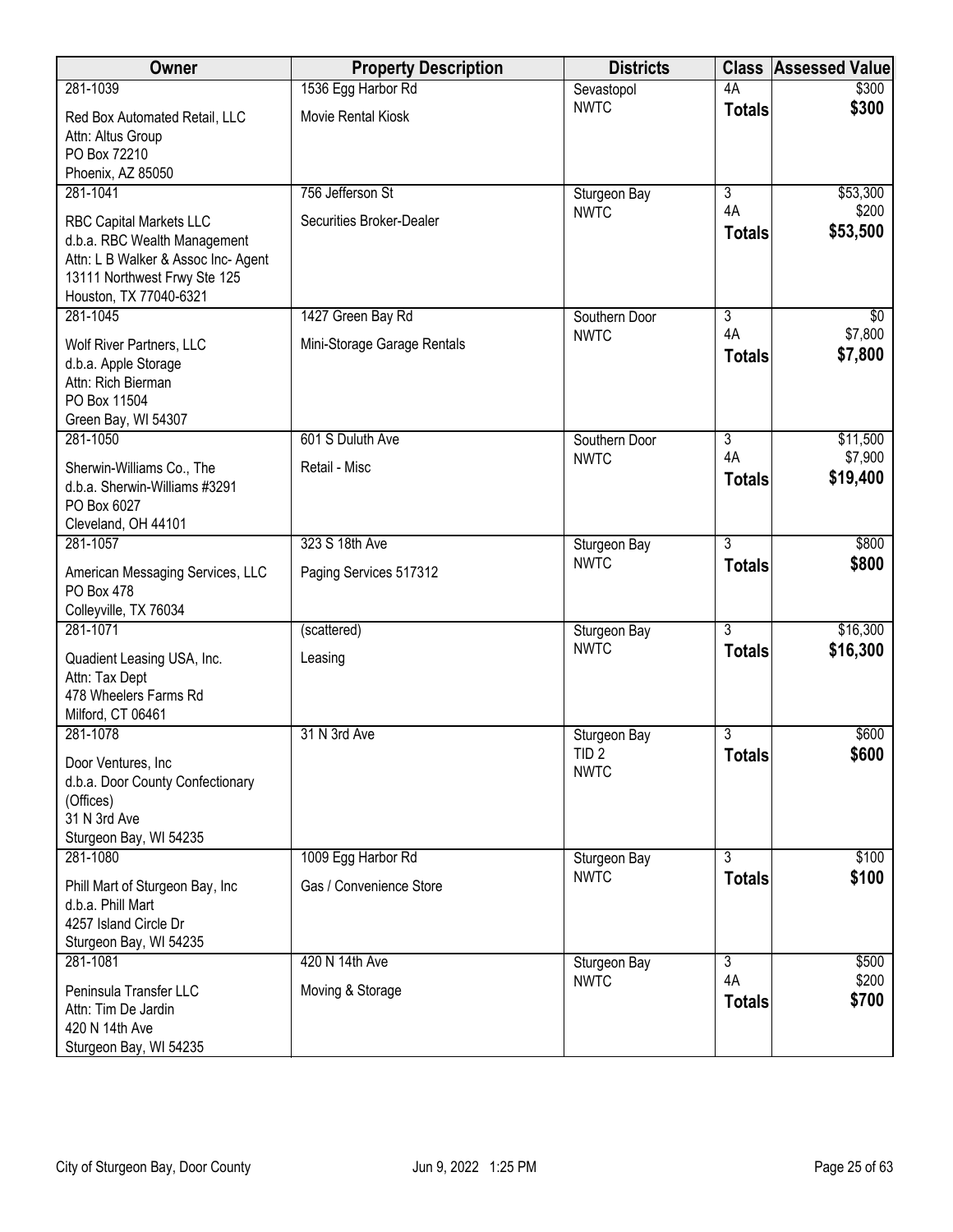| Owner | Property Description | Districts | Class | Assessed Value |
|---|---|---|---|---|
| 281-1039<br>Red Box Automated Retail, LLC<br>Attn: Altus Group<br>PO Box 72210<br>Phoenix, AZ 85050 | 1536 Egg Harbor Rd<br>Movie Rental Kiosk | Sevastopol<br>NWTC | 4A<br>**Totals** | $300<br>**$300** |
| 281-1041<br>RBC Capital Markets LLC<br>d.b.a. RBC Wealth Management<br>Attn: L B Walker & Assoc Inc- Agent<br>13111 Northwest Frwy Ste 125<br>Houston, TX 77040-6321 | 756 Jefferson St<br>Securities Broker-Dealer | Sturgeon Bay<br>NWTC | 3<br>4A<br>**Totals** | $53,300<br>$200<br>**$53,500** |
| 281-1045<br>Wolf River Partners, LLC<br>d.b.a. Apple Storage<br>Attn: Rich Bierman<br>PO Box 11504<br>Green Bay, WI 54307 | 1427 Green Bay Rd<br>Mini-Storage Garage Rentals | Southern Door<br>NWTC | 3<br>4A<br>**Totals** | $0<br>$7,800<br>**$7,800** |
| 281-1050<br>Sherwin-Williams Co., The<br>d.b.a. Sherwin-Williams #3291<br>PO Box 6027<br>Cleveland, OH 44101 | 601 S Duluth Ave<br>Retail - Misc | Southern Door<br>NWTC | 3<br>4A<br>**Totals** | $11,500<br>$7,900<br>**$19,400** |
| 281-1057<br>American Messaging Services, LLC<br>PO Box 478<br>Colleyville, TX 76034 | 323 S 18th Ave<br>Paging Services 517312 | Sturgeon Bay<br>NWTC | 3<br>**Totals** | $800<br>**$800** |
| 281-1071<br>Quadient Leasing USA, Inc.<br>Attn: Tax Dept<br>478 Wheelers Farms Rd<br>Milford, CT 06461 | (scattered)<br>Leasing | Sturgeon Bay<br>NWTC | 3<br>**Totals** | $16,300<br>**$16,300** |
| 281-1078<br>Door Ventures, Inc<br>d.b.a. Door County Confectionary<br>(Offices)<br>31 N 3rd Ave<br>Sturgeon Bay, WI 54235 | 31 N 3rd Ave | Sturgeon Bay<br>TID 2<br>NWTC | 3<br>**Totals** | $600<br>**$600** |
| 281-1080<br>Phill Mart of Sturgeon Bay, Inc<br>d.b.a. Phill Mart<br>4257 Island Circle Dr<br>Sturgeon Bay, WI 54235 | 1009 Egg Harbor Rd<br>Gas / Convenience Store | Sturgeon Bay<br>NWTC | 3<br>**Totals** | $100<br>**$100** |
| 281-1081<br>Peninsula Transfer LLC<br>Attn: Tim De Jardin<br>420 N 14th Ave<br>Sturgeon Bay, WI 54235 | 420 N 14th Ave<br>Moving & Storage | Sturgeon Bay<br>NWTC | 3<br>4A<br>**Totals** | $500<br>$200<br>**$700** |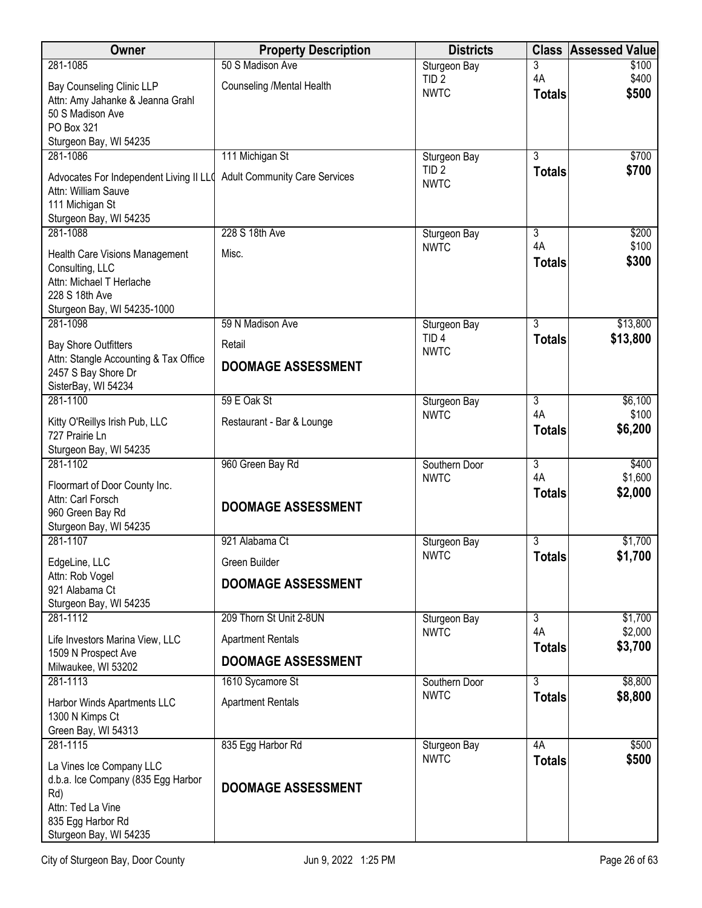| Owner | Property Description | Districts | Class | Assessed Value |
|---|---|---|---|---|
| 281-1085<br>Bay Counseling Clinic LLP<br>Attn: Amy Jahanke & Jeanna Grahl<br>50 S Madison Ave<br>PO Box 321<br>Sturgeon Bay, WI 54235 | 50 S Madison Ave<br>Counseling /Mental Health | Sturgeon Bay<br>TID 2<br>NWTC | 3<br>4A<br>**Totals** | $100<br>$400<br>**$500** |
| 281-1086<br>Advocates For Independent Living II LLC<br>Attn: William Sauve<br>111 Michigan St<br>Sturgeon Bay, WI 54235 | 111 Michigan St<br>Adult Community Care Services | Sturgeon Bay<br>TID 2<br>NWTC | 3<br>**Totals** | $700<br>**$700** |
| 281-1088<br>Health Care Visions Management Consulting, LLC<br>Attn: Michael T Herlache<br>228 S 18th Ave<br>Sturgeon Bay, WI 54235-1000 | 228 S 18th Ave<br>Misc. | Sturgeon Bay<br>NWTC | 3<br>4A<br>**Totals** | $200<br>$100<br>**$300** |
| 281-1098<br>Bay Shore Outfitters<br>Attn: Stangle Accounting & Tax Office<br>2457 S Bay Shore Dr<br>SisterBay, WI 54234 | 59 N Madison Ave<br>Retail<br>**DOOMAGE ASSESSMENT** | Sturgeon Bay<br>TID 4<br>NWTC | 3<br>**Totals** | $13,800<br>**$13,800** |
| 281-1100<br>Kitty O'Reillys Irish Pub, LLC<br>727 Prairie Ln<br>Sturgeon Bay, WI 54235 | 59 E Oak St<br>Restaurant - Bar & Lounge | Sturgeon Bay<br>NWTC | 3<br>4A<br>**Totals** | $6,100<br>$100<br>**$6,200** |
| 281-1102<br>Floormart of Door County Inc.<br>Attn: Carl Forsch<br>960 Green Bay Rd<br>Sturgeon Bay, WI 54235 | 960 Green Bay Rd<br>**DOOMAGE ASSESSMENT** | Southern Door<br>NWTC | 3<br>4A<br>**Totals** | $400<br>$1,600<br>**$2,000** |
| 281-1107<br>EdgeLine, LLC<br>Attn: Rob Vogel<br>921 Alabama Ct<br>Sturgeon Bay, WI 54235 | 921 Alabama Ct<br>Green Builder<br>**DOOMAGE ASSESSMENT** | Sturgeon Bay<br>NWTC | 3<br>**Totals** | $1,700<br>**$1,700** |
| 281-1112<br>Life Investors Marina View, LLC<br>1509 N Prospect Ave<br>Milwaukee, WI 53202 | 209 Thorn St Unit 2-8UN<br>Apartment Rentals<br>**DOOMAGE ASSESSMENT** | Sturgeon Bay<br>NWTC | 3<br>4A<br>**Totals** | $1,700<br>$2,000<br>**$3,700** |
| 281-1113<br>Harbor Winds Apartments LLC<br>1300 N Kimps Ct<br>Green Bay, WI 54313 | 1610 Sycamore St<br>Apartment Rentals | Southern Door<br>NWTC | 3<br>**Totals** | $8,800<br>**$8,800** |
| 281-1115<br>La Vines Ice Company LLC<br>d.b.a. Ice Company (835 Egg Harbor Rd)<br>Attn: Ted La Vine<br>835 Egg Harbor Rd<br>Sturgeon Bay, WI 54235 | 835 Egg Harbor Rd<br>**DOOMAGE ASSESSMENT** | Sturgeon Bay<br>NWTC | 4A<br>**Totals** | $500<br>**$500** |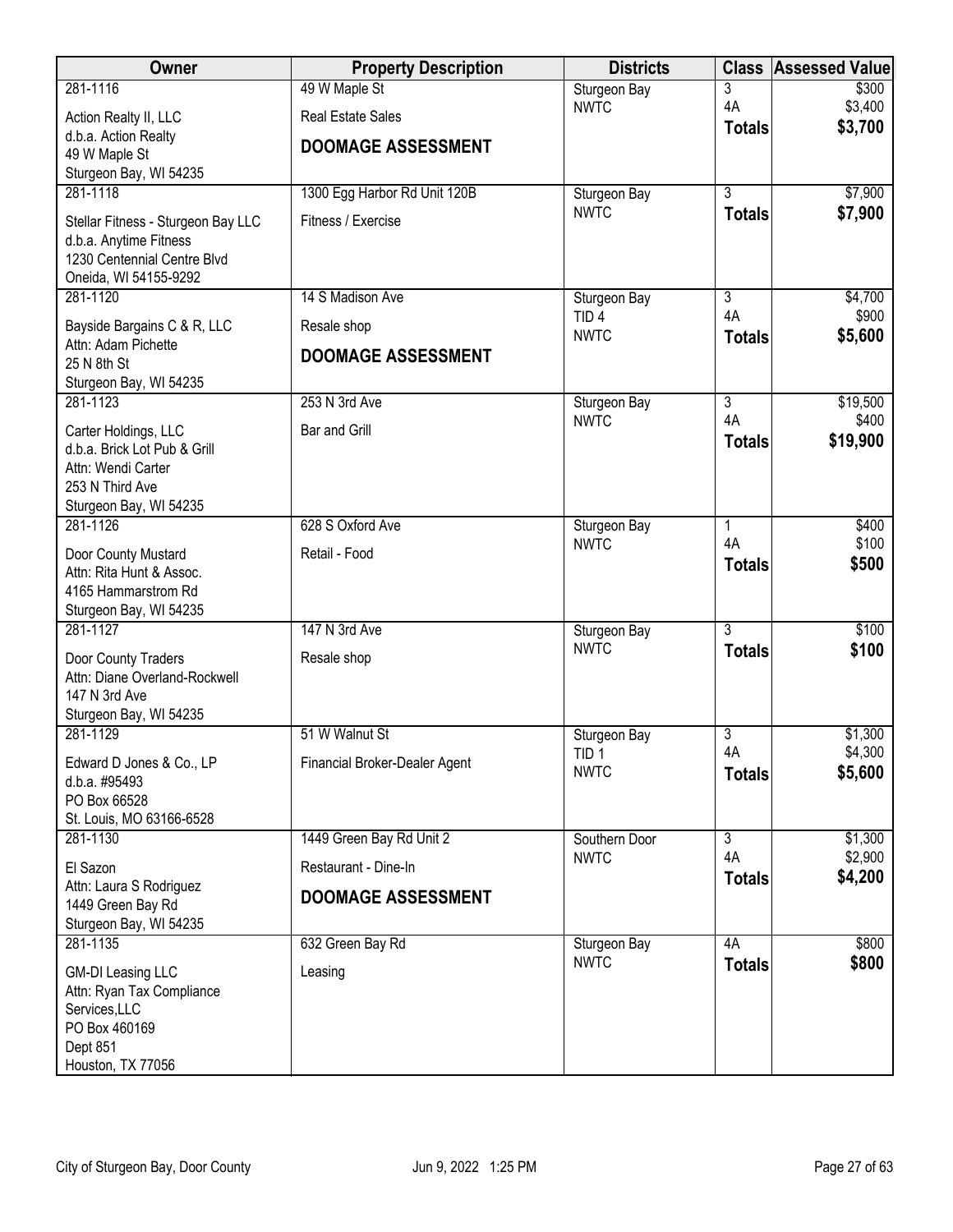| Owner | Property Description | Districts | Class | Assessed Value |
|---|---|---|---|---|
| 281-1116<br>Action Realty II, LLC<br>d.b.a. Action Realty<br>49 W Maple St<br>Sturgeon Bay, WI 54235 | 49 W Maple St<br>Real Estate Sales<br>**DOOMAGE ASSESSMENT** | Sturgeon Bay<br>NWTC | 3<br>4A<br>**Totals** | \$300<br>\$3,400<br>**\$3,700** |
| 281-1118<br>Stellar Fitness - Sturgeon Bay LLC<br>d.b.a. Anytime Fitness<br>1230 Centennial Centre Blvd<br>Oneida, WI 54155-9292 | 1300 Egg Harbor Rd Unit 120B<br>Fitness / Exercise | Sturgeon Bay<br>NWTC | 3<br>**Totals** | \$7,900<br>**\$7,900** |
| 281-1120<br>Bayside Bargains C & R, LLC<br>Attn: Adam Pichette<br>25 N 8th St<br>Sturgeon Bay, WI 54235 | 14 S Madison Ave<br>Resale shop<br>**DOOMAGE ASSESSMENT** | Sturgeon Bay<br>TID 4<br>NWTC | 3<br>4A<br>**Totals** | \$4,700<br>\$900<br>**\$5,600** |
| 281-1123<br>Carter Holdings, LLC<br>d.b.a. Brick Lot Pub & Grill<br>Attn: Wendi Carter<br>253 N Third Ave<br>Sturgeon Bay, WI 54235 | 253 N 3rd Ave<br>Bar and Grill | Sturgeon Bay<br>NWTC | 3<br>4A<br>**Totals** | \$19,500<br>\$400<br>**\$19,900** |
| 281-1126<br>Door County Mustard<br>Attn: Rita Hunt & Assoc.<br>4165 Hammarstrom Rd<br>Sturgeon Bay, WI 54235 | 628 S Oxford Ave<br>Retail - Food | Sturgeon Bay<br>NWTC | 1<br>4A<br>**Totals** | \$400<br>\$100<br>**\$500** |
| 281-1127<br>Door County Traders<br>Attn: Diane Overland-Rockwell<br>147 N 3rd Ave<br>Sturgeon Bay, WI 54235 | 147 N 3rd Ave<br>Resale shop | Sturgeon Bay<br>NWTC | 3<br>**Totals** | \$100<br>**\$100** |
| 281-1129<br>Edward D Jones & Co., LP<br>d.b.a. #95493<br>PO Box 66528<br>St. Louis, MO 63166-6528 | 51 W Walnut St<br>Financial Broker-Dealer Agent | Sturgeon Bay<br>TID 1<br>NWTC | 3<br>4A<br>**Totals** | \$1,300<br>\$4,300<br>**\$5,600** |
| 281-1130<br>El Sazon<br>Attn: Laura S Rodriguez<br>1449 Green Bay Rd<br>Sturgeon Bay, WI 54235 | 1449 Green Bay Rd Unit 2<br>Restaurant - Dine-In<br>**DOOMAGE ASSESSMENT** | Southern Door<br>NWTC | 3<br>4A<br>**Totals** | \$1,300<br>\$2,900<br>**\$4,200** |
| 281-1135<br>GM-DI Leasing LLC<br>Attn: Ryan Tax Compliance Services,LLC<br>PO Box 460169<br>Dept 851<br>Houston, TX 77056 | 632 Green Bay Rd<br>Leasing | Sturgeon Bay<br>NWTC | 4A<br>**Totals** | \$800<br>**\$800** |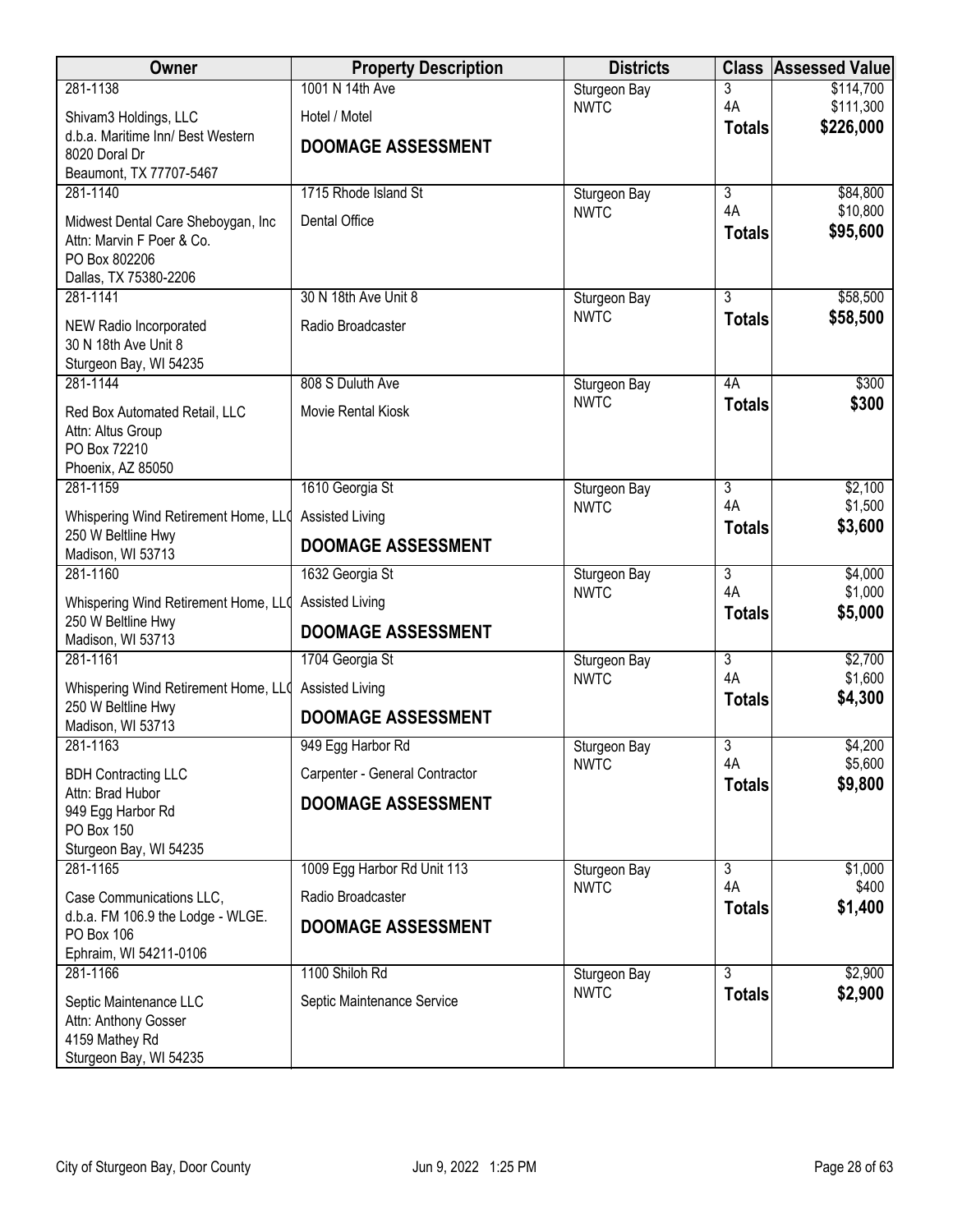| Owner | Property Description | Districts | Class | Assessed Value |
|---|---|---|---|---|
| 281-1138<br>Shivam3 Holdings, LLC<br>d.b.a. Maritime Inn/ Best Western<br>8020 Doral Dr<br>Beaumont, TX 77707-5467 | 1001 N 14th Ave<br>Hotel / Motel<br>**DOOMAGE ASSESSMENT** | Sturgeon Bay<br>NWTC | 3<br>4A<br>**Totals** | $114,700<br>$111,300<br>**$226,000** |
| 281-1140<br>Midwest Dental Care Sheboygan, Inc<br>Attn: Marvin F Poer & Co.<br>PO Box 802206<br>Dallas, TX 75380-2206 | 1715 Rhode Island St<br>Dental Office | Sturgeon Bay<br>NWTC | 3<br>4A<br>**Totals** | $84,800<br>$10,800<br>**$95,600** |
| 281-1141<br>NEW Radio Incorporated<br>30 N 18th Ave Unit 8<br>Sturgeon Bay, WI 54235 | 30 N 18th Ave Unit 8<br>Radio Broadcaster | Sturgeon Bay<br>NWTC | 3<br>**Totals** | $58,500<br>**$58,500** |
| 281-1144<br>Red Box Automated Retail, LLC<br>Attn: Altus Group<br>PO Box 72210<br>Phoenix, AZ 85050 | 808 S Duluth Ave<br>Movie Rental Kiosk | Sturgeon Bay<br>NWTC | 4A<br>**Totals** | $300<br>**$300** |
| 281-1159<br>Whispering Wind Retirement Home, LLC<br>250 W Beltline Hwy<br>Madison, WI 53713 | 1610 Georgia St<br>Assisted Living<br>**DOOMAGE ASSESSMENT** | Sturgeon Bay<br>NWTC | 3<br>4A<br>**Totals** | $2,100<br>$1,500<br>**$3,600** |
| 281-1160<br>Whispering Wind Retirement Home, LLC<br>250 W Beltline Hwy<br>Madison, WI 53713 | 1632 Georgia St<br>Assisted Living<br>**DOOMAGE ASSESSMENT** | Sturgeon Bay<br>NWTC | 3<br>4A<br>**Totals** | $4,000<br>$1,000<br>**$5,000** |
| 281-1161<br>Whispering Wind Retirement Home, LLC<br>250 W Beltline Hwy<br>Madison, WI 53713 | 1704 Georgia St<br>Assisted Living<br>**DOOMAGE ASSESSMENT** | Sturgeon Bay<br>NWTC | 3<br>4A<br>**Totals** | $2,700<br>$1,600<br>**$4,300** |
| 281-1163<br>BDH Contracting LLC<br>Attn: Brad Hubor<br>949 Egg Harbor Rd<br>PO Box 150<br>Sturgeon Bay, WI 54235 | 949 Egg Harbor Rd<br>Carpenter - General Contractor<br>**DOOMAGE ASSESSMENT** | Sturgeon Bay<br>NWTC | 3<br>4A<br>**Totals** | $4,200<br>$5,600<br>**$9,800** |
| 281-1165<br>Case Communications LLC,<br>d.b.a. FM 106.9 the Lodge - WLGE.<br>PO Box 106<br>Ephraim, WI 54211-0106 | 1009 Egg Harbor Rd Unit 113<br>Radio Broadcaster<br>**DOOMAGE ASSESSMENT** | Sturgeon Bay<br>NWTC | 3<br>4A<br>**Totals** | $1,000<br>$400<br>**$1,400** |
| 281-1166<br>Septic Maintenance LLC<br>Attn: Anthony Gosser<br>4159 Mathey Rd<br>Sturgeon Bay, WI 54235 | 1100 Shiloh Rd<br>Septic Maintenance Service | Sturgeon Bay<br>NWTC | 3<br>**Totals** | $2,900<br>**$2,900** |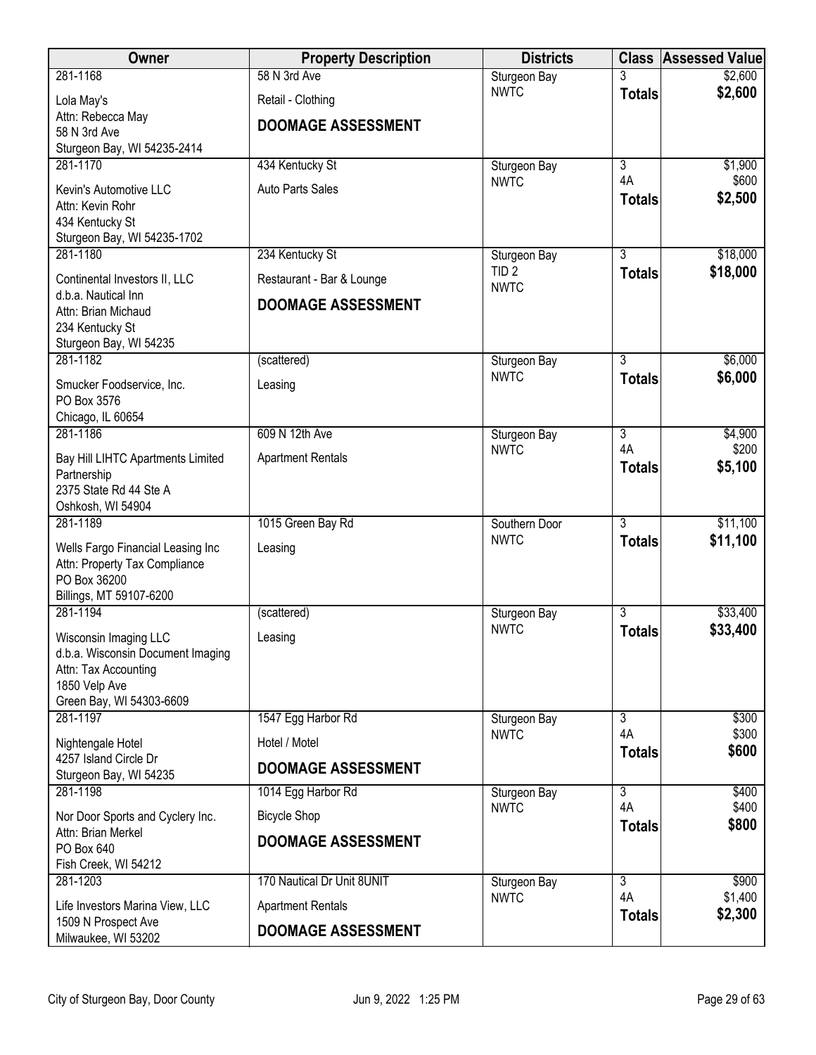| Owner | Property Description | Districts | Class | Assessed Value |
|---|---|---|---|---|
| 281-1168<br>Lola May's<br>Attn: Rebecca May<br>58 N 3rd Ave<br>Sturgeon Bay, WI 54235-2414 | 58 N 3rd Ave<br>Retail - Clothing<br>**DOOMAGE ASSESSMENT** | Sturgeon Bay<br>NWTC | 3<br>**Totals** | $2,600<br>**$2,600** |
| 281-1170<br>Kevin's Automotive LLC<br>Attn: Kevin Rohr<br>434 Kentucky St<br>Sturgeon Bay, WI 54235-1702 | 434 Kentucky St<br>Auto Parts Sales | Sturgeon Bay<br>NWTC | 3<br>4A<br>**Totals** | $1,900<br>$600<br>**$2,500** |
| 281-1180<br>Continental Investors II, LLC<br>d.b.a. Nautical Inn<br>Attn: Brian Michaud<br>234 Kentucky St<br>Sturgeon Bay, WI 54235 | 234 Kentucky St<br>Restaurant - Bar & Lounge<br>**DOOMAGE ASSESSMENT** | Sturgeon Bay<br>TID 2<br>NWTC | 3<br>**Totals** | $18,000<br>**$18,000** |
| 281-1182<br>Smucker Foodservice, Inc.<br>PO Box 3576<br>Chicago, IL 60654 | (scattered)<br>Leasing | Sturgeon Bay<br>NWTC | 3<br>**Totals** | $6,000<br>**$6,000** |
| 281-1186<br>Bay Hill LIHTC Apartments Limited Partnership<br>2375 State Rd 44 Ste A<br>Oshkosh, WI 54904 | 609 N 12th Ave<br>Apartment Rentals | Sturgeon Bay<br>NWTC | 3<br>4A<br>**Totals** | $4,900<br>$200<br>**$5,100** |
| 281-1189<br>Wells Fargo Financial Leasing Inc<br>Attn: Property Tax Compliance<br>PO Box 36200<br>Billings, MT 59107-6200 | 1015 Green Bay Rd<br>Leasing | Southern Door<br>NWTC | 3<br>**Totals** | $11,100<br>**$11,100** |
| 281-1194<br>Wisconsin Imaging LLC<br>d.b.a. Wisconsin Document Imaging<br>Attn: Tax Accounting<br>1850 Velp Ave<br>Green Bay, WI 54303-6609 | (scattered)<br>Leasing | Sturgeon Bay<br>NWTC | 3<br>**Totals** | $33,400<br>**$33,400** |
| 281-1197<br>Nightengale Hotel<br>4257 Island Circle Dr<br>Sturgeon Bay, WI 54235 | 1547 Egg Harbor Rd<br>Hotel / Motel<br>**DOOMAGE ASSESSMENT** | Sturgeon Bay<br>NWTC | 3<br>4A<br>**Totals** | $300<br>$300<br>**$600** |
| 281-1198<br>Nor Door Sports and Cyclery Inc.<br>Attn: Brian Merkel<br>PO Box 640<br>Fish Creek, WI 54212 | 1014 Egg Harbor Rd<br>Bicycle Shop<br>**DOOMAGE ASSESSMENT** | Sturgeon Bay<br>NWTC | 3<br>4A<br>**Totals** | $400<br>$400<br>**$800** |
| 281-1203<br>Life Investors Marina View, LLC<br>1509 N Prospect Ave<br>Milwaukee, WI 53202 | 170 Nautical Dr Unit 8UNIT<br>Apartment Rentals<br>**DOOMAGE ASSESSMENT** | Sturgeon Bay<br>NWTC | 3<br>4A<br>**Totals** | $900<br>$1,400<br>**$2,300** |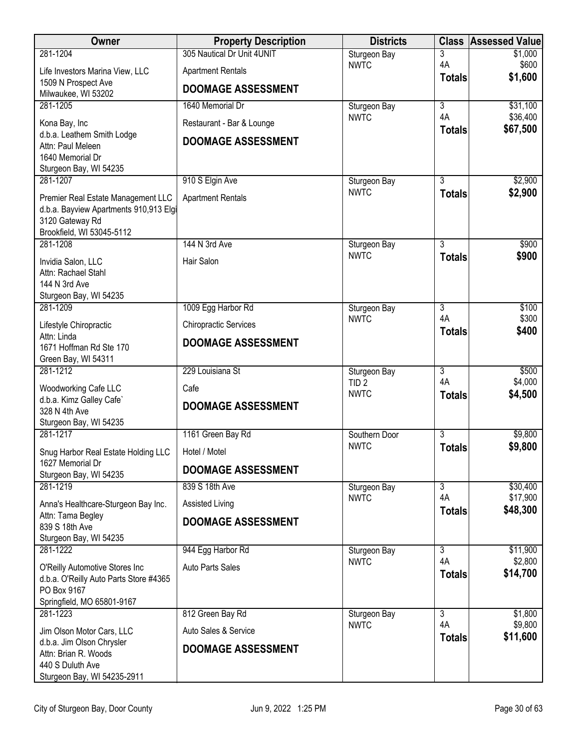| Owner | Property Description | Districts | Class | Assessed Value |
|---|---|---|---|---|
| 281-1204<br>Life Investors Marina View, LLC<br>1509 N Prospect Ave<br>Milwaukee, WI 53202 | 305 Nautical Dr Unit 4UNIT<br>Apartment Rentals<br>**DOOMAGE ASSESSMENT** | Sturgeon Bay<br>NWTC | 3<br>4A<br>**Totals** | $1,000<br>$600<br>**$1,600** |
| 281-1205<br>Kona Bay, Inc<br>d.b.a. Leathem Smith Lodge<br>Attn: Paul Meleen<br>1640 Memorial Dr<br>Sturgeon Bay, WI 54235 | 1640 Memorial Dr<br>Restaurant - Bar & Lounge<br>**DOOMAGE ASSESSMENT** | Sturgeon Bay<br>NWTC | 3<br>4A<br>**Totals** | $31,100<br>$36,400<br>**$67,500** |
| 281-1207<br>Premier Real Estate Management LLC<br>d.b.a. Bayview Apartments 910,913 Elgi<br>3120 Gateway Rd<br>Brookfield, WI 53045-5112 | 910 S Elgin Ave<br>Apartment Rentals | Sturgeon Bay<br>NWTC | 3<br>**Totals** | $2,900<br>**$2,900** |
| 281-1208<br>Invidia Salon, LLC<br>Attn: Rachael Stahl<br>144 N 3rd Ave<br>Sturgeon Bay, WI 54235 | 144 N 3rd Ave<br>Hair Salon | Sturgeon Bay<br>NWTC | 3<br>**Totals** | $900<br>**$900** |
| 281-1209<br>Lifestyle Chiropractic<br>Attn: Linda<br>1671 Hoffman Rd Ste 170<br>Green Bay, WI 54311 | 1009 Egg Harbor Rd<br>Chiropractic Services<br>**DOOMAGE ASSESSMENT** | Sturgeon Bay<br>NWTC | 3<br>4A<br>**Totals** | $100<br>$300<br>**$400** |
| 281-1212<br>Woodworking Cafe LLC<br>d.b.a. Kimz Galley Cafe`<br>328 N 4th Ave<br>Sturgeon Bay, WI 54235 | 229 Louisiana St<br>Cafe<br>**DOOMAGE ASSESSMENT** | Sturgeon Bay<br>TID 2<br>NWTC | 3<br>4A<br>**Totals** | $500<br>$4,000<br>**$4,500** |
| 281-1217<br>Snug Harbor Real Estate Holding LLC<br>1627 Memorial Dr<br>Sturgeon Bay, WI 54235 | 1161 Green Bay Rd<br>Hotel / Motel<br>**DOOMAGE ASSESSMENT** | Southern Door<br>NWTC | 3<br>**Totals** | $9,800<br>**$9,800** |
| 281-1219<br>Anna's Healthcare-Sturgeon Bay Inc.<br>Attn: Tama Begley<br>839 S 18th Ave<br>Sturgeon Bay, WI 54235 | 839 S 18th Ave<br>Assisted Living<br>**DOOMAGE ASSESSMENT** | Sturgeon Bay<br>NWTC | 3<br>4A<br>**Totals** | $30,400<br>$17,900<br>**$48,300** |
| 281-1222<br>O'Reilly Automotive Stores Inc<br>d.b.a. O'Reilly Auto Parts Store #4365<br>PO Box 9167<br>Springfield, MO 65801-9167 | 944 Egg Harbor Rd<br>Auto Parts Sales | Sturgeon Bay<br>NWTC | 3<br>4A<br>**Totals** | $11,900<br>$2,800<br>**$14,700** |
| 281-1223<br>Jim Olson Motor Cars, LLC<br>d.b.a. Jim Olson Chrysler<br>Attn: Brian R. Woods<br>440 S Duluth Ave<br>Sturgeon Bay, WI 54235-2911 | 812 Green Bay Rd<br>Auto Sales & Service<br>**DOOMAGE ASSESSMENT** | Sturgeon Bay<br>NWTC | 3<br>4A<br>**Totals** | $1,800<br>$9,800<br>**$11,600** |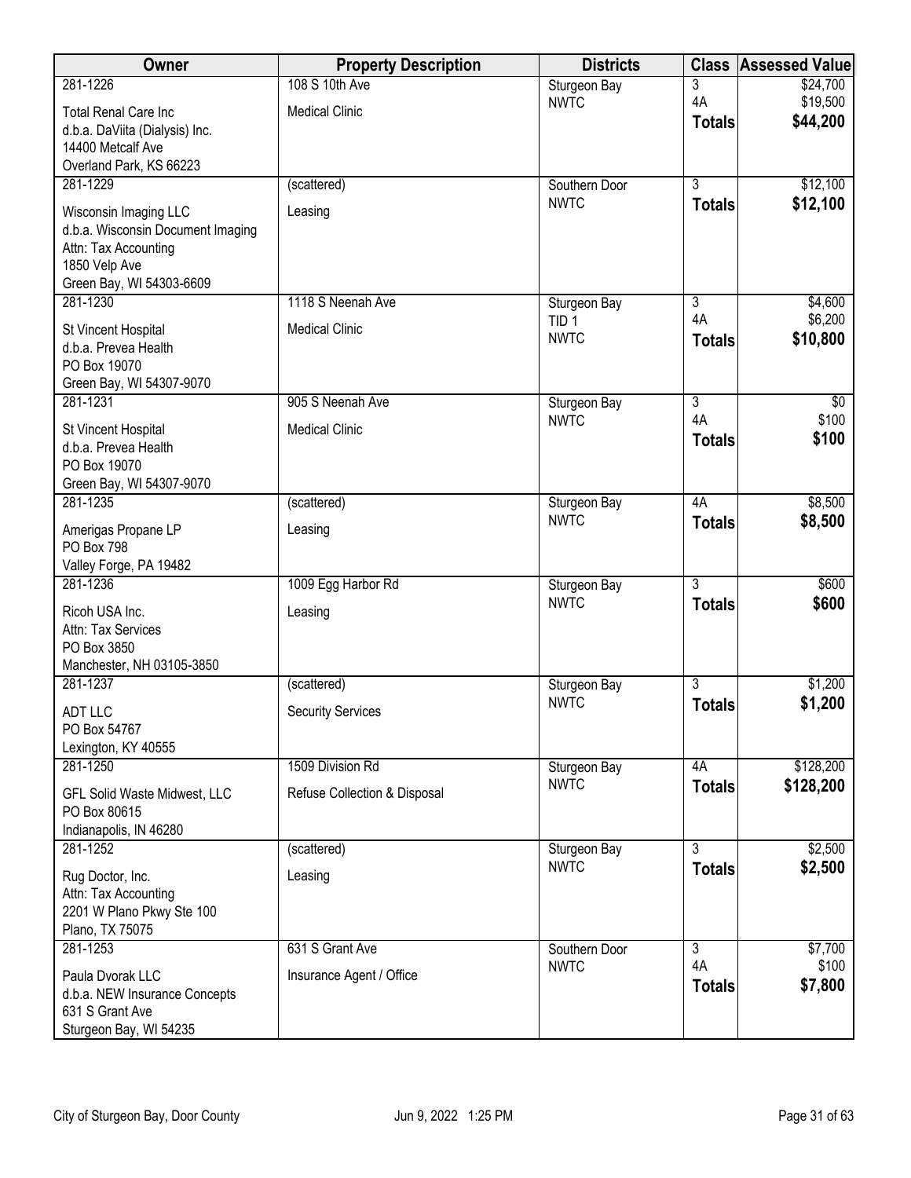| Owner | Property Description | Districts | Class | Assessed Value |
|---|---|---|---|---|
| 281-1226<br>Total Renal Care Inc<br>d.b.a. DaViita (Dialysis) Inc.<br>14400 Metcalf Ave<br>Overland Park, KS 66223 | 108 S 10th Ave<br>Medical Clinic | Sturgeon Bay<br>NWTC | 3<br>4A<br>**Totals** | $24,700<br>$19,500<br>**$44,200** |
| 281-1229<br>Wisconsin Imaging LLC<br>d.b.a. Wisconsin Document Imaging<br>Attn: Tax Accounting<br>1850 Velp Ave<br>Green Bay, WI 54303-6609 | (scattered)<br>Leasing | Southern Door<br>NWTC | 3<br>**Totals** | $12,100<br>**$12,100** |
| 281-1230<br>St Vincent Hospital<br>d.b.a. Prevea Health<br>PO Box 19070<br>Green Bay, WI 54307-9070 | 1118 S Neenah Ave<br>Medical Clinic | Sturgeon Bay<br>TID 1<br>NWTC | 3<br>4A<br>**Totals** | $4,600<br>$6,200<br>**$10,800** |
| 281-1231<br>St Vincent Hospital<br>d.b.a. Prevea Health<br>PO Box 19070<br>Green Bay, WI 54307-9070 | 905 S Neenah Ave<br>Medical Clinic | Sturgeon Bay<br>NWTC | 3<br>4A<br>**Totals** | $0<br>$100<br>**$100** |
| 281-1235<br>Amerigas Propane LP<br>PO Box 798<br>Valley Forge, PA 19482 | (scattered)<br>Leasing | Sturgeon Bay<br>NWTC | 4A<br>**Totals** | $8,500<br>**$8,500** |
| 281-1236<br>Ricoh USA Inc.<br>Attn: Tax Services<br>PO Box 3850<br>Manchester, NH 03105-3850 | 1009 Egg Harbor Rd<br>Leasing | Sturgeon Bay<br>NWTC | 3<br>**Totals** | $600<br>**$600** |
| 281-1237<br>ADT LLC<br>PO Box 54767<br>Lexington, KY 40555 | (scattered)<br>Security Services | Sturgeon Bay<br>NWTC | 3<br>**Totals** | $1,200<br>**$1,200** |
| 281-1250<br>GFL Solid Waste Midwest, LLC<br>PO Box 80615<br>Indianapolis, IN 46280 | 1509 Division Rd<br>Refuse Collection & Disposal | Sturgeon Bay<br>NWTC | 4A<br>**Totals** | $128,200<br>**$128,200** |
| 281-1252<br>Rug Doctor, Inc.<br>Attn: Tax Accounting<br>2201 W Plano Pkwy Ste 100<br>Plano, TX 75075 | (scattered)<br>Leasing | Sturgeon Bay<br>NWTC | 3<br>**Totals** | $2,500<br>**$2,500** |
| 281-1253<br>Paula Dvorak LLC<br>d.b.a. NEW Insurance Concepts<br>631 S Grant Ave<br>Sturgeon Bay, WI 54235 | 631 S Grant Ave<br>Insurance Agent / Office | Southern Door<br>NWTC | 3<br>4A<br>**Totals** | $7,700<br>$100<br>**$7,800** |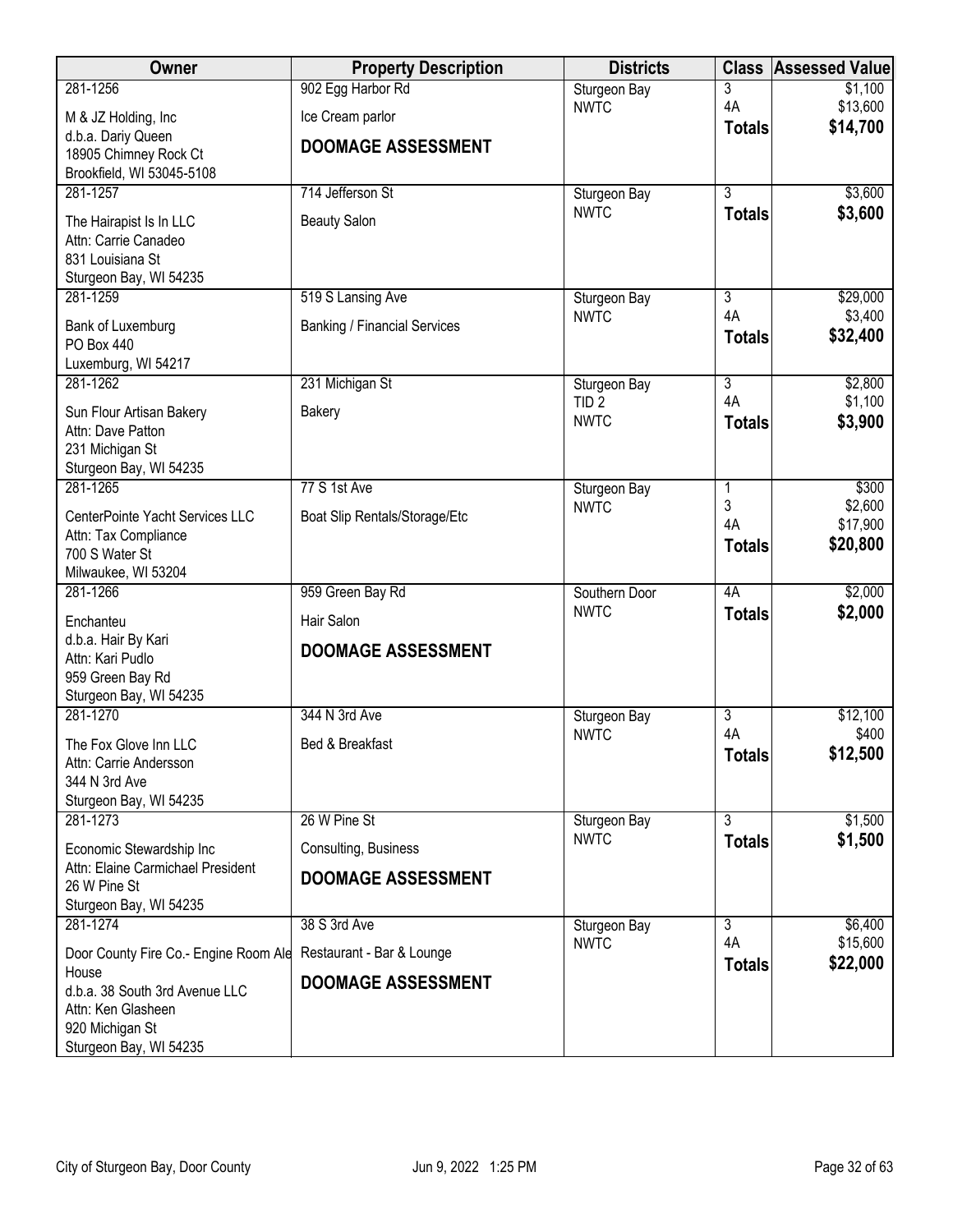| Owner | Property Description | Districts | Class | Assessed Value |
|---|---|---|---|---|
| 281-1256<br>M & JZ Holding, Inc<br>d.b.a. Dariy Queen<br>18905 Chimney Rock Ct<br>Brookfield, WI 53045-5108 | 902 Egg Harbor Rd<br>Ice Cream parlor<br>**DOOMAGE ASSESSMENT** | Sturgeon Bay<br>NWTC | 3<br>4A<br>**Totals** | $1,100<br>$13,600<br>**$14,700** |
| 281-1257<br>The Hairapist Is In LLC<br>Attn: Carrie Canadeo<br>831 Louisiana St<br>Sturgeon Bay, WI 54235 | 714 Jefferson St<br>Beauty Salon | Sturgeon Bay<br>NWTC | 3<br>**Totals** | $3,600<br>**$3,600** |
| 281-1259<br>Bank of Luxemburg<br>PO Box 440<br>Luxemburg, WI 54217 | 519 S Lansing Ave<br>Banking / Financial Services | Sturgeon Bay<br>NWTC | 3<br>4A<br>**Totals** | $29,000<br>$3,400<br>**$32,400** |
| 281-1262<br>Sun Flour Artisan Bakery<br>Attn: Dave Patton<br>231 Michigan St<br>Sturgeon Bay, WI 54235 | 231 Michigan St<br>Bakery | Sturgeon Bay<br>TID 2<br>NWTC | 3<br>4A<br>**Totals** | $2,800<br>$1,100<br>**$3,900** |
| 281-1265<br>CenterPointe Yacht Services LLC<br>Attn: Tax Compliance<br>700 S Water St<br>Milwaukee, WI 53204 | 77 S 1st Ave<br>Boat Slip Rentals/Storage/Etc | Sturgeon Bay<br>NWTC | 1<br>3<br>4A<br>**Totals** | $300<br>$2,600<br>$17,900<br>**$20,800** |
| 281-1266<br>Enchanteu<br>d.b.a. Hair By Kari<br>Attn: Kari Pudlo<br>959 Green Bay Rd<br>Sturgeon Bay, WI 54235 | 959 Green Bay Rd<br>Hair Salon<br>**DOOMAGE ASSESSMENT** | Southern Door<br>NWTC | 4A<br>**Totals** | $2,000<br>**$2,000** |
| 281-1270<br>The Fox Glove Inn LLC<br>Attn: Carrie Andersson<br>344 N 3rd Ave<br>Sturgeon Bay, WI 54235 | 344 N 3rd Ave<br>Bed & Breakfast | Sturgeon Bay<br>NWTC | 3<br>4A<br>**Totals** | $12,100<br>$400<br>**$12,500** |
| 281-1273<br>Economic Stewardship Inc<br>Attn: Elaine Carmichael President<br>26 W Pine St<br>Sturgeon Bay, WI 54235 | 26 W Pine St<br>Consulting, Business<br>**DOOMAGE ASSESSMENT** | Sturgeon Bay<br>NWTC | 3<br>**Totals** | $1,500<br>**$1,500** |
| 281-1274<br>Door County Fire Co.- Engine Room Ale House<br>d.b.a. 38 South 3rd Avenue LLC<br>Attn: Ken Glasheen<br>920 Michigan St<br>Sturgeon Bay, WI 54235 | 38 S 3rd Ave<br>Restaurant - Bar & Lounge<br>**DOOMAGE ASSESSMENT** | Sturgeon Bay<br>NWTC | 3<br>4A<br>**Totals** | $6,400<br>$15,600<br>**$22,000** |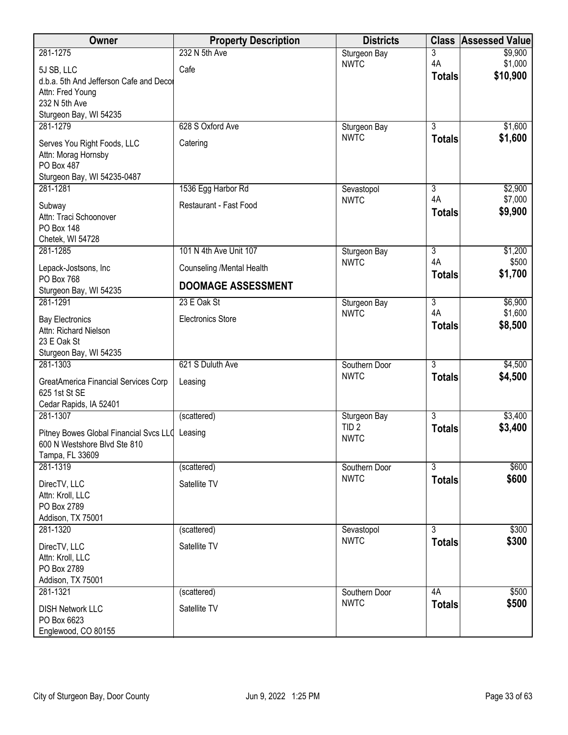| Owner | Property Description | Districts | Class | Assessed Value |
|---|---|---|---|---|
| 281-1275<br>5J SB, LLC<br>d.b.a. 5th And Jefferson Cafe and Decor<br>Attn: Fred Young<br>232 N 5th Ave<br>Sturgeon Bay, WI 54235 | 232 N 5th Ave<br>Cafe | Sturgeon Bay<br>NWTC | 3<br>4A<br>**Totals** | $9,900<br>$1,000<br>**$10,900** |
| 281-1279<br>Serves You Right Foods, LLC<br>Attn: Morag Hornsby<br>PO Box 487<br>Sturgeon Bay, WI 54235-0487 | 628 S Oxford Ave<br>Catering | Sturgeon Bay<br>NWTC | 3<br>**Totals** | $1,600<br>**$1,600** |
| 281-1281<br>Subway<br>Attn: Traci Schoonover<br>PO Box 148<br>Chetek, WI 54728 | 1536 Egg Harbor Rd<br>Restaurant - Fast Food | Sevastopol<br>NWTC | 3<br>4A<br>**Totals** | $2,900<br>$7,000<br>**$9,900** |
| 281-1285<br>Lepack-Jostsons, Inc<br>PO Box 768<br>Sturgeon Bay, WI 54235 | 101 N 4th Ave Unit 107<br>Counseling /Mental Health<br>**DOOMAGE ASSESSMENT** | Sturgeon Bay<br>NWTC | 3<br>4A<br>**Totals** | $1,200<br>$500<br>**$1,700** |
| 281-1291<br>Bay Electronics<br>Attn: Richard Nielson<br>23 E Oak St<br>Sturgeon Bay, WI 54235 | 23 E Oak St<br>Electronics Store | Sturgeon Bay<br>NWTC | 3<br>4A<br>**Totals** | $6,900<br>$1,600<br>**$8,500** |
| 281-1303<br>GreatAmerica Financial Services Corp<br>625 1st St SE<br>Cedar Rapids, IA 52401 | 621 S Duluth Ave<br>Leasing | Southern Door<br>NWTC | 3<br>**Totals** | $4,500<br>**$4,500** |
| 281-1307<br>Pitney Bowes Global Financial Svcs LLC<br>600 N Westshore Blvd Ste 810<br>Tampa, FL 33609 | (scattered)<br>Leasing | Sturgeon Bay<br>TID 2<br>NWTC | 3<br>**Totals** | $3,400<br>**$3,400** |
| 281-1319<br>DirecTV, LLC<br>Attn: Kroll, LLC<br>PO Box 2789<br>Addison, TX 75001 | (scattered)<br>Satellite TV | Southern Door<br>NWTC | 3<br>**Totals** | $600<br>**$600** |
| 281-1320<br>DirecTV, LLC<br>Attn: Kroll, LLC<br>PO Box 2789<br>Addison, TX 75001 | (scattered)<br>Satellite TV | Sevastopol<br>NWTC | 3<br>**Totals** | $300<br>**$300** |
| 281-1321<br>DISH Network LLC<br>PO Box 6623<br>Englewood, CO 80155 | (scattered)<br>Satellite TV | Southern Door<br>NWTC | 4A<br>**Totals** | $500<br>**$500** |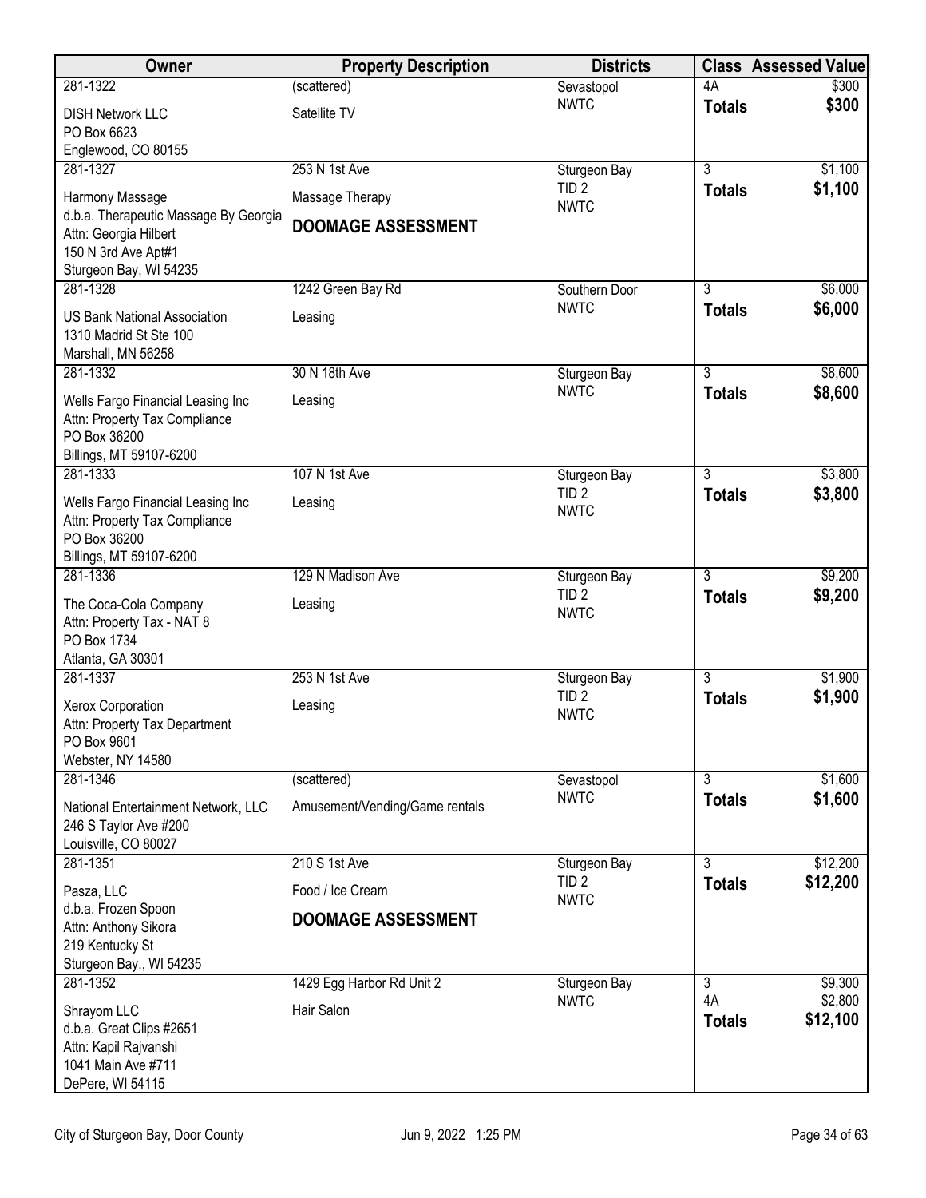| Owner | Property Description | Districts | Class | Assessed Value |
|---|---|---|---|---|
| 281-1322<br>DISH Network LLC<br>PO Box 6623<br>Englewood, CO 80155 | (scattered)<br>Satellite TV | Sevastopol<br>NWTC | 4A<br>**Totals** | $300<br>**$300** |
| 281-1327<br>Harmony Massage<br>d.b.a. Therapeutic Massage By Georgia<br>Attn: Georgia Hilbert<br>150 N 3rd Ave Apt#1<br>Sturgeon Bay, WI 54235 | 253 N 1st Ave<br>Massage Therapy<br>**DOOMAGE ASSESSMENT** | Sturgeon Bay<br>TID 2<br>NWTC | 3<br>**Totals** | $1,100<br>**$1,100** |
| 281-1328<br>US Bank National Association<br>1310 Madrid St Ste 100<br>Marshall, MN 56258 | 1242 Green Bay Rd<br>Leasing | Southern Door<br>NWTC | 3<br>**Totals** | $6,000<br>**$6,000** |
| 281-1332<br>Wells Fargo Financial Leasing Inc<br>Attn: Property Tax Compliance<br>PO Box 36200<br>Billings, MT 59107-6200 | 30 N 18th Ave<br>Leasing | Sturgeon Bay<br>NWTC | 3<br>**Totals** | $8,600<br>**$8,600** |
| 281-1333<br>Wells Fargo Financial Leasing Inc<br>Attn: Property Tax Compliance<br>PO Box 36200<br>Billings, MT 59107-6200 | 107 N 1st Ave<br>Leasing | Sturgeon Bay<br>TID 2<br>NWTC | 3<br>**Totals** | $3,800<br>**$3,800** |
| 281-1336<br>The Coca-Cola Company<br>Attn: Property Tax - NAT 8<br>PO Box 1734<br>Atlanta, GA 30301 | 129 N Madison Ave<br>Leasing | Sturgeon Bay<br>TID 2<br>NWTC | 3<br>**Totals** | $9,200<br>**$9,200** |
| 281-1337<br>Xerox Corporation<br>Attn: Property Tax Department<br>PO Box 9601<br>Webster, NY 14580 | 253 N 1st Ave<br>Leasing | Sturgeon Bay<br>TID 2<br>NWTC | 3<br>**Totals** | $1,900<br>**$1,900** |
| 281-1346<br>National Entertainment Network, LLC<br>246 S Taylor Ave #200<br>Louisville, CO 80027 | (scattered)<br>Amusement/Vending/Game rentals | Sevastopol<br>NWTC | 3<br>**Totals** | $1,600<br>**$1,600** |
| 281-1351<br>Pasza, LLC<br>d.b.a. Frozen Spoon<br>Attn: Anthony Sikora<br>219 Kentucky St<br>Sturgeon Bay., WI 54235 | 210 S 1st Ave<br>Food / Ice Cream<br>**DOOMAGE ASSESSMENT** | Sturgeon Bay<br>TID 2<br>NWTC | 3<br>**Totals** | $12,200<br>**$12,200** |
| 281-1352<br>Shrayom LLC<br>d.b.a. Great Clips #2651<br>Attn: Kapil Rajvanshi<br>1041 Main Ave #711<br>DePere, WI 54115 | 1429 Egg Harbor Rd Unit 2<br>Hair Salon | Sturgeon Bay<br>NWTC | 3<br>4A<br>**Totals** | $9,300<br>$2,800<br>**$12,100** |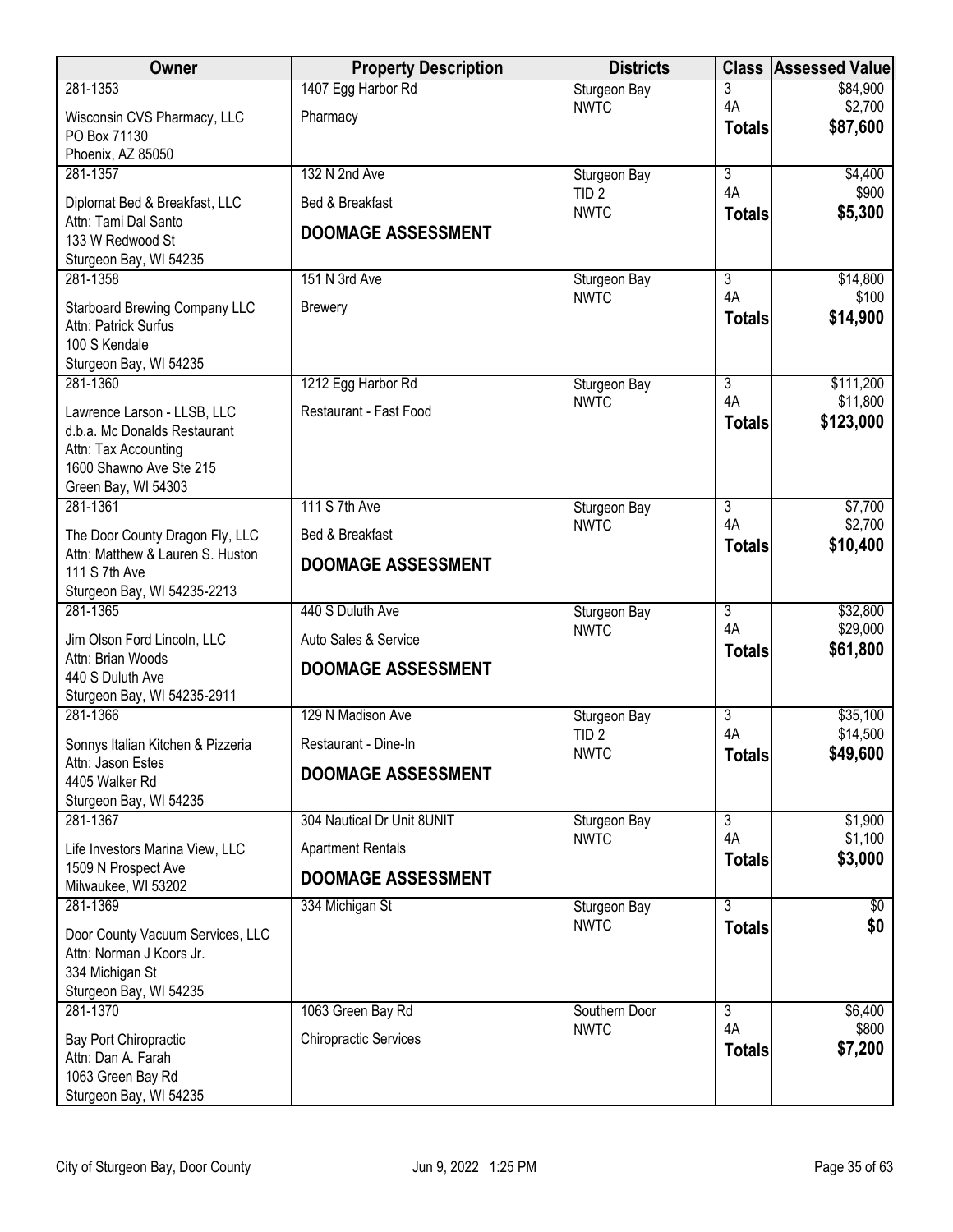| Owner | Property Description | Districts | Class | Assessed Value |
|---|---|---|---|---|
| 281-1353<br>Wisconsin CVS Pharmacy, LLC<br>PO Box 71130<br>Phoenix, AZ 85050 | 1407 Egg Harbor Rd<br>Pharmacy | Sturgeon Bay<br>NWTC | 3<br>4A<br>**Totals** | $84,900<br>$2,700<br>**$87,600** |
| 281-1357<br>Diplomat Bed & Breakfast, LLC<br>Attn: Tami Dal Santo<br>133 W Redwood St<br>Sturgeon Bay, WI 54235 | 132 N 2nd Ave<br>Bed & Breakfast<br>**DOOMAGE ASSESSMENT** | Sturgeon Bay<br>TID 2<br>NWTC | 3<br>4A<br>**Totals** | $4,400<br>$900<br>**$5,300** |
| 281-1358<br>Starboard Brewing Company LLC<br>Attn: Patrick Surfus<br>100 S Kendale<br>Sturgeon Bay, WI 54235 | 151 N 3rd Ave<br>Brewery | Sturgeon Bay<br>NWTC | 3<br>4A<br>**Totals** | $14,800<br>$100<br>**$14,900** |
| 281-1360<br>Lawrence Larson - LLSB, LLC<br>d.b.a. Mc Donalds Restaurant<br>Attn: Tax Accounting<br>1600 Shawno Ave Ste 215<br>Green Bay, WI 54303 | 1212 Egg Harbor Rd<br>Restaurant - Fast Food | Sturgeon Bay<br>NWTC | 3<br>4A<br>**Totals** | $111,200<br>$11,800<br>**$123,000** |
| 281-1361<br>The Door County Dragon Fly, LLC<br>Attn: Matthew & Lauren S. Huston<br>111 S 7th Ave<br>Sturgeon Bay, WI 54235-2213 | 111 S 7th Ave<br>Bed & Breakfast<br>**DOOMAGE ASSESSMENT** | Sturgeon Bay<br>NWTC | 3<br>4A<br>**Totals** | $7,700<br>$2,700<br>**$10,400** |
| 281-1365<br>Jim Olson Ford Lincoln, LLC<br>Attn: Brian Woods<br>440 S Duluth Ave<br>Sturgeon Bay, WI 54235-2911 | 440 S Duluth Ave<br>Auto Sales & Service<br>**DOOMAGE ASSESSMENT** | Sturgeon Bay<br>NWTC | 3<br>4A<br>**Totals** | $32,800<br>$29,000<br>**$61,800** |
| 281-1366<br>Sonnys Italian Kitchen & Pizzeria<br>Attn: Jason Estes<br>4405 Walker Rd<br>Sturgeon Bay, WI 54235 | 129 N Madison Ave<br>Restaurant - Dine-In<br>**DOOMAGE ASSESSMENT** | Sturgeon Bay<br>TID 2<br>NWTC | 3<br>4A<br>**Totals** | $35,100<br>$14,500<br>**$49,600** |
| 281-1367<br>Life Investors Marina View, LLC<br>1509 N Prospect Ave<br>Milwaukee, WI 53202 | 304 Nautical Dr Unit 8UNIT<br>Apartment Rentals<br>**DOOMAGE ASSESSMENT** | Sturgeon Bay<br>NWTC | 3<br>4A<br>**Totals** | $1,900<br>$1,100<br>**$3,000** |
| 281-1369<br>Door County Vacuum Services, LLC<br>Attn: Norman J Koors Jr.<br>334 Michigan St<br>Sturgeon Bay, WI 54235 | 334 Michigan St | Sturgeon Bay<br>NWTC | 3<br>**Totals** | $0<br>**$0** |
| 281-1370<br>Bay Port Chiropractic<br>Attn: Dan A. Farah<br>1063 Green Bay Rd<br>Sturgeon Bay, WI 54235 | 1063 Green Bay Rd<br>Chiropractic Services | Southern Door<br>NWTC | 3<br>4A<br>**Totals** | $6,400<br>$800<br>**$7,200** |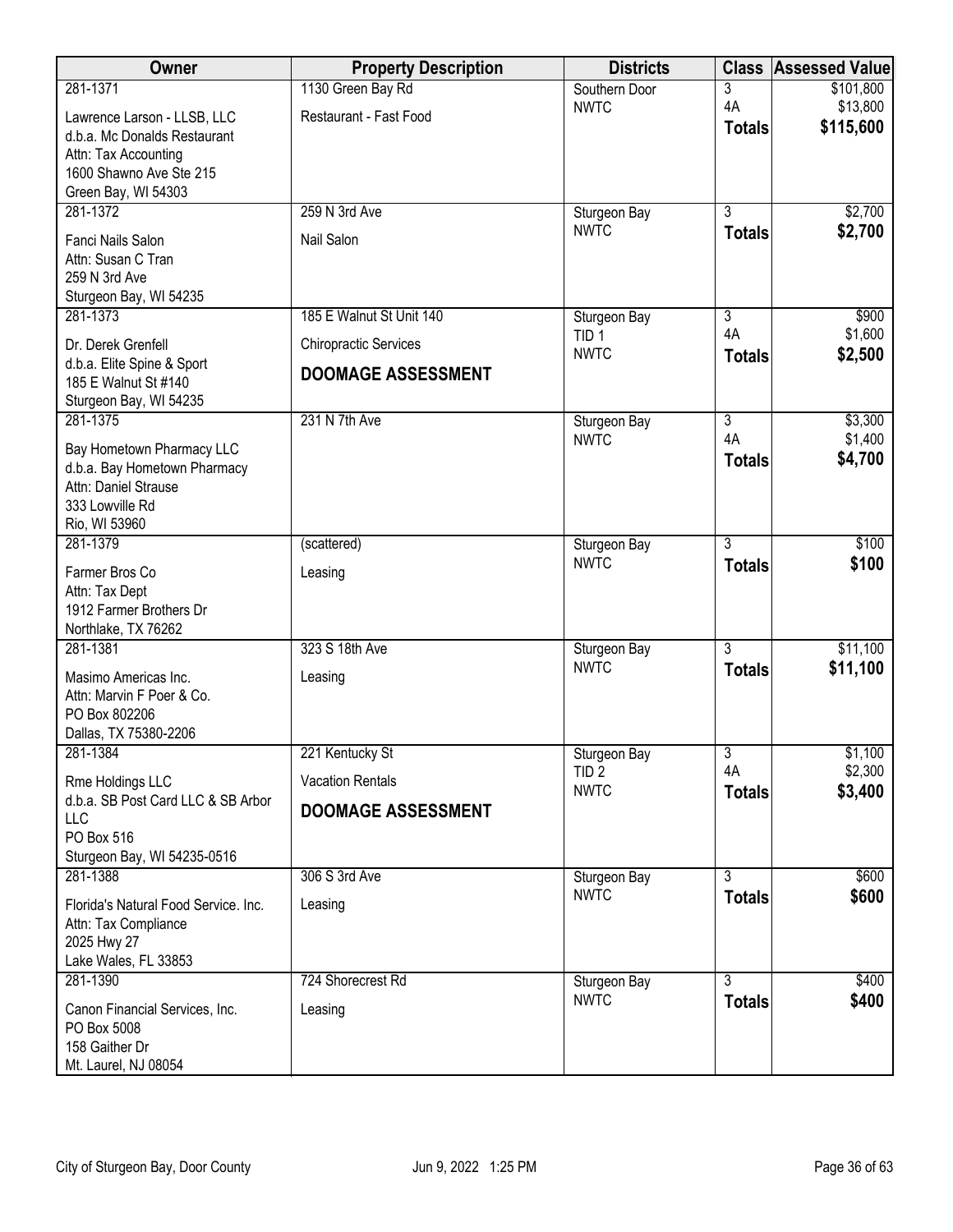| Owner | Property Description | Districts | Class | Assessed Value |
|---|---|---|---|---|
| 281-1371<br>Lawrence Larson - LLSB, LLC<br>d.b.a. Mc Donalds Restaurant<br>Attn: Tax Accounting<br>1600 Shawno Ave Ste 215<br>Green Bay, WI 54303 | 1130 Green Bay Rd<br>Restaurant - Fast Food | Southern Door<br>NWTC | 3<br>4A<br>**Totals** | $101,800<br>$13,800<br>**$115,600** |
| 281-1372<br>Fanci Nails Salon<br>Attn: Susan C Tran<br>259 N 3rd Ave<br>Sturgeon Bay, WI 54235 | 259 N 3rd Ave<br>Nail Salon | Sturgeon Bay<br>NWTC | 3<br>**Totals** | $2,700<br>**$2,700** |
| 281-1373<br>Dr. Derek Grenfell<br>d.b.a. Elite Spine & Sport<br>185 E Walnut St #140<br>Sturgeon Bay, WI 54235 | 185 E Walnut St Unit 140<br>Chiropractic Services<br>**DOOMAGE ASSESSMENT** | Sturgeon Bay<br>TID 1<br>NWTC | 3<br>4A<br>**Totals** | $900<br>$1,600<br>**$2,500** |
| 281-1375<br>Bay Hometown Pharmacy LLC<br>d.b.a. Bay Hometown Pharmacy<br>Attn: Daniel Strause<br>333 Lowville Rd<br>Rio, WI 53960 | 231 N 7th Ave | Sturgeon Bay<br>NWTC | 3<br>4A<br>**Totals** | $3,300<br>$1,400<br>**$4,700** |
| 281-1379<br>Farmer Bros Co<br>Attn: Tax Dept<br>1912 Farmer Brothers Dr<br>Northlake, TX 76262 | (scattered)<br>Leasing | Sturgeon Bay<br>NWTC | 3<br>**Totals** | $100<br>**$100** |
| 281-1381<br>Masimo Americas Inc.<br>Attn: Marvin F Poer & Co.<br>PO Box 802206<br>Dallas, TX 75380-2206 | 323 S 18th Ave<br>Leasing | Sturgeon Bay<br>NWTC | 3<br>**Totals** | $11,100<br>**$11,100** |
| 281-1384<br>Rme Holdings LLC<br>d.b.a. SB Post Card LLC & SB Arbor LLC<br>PO Box 516<br>Sturgeon Bay, WI 54235-0516 | 221 Kentucky St<br>Vacation Rentals<br>**DOOMAGE ASSESSMENT** | Sturgeon Bay<br>TID 2<br>NWTC | 3<br>4A<br>**Totals** | $1,100<br>$2,300<br>**$3,400** |
| 281-1388<br>Florida's Natural Food Service. Inc.<br>Attn: Tax Compliance<br>2025 Hwy 27<br>Lake Wales, FL 33853 | 306 S 3rd Ave<br>Leasing | Sturgeon Bay<br>NWTC | 3<br>**Totals** | $600<br>**$600** |
| 281-1390<br>Canon Financial Services, Inc.<br>PO Box 5008<br>158 Gaither Dr<br>Mt. Laurel, NJ 08054 | 724 Shorecrest Rd<br>Leasing | Sturgeon Bay<br>NWTC | 3<br>**Totals** | $400<br>**$400** |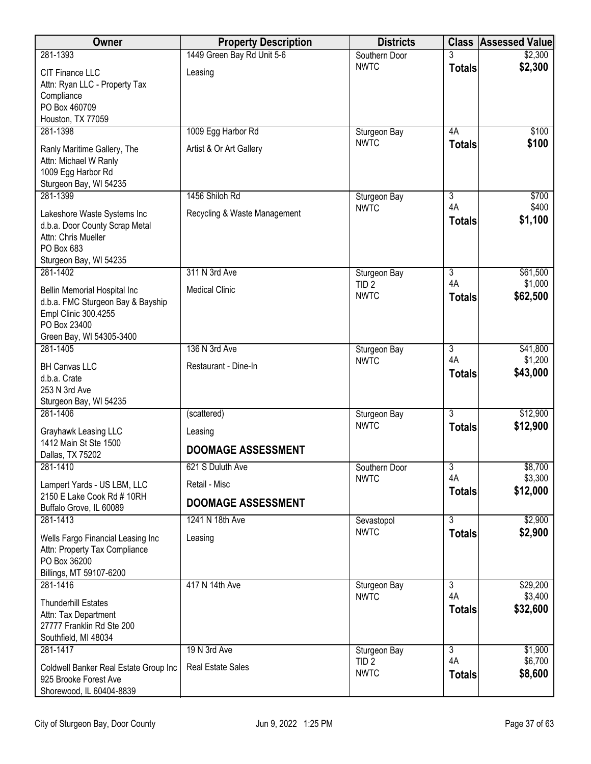| Owner | Property Description | Districts | Class | Assessed Value |
|---|---|---|---|---|
| 281-1393<br>CIT Finance LLC<br>Attn: Ryan LLC - Property Tax Compliance<br>PO Box 460709<br>Houston, TX 77059 | 1449 Green Bay Rd Unit 5-6<br>Leasing | Southern Door<br>NWTC | 3<br>**Totals** | $2,300<br>**$2,300** |
| 281-1398<br>Ranly Maritime Gallery, The<br>Attn: Michael W Ranly<br>1009 Egg Harbor Rd<br>Sturgeon Bay, WI 54235 | 1009 Egg Harbor Rd<br>Artist & Or Art Gallery | Sturgeon Bay<br>NWTC | 4A<br>**Totals** | $100<br>**$100** |
| 281-1399<br>Lakeshore Waste Systems Inc<br>d.b.a. Door County Scrap Metal<br>Attn: Chris Mueller<br>PO Box 683<br>Sturgeon Bay, WI 54235 | 1456 Shiloh Rd<br>Recycling & Waste Management | Sturgeon Bay<br>NWTC | 3<br>4A<br>**Totals** | $700<br>$400<br>**$1,100** |
| 281-1402<br>Bellin Memorial Hospital Inc<br>d.b.a. FMC Sturgeon Bay & Bayship Empl Clinic 300.4255<br>PO Box 23400<br>Green Bay, WI 54305-3400 | 311 N 3rd Ave<br>Medical Clinic | Sturgeon Bay<br>TID 2<br>NWTC | 3<br>4A<br>**Totals** | $61,500<br>$1,000<br>**$62,500** |
| 281-1405<br>BH Canvas LLC<br>d.b.a. Crate<br>253 N 3rd Ave<br>Sturgeon Bay, WI 54235 | 136 N 3rd Ave<br>Restaurant - Dine-In | Sturgeon Bay<br>NWTC | 3<br>4A<br>**Totals** | $41,800<br>$1,200<br>**$43,000** |
| 281-1406<br>Grayhawk Leasing LLC<br>1412 Main St Ste 1500<br>Dallas, TX 75202 | (scattered)<br>Leasing<br>**DOOMAGE ASSESSMENT** | Sturgeon Bay<br>NWTC | 3<br>**Totals** | $12,900<br>**$12,900** |
| 281-1410<br>Lampert Yards - US LBM, LLC<br>2150 E Lake Cook Rd # 10RH<br>Buffalo Grove, IL 60089 | 621 S Duluth Ave<br>Retail - Misc<br>**DOOMAGE ASSESSMENT** | Southern Door<br>NWTC | 3<br>4A<br>**Totals** | $8,700<br>$3,300<br>**$12,000** |
| 281-1413<br>Wells Fargo Financial Leasing Inc<br>Attn: Property Tax Compliance<br>PO Box 36200<br>Billings, MT 59107-6200 | 1241 N 18th Ave<br>Leasing | Sevastopol<br>NWTC | 3<br>**Totals** | $2,900<br>**$2,900** |
| 281-1416<br>Thunderhill Estates<br>Attn: Tax Department<br>27777 Franklin Rd Ste 200<br>Southfield, MI 48034 | 417 N 14th Ave | Sturgeon Bay<br>NWTC | 3<br>4A<br>**Totals** | $29,200<br>$3,400<br>**$32,600** |
| 281-1417<br>Coldwell Banker Real Estate Group Inc<br>925 Brooke Forest Ave<br>Shorewood, IL 60404-8839 | 19 N 3rd Ave<br>Real Estate Sales | Sturgeon Bay<br>TID 2<br>NWTC | 3<br>4A<br>**Totals** | $1,900<br>$6,700<br>**$8,600** |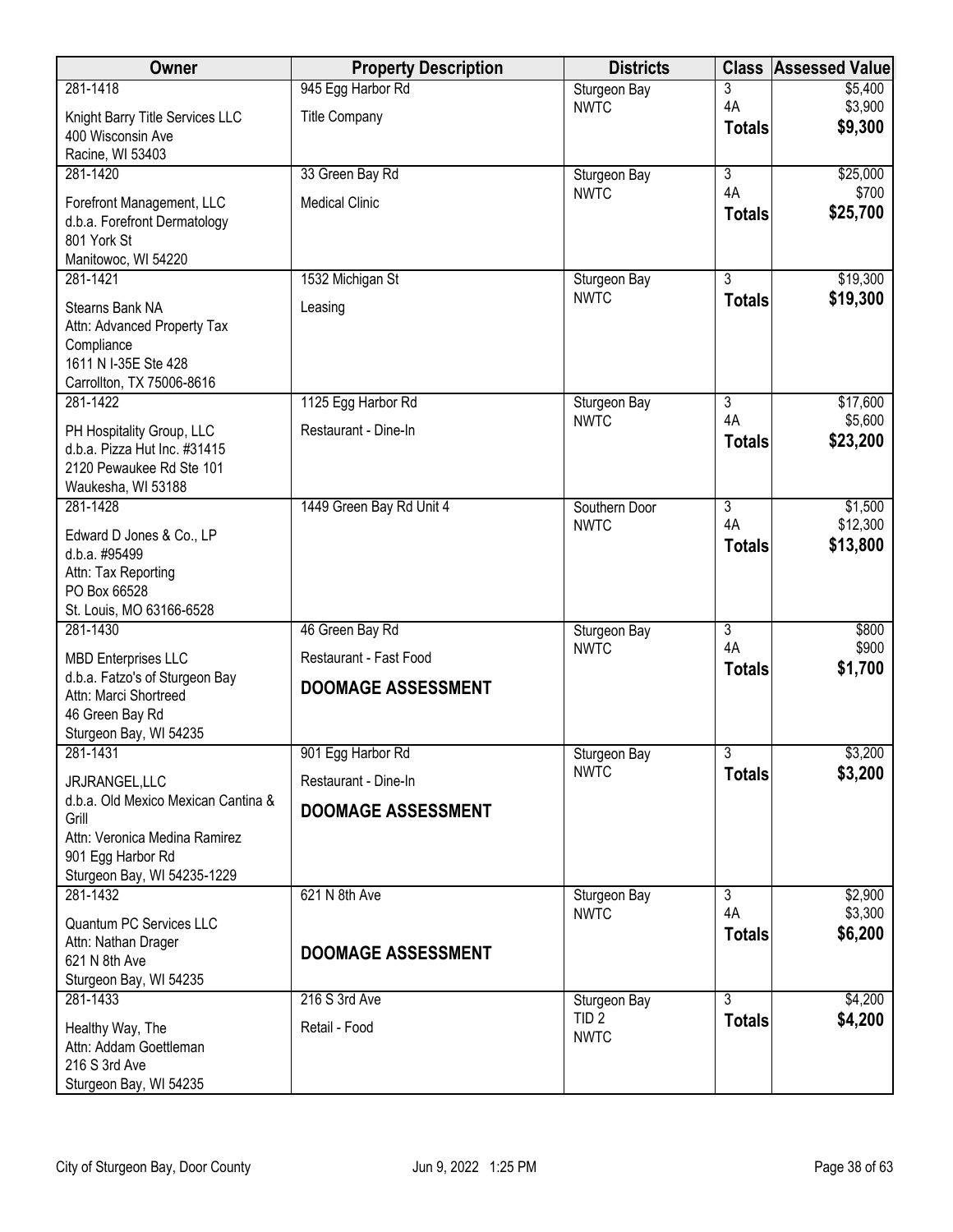| Owner | Property Description | Districts | Class | Assessed Value |
|---|---|---|---|---|
| 281-1418<br>Knight Barry Title Services LLC<br>400 Wisconsin Ave<br>Racine, WI 53403 | 945 Egg Harbor Rd<br>Title Company | Sturgeon Bay<br>NWTC | 3<br>4A<br>**Totals** | \$5,400<br>\$3,900<br>**\$9,300** |
| 281-1420<br>Forefront Management, LLC<br>d.b.a. Forefront Dermatology<br>801 York St<br>Manitowoc, WI 54220 | 33 Green Bay Rd<br>Medical Clinic | Sturgeon Bay<br>NWTC | 3<br>4A<br>**Totals** | \$25,000<br>\$700<br>**\$25,700** |
| 281-1421<br>Stearns Bank NA<br>Attn: Advanced Property Tax Compliance<br>1611 N I-35E Ste 428<br>Carrollton, TX 75006-8616 | 1532 Michigan St<br>Leasing | Sturgeon Bay<br>NWTC | 3<br>**Totals** | \$19,300<br>**\$19,300** |
| 281-1422<br>PH Hospitality Group, LLC<br>d.b.a. Pizza Hut Inc. #31415<br>2120 Pewaukee Rd Ste 101<br>Waukesha, WI 53188 | 1125 Egg Harbor Rd<br>Restaurant - Dine-In | Sturgeon Bay<br>NWTC | 3<br>4A<br>**Totals** | \$17,600<br>\$5,600<br>**\$23,200** |
| 281-1428<br>Edward D Jones & Co., LP<br>d.b.a. #95499<br>Attn: Tax Reporting<br>PO Box 66528<br>St. Louis, MO 63166-6528 | 1449 Green Bay Rd Unit 4 | Southern Door<br>NWTC | 3<br>4A<br>**Totals** | \$1,500<br>\$12,300<br>**\$13,800** |
| 281-1430<br>MBD Enterprises LLC<br>d.b.a. Fatzo's of Sturgeon Bay<br>Attn: Marci Shortreed<br>46 Green Bay Rd<br>Sturgeon Bay, WI 54235 | 46 Green Bay Rd<br>Restaurant - Fast Food<br>**DOOMAGE ASSESSMENT** | Sturgeon Bay<br>NWTC | 3<br>4A<br>**Totals** | \$800<br>\$900<br>**\$1,700** |
| 281-1431<br>JRJRANGEL,LLC<br>d.b.a. Old Mexico Mexican Cantina & Grill<br>Attn: Veronica Medina Ramirez<br>901 Egg Harbor Rd<br>Sturgeon Bay, WI 54235-1229 | 901 Egg Harbor Rd<br>Restaurant - Dine-In<br>**DOOMAGE ASSESSMENT** | Sturgeon Bay<br>NWTC | 3<br>**Totals** | \$3,200<br>**\$3,200** |
| 281-1432<br>Quantum PC Services LLC<br>Attn: Nathan Drager<br>621 N 8th Ave<br>Sturgeon Bay, WI 54235 | 621 N 8th Ave<br>**DOOMAGE ASSESSMENT** | Sturgeon Bay<br>NWTC | 3<br>4A<br>**Totals** | \$2,900<br>\$3,300<br>**\$6,200** |
| 281-1433<br>Healthy Way, The<br>Attn: Addam Goettleman<br>216 S 3rd Ave<br>Sturgeon Bay, WI 54235 | 216 S 3rd Ave<br>Retail - Food | Sturgeon Bay<br>TID 2<br>NWTC | 3<br>**Totals** | \$4,200<br>**\$4,200** |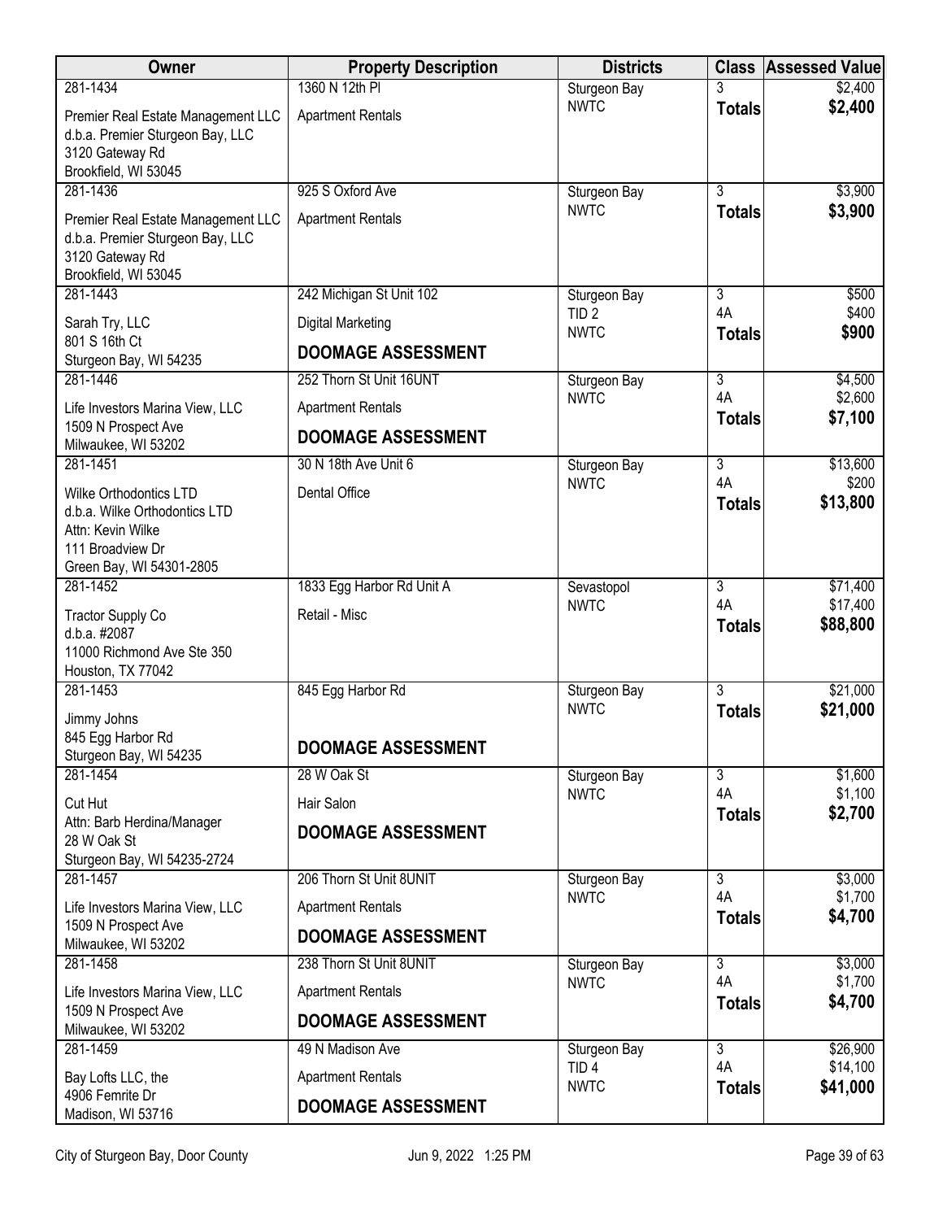| Owner | Property Description | Districts | Class | Assessed Value |
|---|---|---|---|---|
| 281-1434<br>Premier Real Estate Management LLC<br>d.b.a. Premier Sturgeon Bay, LLC<br>3120 Gateway Rd<br>Brookfield, WI 53045 | 1360 N 12th Pl<br>Apartment Rentals | Sturgeon Bay<br>NWTC | 3<br>**Totals** | $2,400<br>**$2,400** |
| 281-1436<br>Premier Real Estate Management LLC<br>d.b.a. Premier Sturgeon Bay, LLC<br>3120 Gateway Rd<br>Brookfield, WI 53045 | 925 S Oxford Ave<br>Apartment Rentals | Sturgeon Bay<br>NWTC | 3<br>**Totals** | $3,900<br>**$3,900** |
| 281-1443<br>Sarah Try, LLC<br>801 S 16th Ct<br>Sturgeon Bay, WI 54235 | 242 Michigan St Unit 102<br>Digital Marketing<br>**DOOMAGE ASSESSMENT** | Sturgeon Bay<br>TID 2<br>NWTC | 3<br>4A<br>**Totals** | $500<br>$400<br>**$900** |
| 281-1446<br>Life Investors Marina View, LLC<br>1509 N Prospect Ave<br>Milwaukee, WI 53202 | 252 Thorn St Unit 16UNT<br>Apartment Rentals<br>**DOOMAGE ASSESSMENT** | Sturgeon Bay<br>NWTC | 3<br>4A<br>**Totals** | $4,500<br>$2,600<br>**$7,100** |
| 281-1451<br>Wilke Orthodontics LTD<br>d.b.a. Wilke Orthodontics LTD<br>Attn: Kevin Wilke<br>111 Broadview Dr<br>Green Bay, WI 54301-2805 | 30 N 18th Ave Unit 6<br>Dental Office | Sturgeon Bay<br>NWTC | 3<br>4A<br>**Totals** | $13,600<br>$200<br>**$13,800** |
| 281-1452<br>Tractor Supply Co<br>d.b.a. #2087<br>11000 Richmond Ave Ste 350<br>Houston, TX 77042 | 1833 Egg Harbor Rd Unit A<br>Retail - Misc | Sevastopol<br>NWTC | 3<br>4A<br>**Totals** | $71,400<br>$17,400<br>**$88,800** |
| 281-1453<br>Jimmy Johns<br>845 Egg Harbor Rd<br>Sturgeon Bay, WI 54235 | 845 Egg Harbor Rd<br>**DOOMAGE ASSESSMENT** | Sturgeon Bay<br>NWTC | 3<br>**Totals** | $21,000<br>**$21,000** |
| 281-1454<br>Cut Hut<br>Attn: Barb Herdina/Manager<br>28 W Oak St<br>Sturgeon Bay, WI 54235-2724 | 28 W Oak St<br>Hair Salon<br>**DOOMAGE ASSESSMENT** | Sturgeon Bay<br>NWTC | 3<br>4A<br>**Totals** | $1,600<br>$1,100<br>**$2,700** |
| 281-1457<br>Life Investors Marina View, LLC<br>1509 N Prospect Ave<br>Milwaukee, WI 53202 | 206 Thorn St Unit 8UNIT<br>Apartment Rentals<br>**DOOMAGE ASSESSMENT** | Sturgeon Bay<br>NWTC | 3<br>4A<br>**Totals** | $3,000<br>$1,700<br>**$4,700** |
| 281-1458<br>Life Investors Marina View, LLC<br>1509 N Prospect Ave<br>Milwaukee, WI 53202 | 238 Thorn St Unit 8UNIT<br>Apartment Rentals<br>**DOOMAGE ASSESSMENT** | Sturgeon Bay<br>NWTC | 3<br>4A<br>**Totals** | $3,000<br>$1,700<br>**$4,700** |
| 281-1459<br>Bay Lofts LLC, the<br>4906 Femrite Dr<br>Madison, WI 53716 | 49 N Madison Ave<br>Apartment Rentals<br>**DOOMAGE ASSESSMENT** | Sturgeon Bay<br>TID 4<br>NWTC | 3<br>4A<br>**Totals** | $26,900<br>$14,100<br>**$41,000** |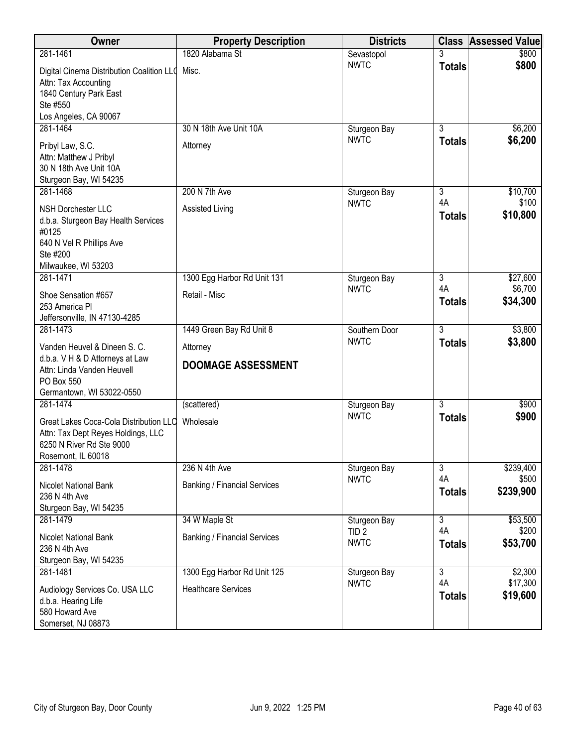| Owner | Property Description | Districts | Class | Assessed Value |
|---|---|---|---|---|
| 281-1461<br>Digital Cinema Distribution Coalition LLC<br>Attn: Tax Accounting<br>1840 Century Park East<br>Ste #550<br>Los Angeles, CA 90067 | 1820 Alabama St<br>Misc. | Sevastopol<br>NWTC | 3<br>**Totals** | $800<br>**$800** |
| 281-1464<br>Pribyl Law, S.C.<br>Attn: Matthew J Pribyl<br>30 N 18th Ave Unit 10A<br>Sturgeon Bay, WI 54235 | 30 N 18th Ave Unit 10A<br>Attorney | Sturgeon Bay<br>NWTC | 3<br>**Totals** | $6,200<br>**$6,200** |
| 281-1468<br>NSH Dorchester LLC<br>d.b.a. Sturgeon Bay Health Services #0125<br>640 N Vel R Phillips Ave<br>Ste #200<br>Milwaukee, WI 53203 | 200 N 7th Ave<br>Assisted Living | Sturgeon Bay<br>NWTC | 3<br>4A<br>**Totals** | $10,700<br>$100<br>**$10,800** |
| 281-1471<br>Shoe Sensation #657<br>253 America Pl<br>Jeffersonville, IN 47130-4285 | 1300 Egg Harbor Rd Unit 131<br>Retail - Misc | Sturgeon Bay<br>NWTC | 3<br>4A<br>**Totals** | $27,600<br>$6,700<br>**$34,300** |
| 281-1473<br>Vanden Heuvel & Dineen S. C.<br>d.b.a. V H & D Attorneys at Law<br>Attn: Linda Vanden Heuvell<br>PO Box 550<br>Germantown, WI 53022-0550 | 1449 Green Bay Rd Unit 8<br>Attorney<br>**DOOMAGE ASSESSMENT** | Southern Door<br>NWTC | 3<br>**Totals** | $3,800<br>**$3,800** |
| 281-1474<br>Great Lakes Coca-Cola Distribution LLC<br>Attn: Tax Dept Reyes Holdings, LLC<br>6250 N River Rd Ste 9000<br>Rosemont, IL 60018 | (scattered)<br>Wholesale | Sturgeon Bay<br>NWTC | 3<br>**Totals** | $900<br>**$900** |
| 281-1478<br>Nicolet National Bank<br>236 N 4th Ave<br>Sturgeon Bay, WI 54235 | 236 N 4th Ave<br>Banking / Financial Services | Sturgeon Bay<br>NWTC | 3<br>4A<br>**Totals** | $239,400<br>$500<br>**$239,900** |
| 281-1479<br>Nicolet National Bank<br>236 N 4th Ave<br>Sturgeon Bay, WI 54235 | 34 W Maple St<br>Banking / Financial Services | Sturgeon Bay<br>TID 2<br>NWTC | 3<br>4A<br>**Totals** | $53,500<br>$200<br>**$53,700** |
| 281-1481<br>Audiology Services Co. USA LLC<br>d.b.a. Hearing Life<br>580 Howard Ave<br>Somerset, NJ 08873 | 1300 Egg Harbor Rd Unit 125<br>Healthcare Services | Sturgeon Bay<br>NWTC | 3<br>4A<br>**Totals** | $2,300<br>$17,300<br>**$19,600** |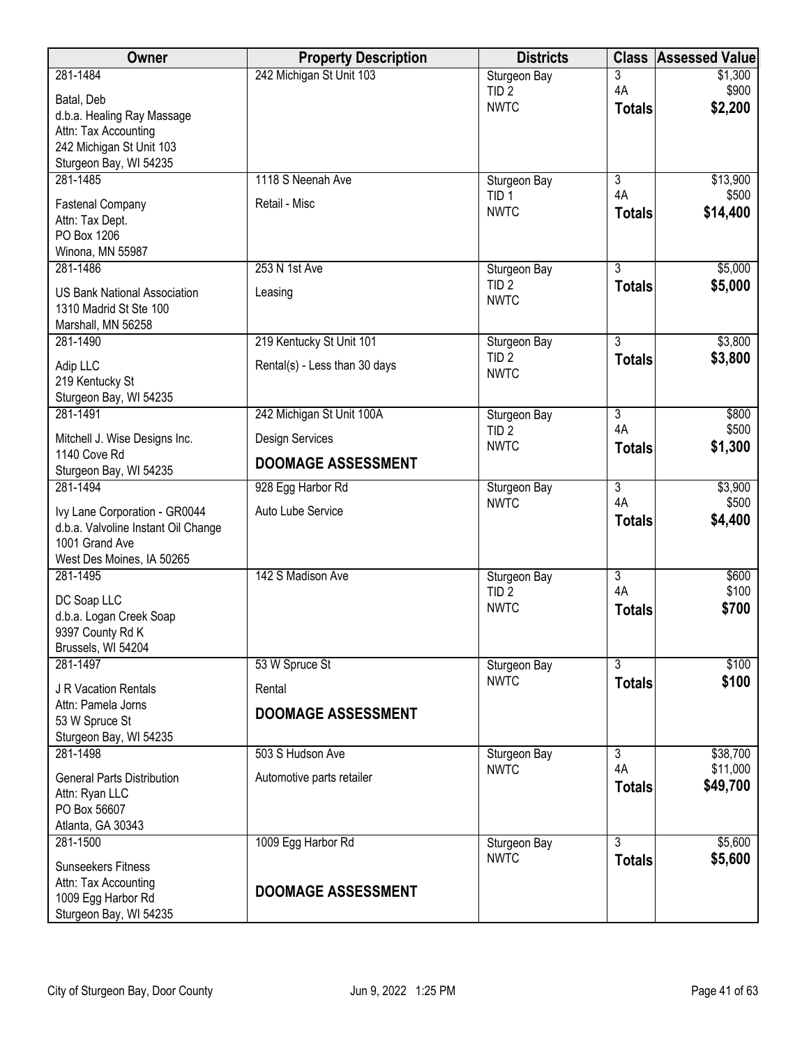| Owner | Property Description | Districts | Class | Assessed Value |
|---|---|---|---|---|
| 281-1484<br>Batal, Deb<br>d.b.a. Healing Ray Massage<br>Attn: Tax Accounting<br>242 Michigan St Unit 103<br>Sturgeon Bay, WI 54235 | 242 Michigan St Unit 103 | Sturgeon Bay<br>TID 2<br>NWTC | 3<br>4A<br>**Totals** | $1,300<br>$900<br>**$2,200** |
| 281-1485<br>Fastenal Company<br>Attn: Tax Dept.<br>PO Box 1206<br>Winona, MN 55987 | 1118 S Neenah Ave<br>Retail - Misc | Sturgeon Bay<br>TID 1<br>NWTC | 3<br>4A<br>**Totals** | $13,900<br>$500<br>**$14,400** |
| 281-1486<br>US Bank National Association<br>1310 Madrid St Ste 100<br>Marshall, MN 56258 | 253 N 1st Ave<br>Leasing | Sturgeon Bay<br>TID 2<br>NWTC | 3<br>**Totals** | $5,000<br>**$5,000** |
| 281-1490<br>Adip LLC<br>219 Kentucky St<br>Sturgeon Bay, WI 54235 | 219 Kentucky St Unit 101<br>Rental(s) - Less than 30 days | Sturgeon Bay<br>TID 2<br>NWTC | 3<br>**Totals** | $3,800<br>**$3,800** |
| 281-1491<br>Mitchell J. Wise Designs Inc.<br>1140 Cove Rd<br>Sturgeon Bay, WI 54235 | 242 Michigan St Unit 100A<br>Design Services<br>**DOOMAGE ASSESSMENT** | Sturgeon Bay<br>TID 2<br>NWTC | 3<br>4A<br>**Totals** | $800<br>$500<br>**$1,300** |
| 281-1494<br>Ivy Lane Corporation - GR0044<br>d.b.a. Valvoline Instant Oil Change<br>1001 Grand Ave<br>West Des Moines, IA 50265 | 928 Egg Harbor Rd<br>Auto Lube Service | Sturgeon Bay<br>NWTC | 3<br>4A<br>**Totals** | $3,900<br>$500<br>**$4,400** |
| 281-1495<br>DC Soap LLC<br>d.b.a. Logan Creek Soap<br>9397 County Rd K<br>Brussels, WI 54204 | 142 S Madison Ave | Sturgeon Bay<br>TID 2<br>NWTC | 3<br>4A<br>**Totals** | $600<br>$100<br>**$700** |
| 281-1497<br>J R Vacation Rentals<br>Attn: Pamela Jorns<br>53 W Spruce St<br>Sturgeon Bay, WI 54235 | 53 W Spruce St<br>Rental<br>**DOOMAGE ASSESSMENT** | Sturgeon Bay<br>NWTC | 3<br>**Totals** | $100<br>**$100** |
| 281-1498<br>General Parts Distribution<br>Attn: Ryan LLC<br>PO Box 56607<br>Atlanta, GA 30343 | 503 S Hudson Ave<br>Automotive parts retailer | Sturgeon Bay<br>NWTC | 3<br>4A<br>**Totals** | $38,700<br>$11,000<br>**$49,700** |
| 281-1500<br>Sunseekers Fitness<br>Attn: Tax Accounting<br>1009 Egg Harbor Rd<br>Sturgeon Bay, WI 54235 | 1009 Egg Harbor Rd<br>**DOOMAGE ASSESSMENT** | Sturgeon Bay<br>NWTC | 3<br>**Totals** | $5,600<br>**$5,600** |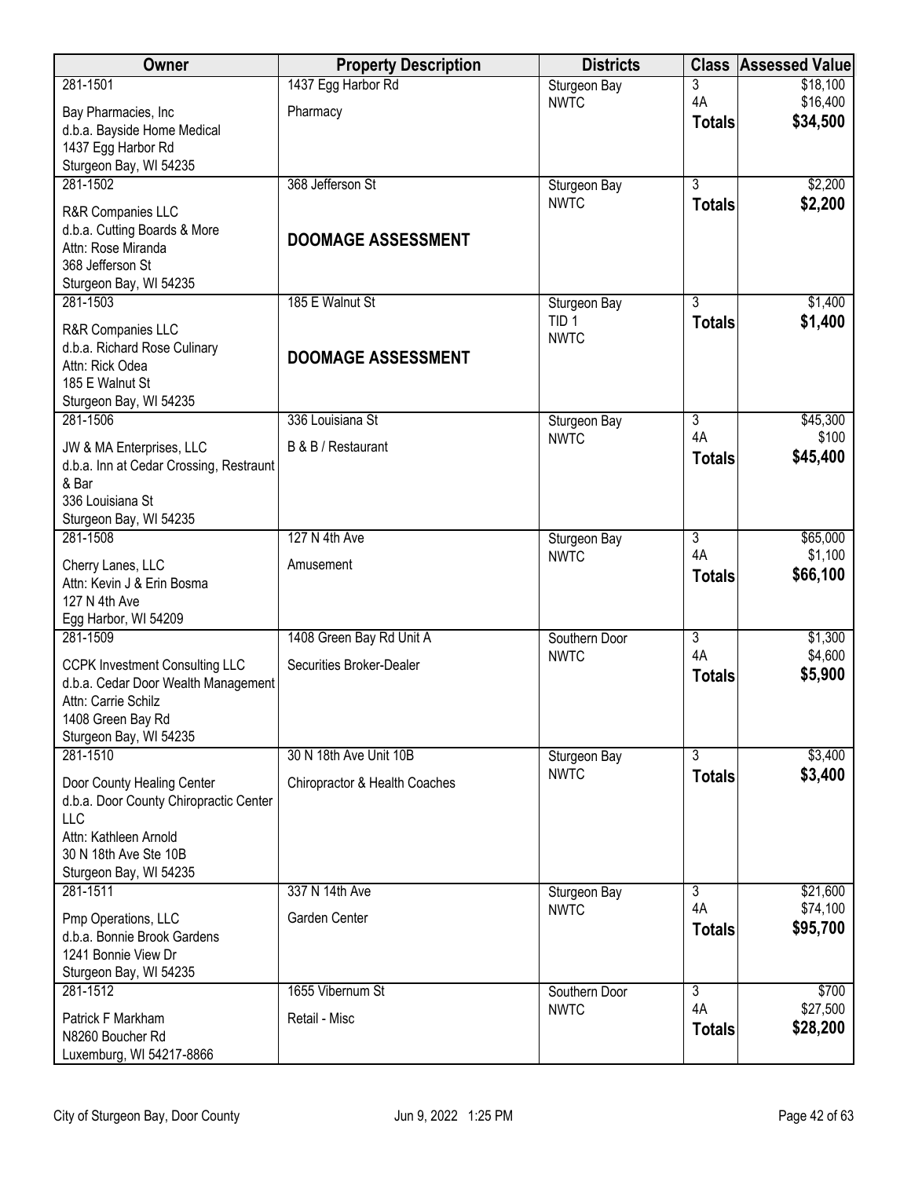| Owner | Property Description | Districts | Class | Assessed Value |
|---|---|---|---|---|
| 281-1501<br>Bay Pharmacies, Inc<br>d.b.a. Bayside Home Medical<br>1437 Egg Harbor Rd<br>Sturgeon Bay, WI 54235 | 1437 Egg Harbor Rd<br>Pharmacy | Sturgeon Bay<br>NWTC | 3<br>4A<br>**Totals** | $18,100<br>$16,400<br>**$34,500** |
| 281-1502<br>R&R Companies LLC<br>d.b.a. Cutting Boards & More<br>Attn: Rose Miranda<br>368 Jefferson St<br>Sturgeon Bay, WI 54235 | 368 Jefferson St<br>**DOOMAGE ASSESSMENT** | Sturgeon Bay<br>NWTC | 3<br>**Totals** | $2,200<br>**$2,200** |
| 281-1503<br>R&R Companies LLC<br>d.b.a. Richard Rose Culinary<br>Attn: Rick Odea<br>185 E Walnut St<br>Sturgeon Bay, WI 54235 | 185 E Walnut St<br>**DOOMAGE ASSESSMENT** | Sturgeon Bay<br>TID 1<br>NWTC | 3<br>**Totals** | $1,400<br>**$1,400** |
| 281-1506<br>JW & MA Enterprises, LLC<br>d.b.a. Inn at Cedar Crossing, Restraunt & Bar<br>336 Louisiana St<br>Sturgeon Bay, WI 54235 | 336 Louisiana St<br>B & B / Restaurant | Sturgeon Bay<br>NWTC | 3<br>4A<br>**Totals** | $45,300<br>$100<br>**$45,400** |
| 281-1508<br>Cherry Lanes, LLC<br>Attn: Kevin J & Erin Bosma<br>127 N 4th Ave<br>Egg Harbor, WI 54209 | 127 N 4th Ave<br>Amusement | Sturgeon Bay<br>NWTC | 3<br>4A<br>**Totals** | $65,000<br>$1,100<br>**$66,100** |
| 281-1509<br>CCPK Investment Consulting LLC<br>d.b.a. Cedar Door Wealth Management<br>Attn: Carrie Schilz<br>1408 Green Bay Rd<br>Sturgeon Bay, WI 54235 | 1408 Green Bay Rd Unit A<br>Securities Broker-Dealer | Southern Door<br>NWTC | 3<br>4A<br>**Totals** | $1,300<br>$4,600<br>**$5,900** |
| 281-1510<br>Door County Healing Center<br>d.b.a. Door County Chiropractic Center LLC<br>Attn: Kathleen Arnold<br>30 N 18th Ave Ste 10B<br>Sturgeon Bay, WI 54235 | 30 N 18th Ave Unit 10B<br>Chiropractor & Health Coaches | Sturgeon Bay<br>NWTC | 3<br>**Totals** | $3,400<br>**$3,400** |
| 281-1511<br>Pmp Operations, LLC<br>d.b.a. Bonnie Brook Gardens<br>1241 Bonnie View Dr<br>Sturgeon Bay, WI 54235 | 337 N 14th Ave<br>Garden Center | Sturgeon Bay<br>NWTC | 3<br>4A<br>**Totals** | $21,600<br>$74,100<br>**$95,700** |
| 281-1512<br>Patrick F Markham<br>N8260 Boucher Rd<br>Luxemburg, WI 54217-8866 | 1655 Vibernum St<br>Retail - Misc | Southern Door<br>NWTC | 3<br>4A<br>**Totals** | $700<br>$27,500<br>**$28,200** |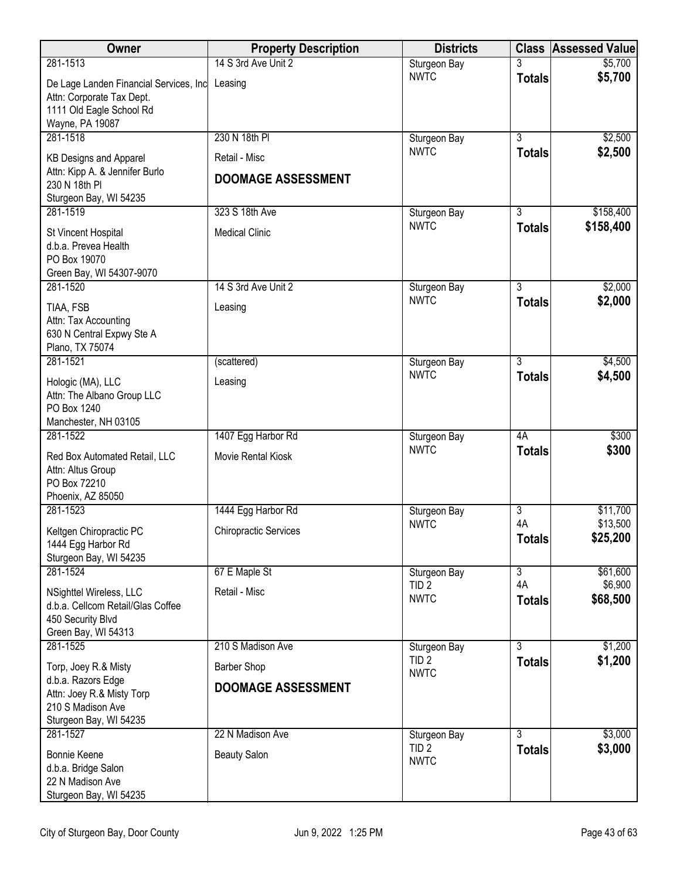| Owner | Property Description | Districts | Class | Assessed Value |
|---|---|---|---|---|
| 281-1513<br>De Lage Landen Financial Services, Inc<br>Attn: Corporate Tax Dept.<br>1111 Old Eagle School Rd<br>Wayne, PA 19087 | 14 S 3rd Ave Unit 2<br>Leasing | Sturgeon Bay<br>NWTC | 3<br>**Totals** | $5,700<br>**$5,700** |
| 281-1518<br>KB Designs and Apparel<br>Attn: Kipp A. & Jennifer Burlo<br>230 N 18th Pl<br>Sturgeon Bay, WI 54235 | 230 N 18th Pl<br>Retail - Misc<br>**DOOMAGE ASSESSMENT** | Sturgeon Bay<br>NWTC | 3<br>**Totals** | $2,500<br>**$2,500** |
| 281-1519<br>St Vincent Hospital<br>d.b.a. Prevea Health<br>PO Box 19070<br>Green Bay, WI 54307-9070 | 323 S 18th Ave<br>Medical Clinic | Sturgeon Bay<br>NWTC | 3<br>**Totals** | $158,400<br>**$158,400** |
| 281-1520<br>TIAA, FSB<br>Attn: Tax Accounting<br>630 N Central Expwy Ste A<br>Plano, TX 75074 | 14 S 3rd Ave Unit 2<br>Leasing | Sturgeon Bay<br>NWTC | 3<br>**Totals** | $2,000<br>**$2,000** |
| 281-1521<br>Hologic (MA), LLC<br>Attn: The Albano Group LLC<br>PO Box 1240<br>Manchester, NH 03105 | (scattered)<br>Leasing | Sturgeon Bay<br>NWTC | 3<br>**Totals** | $4,500<br>**$4,500** |
| 281-1522<br>Red Box Automated Retail, LLC<br>Attn: Altus Group<br>PO Box 72210<br>Phoenix, AZ 85050 | 1407 Egg Harbor Rd<br>Movie Rental Kiosk | Sturgeon Bay<br>NWTC | 4A<br>**Totals** | $300<br>**$300** |
| 281-1523<br>Keltgen Chiropractic PC<br>1444 Egg Harbor Rd<br>Sturgeon Bay, WI 54235 | 1444 Egg Harbor Rd<br>Chiropractic Services | Sturgeon Bay<br>NWTC | 3<br>4A<br>**Totals** | $11,700<br>$13,500<br>**$25,200** |
| 281-1524<br>NSighttel Wireless, LLC<br>d.b.a. Cellcom Retail/Glas Coffee<br>450 Security Blvd<br>Green Bay, WI 54313 | 67 E Maple St<br>Retail - Misc | Sturgeon Bay<br>TID 2<br>NWTC | 3<br>4A<br>**Totals** | $61,600<br>$6,900<br>**$68,500** |
| 281-1525<br>Torp, Joey R.& Misty<br>d.b.a. Razors Edge<br>Attn: Joey R.& Misty Torp<br>210 S Madison Ave<br>Sturgeon Bay, WI 54235 | 210 S Madison Ave<br>Barber Shop<br>**DOOMAGE ASSESSMENT** | Sturgeon Bay<br>TID 2<br>NWTC | 3<br>**Totals** | $1,200<br>**$1,200** |
| 281-1527<br>Bonnie Keene<br>d.b.a. Bridge Salon<br>22 N Madison Ave<br>Sturgeon Bay, WI 54235 | 22 N Madison Ave<br>Beauty Salon | Sturgeon Bay<br>TID 2<br>NWTC | 3<br>**Totals** | $3,000<br>**$3,000** |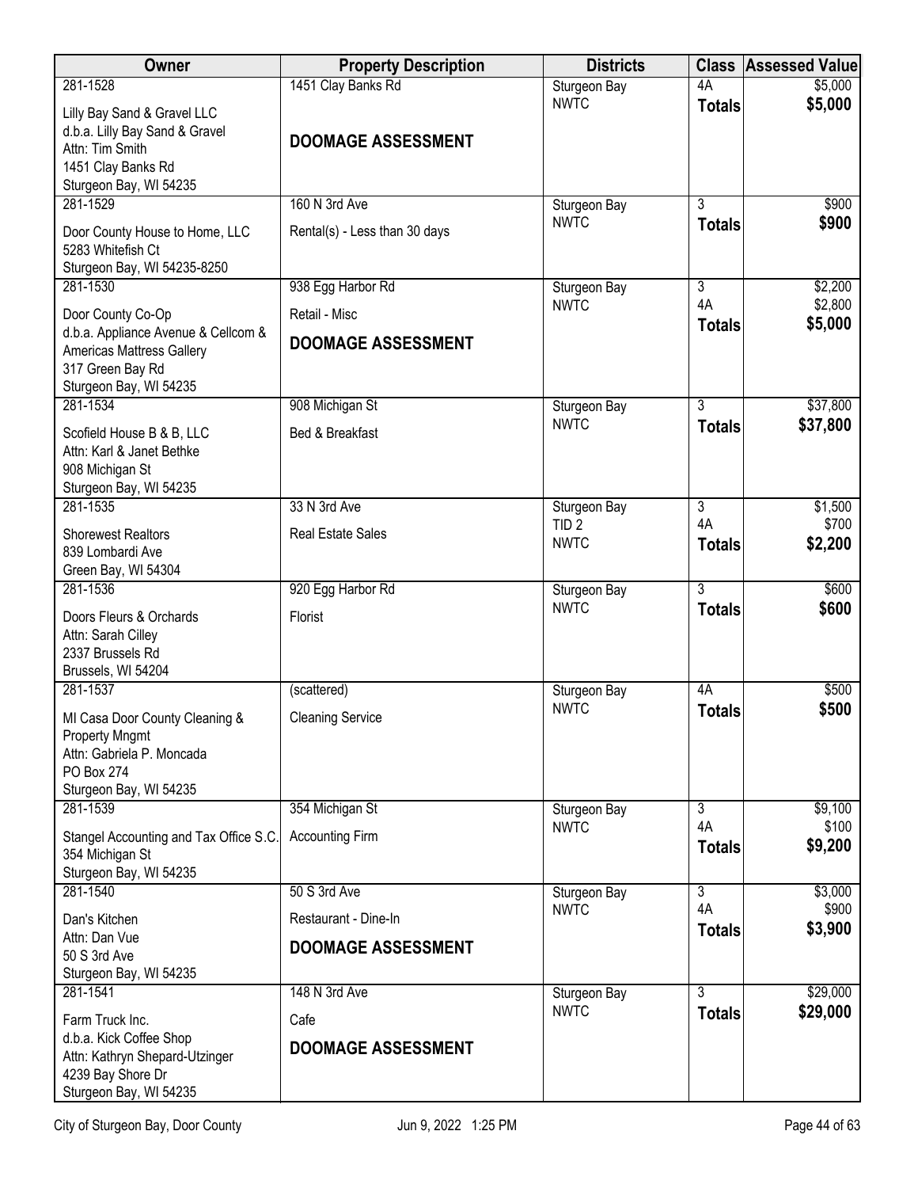| Owner | Property Description | Districts | Class | Assessed Value |
|---|---|---|---|---|
| 281-1528<br>Lilly Bay Sand & Gravel LLC<br>d.b.a. Lilly Bay Sand & Gravel<br>Attn: Tim Smith<br>1451 Clay Banks Rd<br>Sturgeon Bay, WI 54235 | 1451 Clay Banks Rd<br><br>**DOOMAGE ASSESSMENT** | Sturgeon Bay<br>NWTC | 4A<br>**Totals** | $5,000<br>**$5,000** |
| 281-1529<br>Door County House to Home, LLC<br>5283 Whitefish Ct<br>Sturgeon Bay, WI 54235-8250 | 160 N 3rd Ave<br>Rental(s) - Less than 30 days | Sturgeon Bay<br>NWTC | 3<br>**Totals** | $900<br>**$900** |
| 281-1530<br>Door County Co-Op<br>d.b.a. Appliance Avenue & Cellcom & Americas Mattress Gallery<br>317 Green Bay Rd<br>Sturgeon Bay, WI 54235 | 938 Egg Harbor Rd<br>Retail - Misc<br><br>**DOOMAGE ASSESSMENT** | Sturgeon Bay<br>NWTC | 3<br>4A<br>**Totals** | $2,200<br>$2,800<br>**$5,000** |
| 281-1534<br>Scofield House B & B, LLC<br>Attn: Karl & Janet Bethke<br>908 Michigan St<br>Sturgeon Bay, WI 54235 | 908 Michigan St<br>Bed & Breakfast | Sturgeon Bay<br>NWTC | 3<br>**Totals** | $37,800<br>**$37,800** |
| 281-1535<br>Shorewest Realtors<br>839 Lombardi Ave<br>Green Bay, WI 54304 | 33 N 3rd Ave<br>Real Estate Sales | Sturgeon Bay<br>TID 2<br>NWTC | 3<br>4A<br>**Totals** | $1,500<br>$700<br>**$2,200** |
| 281-1536<br>Doors Fleurs & Orchards<br>Attn: Sarah Cilley<br>2337 Brussels Rd<br>Brussels, WI 54204 | 920 Egg Harbor Rd<br>Florist | Sturgeon Bay<br>NWTC | 3<br>**Totals** | $600<br>**$600** |
| 281-1537<br>MI Casa Door County Cleaning & Property Mngmt<br>Attn: Gabriela P. Moncada<br>PO Box 274<br>Sturgeon Bay, WI 54235 | (scattered)<br>Cleaning Service | Sturgeon Bay<br>NWTC | 4A<br>**Totals** | $500<br>**$500** |
| 281-1539<br>Stangel Accounting and Tax Office S.C.<br>354 Michigan St<br>Sturgeon Bay, WI 54235 | 354 Michigan St<br>Accounting Firm | Sturgeon Bay<br>NWTC | 3<br>4A<br>**Totals** | $9,100<br>$100<br>**$9,200** |
| 281-1540<br>Dan's Kitchen<br>Attn: Dan Vue<br>50 S 3rd Ave<br>Sturgeon Bay, WI 54235 | 50 S 3rd Ave<br>Restaurant - Dine-In<br><br>**DOOMAGE ASSESSMENT** | Sturgeon Bay<br>NWTC | 3<br>4A<br>**Totals** | $3,000<br>$900<br>**$3,900** |
| 281-1541<br>Farm Truck Inc.<br>d.b.a. Kick Coffee Shop<br>Attn: Kathryn Shepard-Utzinger<br>4239 Bay Shore Dr<br>Sturgeon Bay, WI 54235 | 148 N 3rd Ave<br>Cafe<br><br>**DOOMAGE ASSESSMENT** | Sturgeon Bay<br>NWTC | 3<br>**Totals** | $29,000<br>**$29,000** |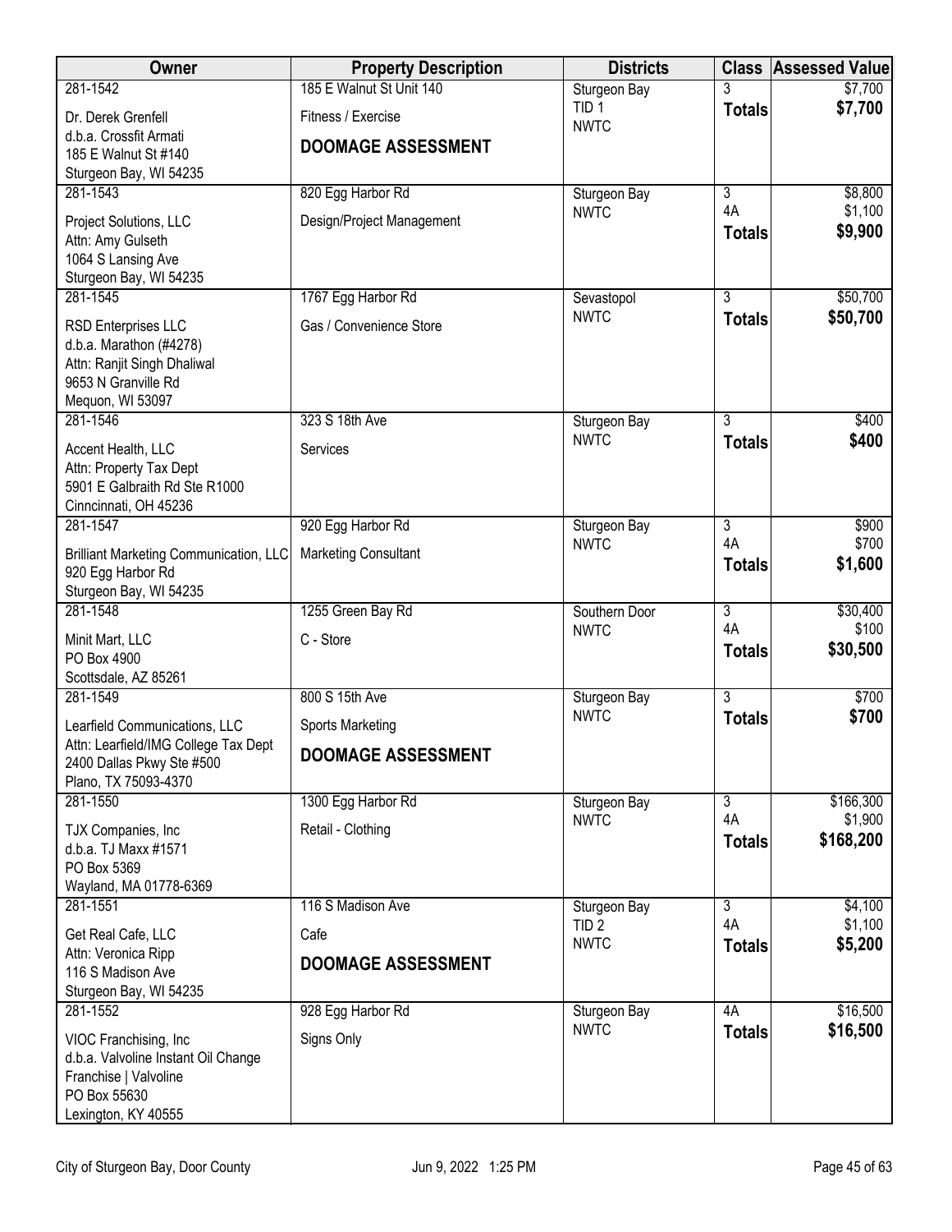| Owner | Property Description | Districts | Class | Assessed Value |
|---|---|---|---|---|
| 281-1542<br>Dr. Derek Grenfell<br>d.b.a. Crossfit Armati<br>185 E Walnut St #140<br>Sturgeon Bay, WI 54235 | 185 E Walnut St Unit 140<br>Fitness / Exercise<br>**DOOMAGE ASSESSMENT** | Sturgeon Bay<br>TID 1<br>NWTC | 3<br>**Totals** | \$7,700<br>**\$7,700** |
| 281-1543<br>Project Solutions, LLC<br>Attn: Amy Gulseth<br>1064 S Lansing Ave<br>Sturgeon Bay, WI 54235 | 820 Egg Harbor Rd<br>Design/Project Management | Sturgeon Bay<br>NWTC | 3<br>4A<br>**Totals** | \$8,800<br>\$1,100<br>**\$9,900** |
| 281-1545<br>RSD Enterprises LLC<br>d.b.a. Marathon (#4278)<br>Attn: Ranjit Singh Dhaliwal<br>9653 N Granville Rd<br>Mequon, WI 53097 | 1767 Egg Harbor Rd<br>Gas / Convenience Store | Sevastopol<br>NWTC | 3<br>**Totals** | \$50,700<br>**\$50,700** |
| 281-1546<br>Accent Health, LLC<br>Attn: Property Tax Dept<br>5901 E Galbraith Rd Ste R1000<br>Cinncinnati, OH 45236 | 323 S 18th Ave<br>Services | Sturgeon Bay<br>NWTC | 3<br>**Totals** | \$400<br>**\$400** |
| 281-1547<br>Brilliant Marketing Communication, LLC<br>920 Egg Harbor Rd<br>Sturgeon Bay, WI 54235 | 920 Egg Harbor Rd<br>Marketing Consultant | Sturgeon Bay<br>NWTC | 3<br>4A<br>**Totals** | \$900<br>\$700<br>**\$1,600** |
| 281-1548<br>Minit Mart, LLC<br>PO Box 4900<br>Scottsdale, AZ 85261 | 1255 Green Bay Rd<br>C - Store | Southern Door<br>NWTC | 3<br>4A<br>**Totals** | \$30,400<br>\$100<br>**\$30,500** |
| 281-1549<br>Learfield Communications, LLC<br>Attn: Learfield/IMG College Tax Dept<br>2400 Dallas Pkwy Ste #500<br>Plano, TX 75093-4370 | 800 S 15th Ave<br>Sports Marketing<br>**DOOMAGE ASSESSMENT** | Sturgeon Bay<br>NWTC | 3<br>**Totals** | \$700<br>**\$700** |
| 281-1550<br>TJX Companies, Inc<br>d.b.a. TJ Maxx #1571<br>PO Box 5369<br>Wayland, MA 01778-6369 | 1300 Egg Harbor Rd<br>Retail - Clothing | Sturgeon Bay<br>NWTC | 3<br>4A<br>**Totals** | \$166,300<br>\$1,900<br>**\$168,200** |
| 281-1551<br>Get Real Cafe, LLC<br>Attn: Veronica Ripp<br>116 S Madison Ave<br>Sturgeon Bay, WI 54235 | 116 S Madison Ave<br>Cafe<br>**DOOMAGE ASSESSMENT** | Sturgeon Bay<br>TID 2<br>NWTC | 3<br>4A<br>**Totals** | \$4,100<br>\$1,100<br>**\$5,200** |
| 281-1552<br>VIOC Franchising, Inc<br>d.b.a. Valvoline Instant Oil Change Franchise \| Valvoline<br>PO Box 55630<br>Lexington, KY 40555 | 928 Egg Harbor Rd<br>Signs Only | Sturgeon Bay<br>NWTC | 4A<br>**Totals** | \$16,500<br>**\$16,500** |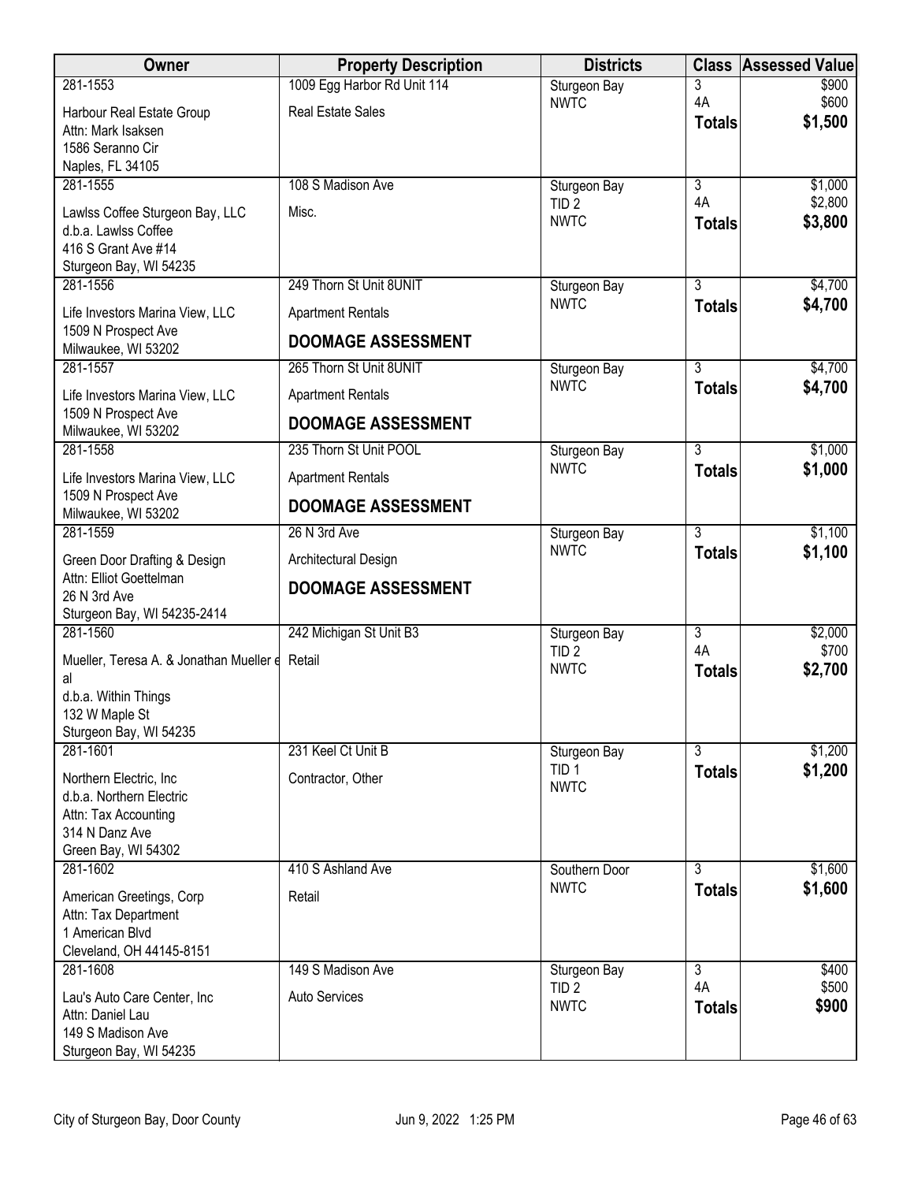| Owner | Property Description | Districts | Class | Assessed Value |
|---|---|---|---|---|
| 281-1553<br>Harbour Real Estate Group<br>Attn: Mark Isaksen<br>1586 Seranno Cir<br>Naples, FL 34105 | 1009 Egg Harbor Rd Unit 114<br>Real Estate Sales | Sturgeon Bay<br>NWTC | 3<br>4A<br>**Totals** | \$900<br>\$600<br>**\$1,500** |
| 281-1555<br>Lawlss Coffee Sturgeon Bay, LLC<br>d.b.a. Lawlss Coffee<br>416 S Grant Ave #14<br>Sturgeon Bay, WI 54235 | 108 S Madison Ave<br>Misc. | Sturgeon Bay<br>TID 2<br>NWTC | 3<br>4A<br>**Totals** | \$1,000<br>\$2,800<br>**\$3,800** |
| 281-1556<br>Life Investors Marina View, LLC<br>1509 N Prospect Ave<br>Milwaukee, WI 53202 | 249 Thorn St Unit 8UNIT<br>Apartment Rentals<br>**DOOMAGE ASSESSMENT** | Sturgeon Bay<br>NWTC | 3<br>**Totals** | \$4,700<br>**\$4,700** |
| 281-1557<br>Life Investors Marina View, LLC<br>1509 N Prospect Ave<br>Milwaukee, WI 53202 | 265 Thorn St Unit 8UNIT<br>Apartment Rentals<br>**DOOMAGE ASSESSMENT** | Sturgeon Bay<br>NWTC | 3<br>**Totals** | \$4,700<br>**\$4,700** |
| 281-1558<br>Life Investors Marina View, LLC<br>1509 N Prospect Ave<br>Milwaukee, WI 53202 | 235 Thorn St Unit POOL<br>Apartment Rentals<br>**DOOMAGE ASSESSMENT** | Sturgeon Bay<br>NWTC | 3<br>**Totals** | \$1,000<br>**\$1,000** |
| 281-1559<br>Green Door Drafting & Design<br>Attn: Elliot Goettelman<br>26 N 3rd Ave<br>Sturgeon Bay, WI 54235-2414 | 26 N 3rd Ave<br>Architectural Design<br>**DOOMAGE ASSESSMENT** | Sturgeon Bay<br>NWTC | 3<br>**Totals** | \$1,100<br>**\$1,100** |
| 281-1560<br>Mueller, Teresa A. & Jonathan Mueller et al<br>d.b.a. Within Things<br>132 W Maple St<br>Sturgeon Bay, WI 54235 | 242 Michigan St Unit B3<br>Retail | Sturgeon Bay<br>TID 2<br>NWTC | 3<br>4A<br>**Totals** | \$2,000<br>\$700<br>**\$2,700** |
| 281-1601<br>Northern Electric, Inc<br>d.b.a. Northern Electric<br>Attn: Tax Accounting<br>314 N Danz Ave<br>Green Bay, WI 54302 | 231 Keel Ct Unit B<br>Contractor, Other | Sturgeon Bay<br>TID 1<br>NWTC | 3<br>**Totals** | \$1,200<br>**\$1,200** |
| 281-1602<br>American Greetings, Corp<br>Attn: Tax Department<br>1 American Blvd<br>Cleveland, OH 44145-8151 | 410 S Ashland Ave<br>Retail | Southern Door<br>NWTC | 3<br>**Totals** | \$1,600<br>**\$1,600** |
| 281-1608<br>Lau's Auto Care Center, Inc<br>Attn: Daniel Lau<br>149 S Madison Ave<br>Sturgeon Bay, WI 54235 | 149 S Madison Ave<br>Auto Services | Sturgeon Bay<br>TID 2<br>NWTC | 3<br>4A<br>**Totals** | \$400<br>\$500<br>**\$900** |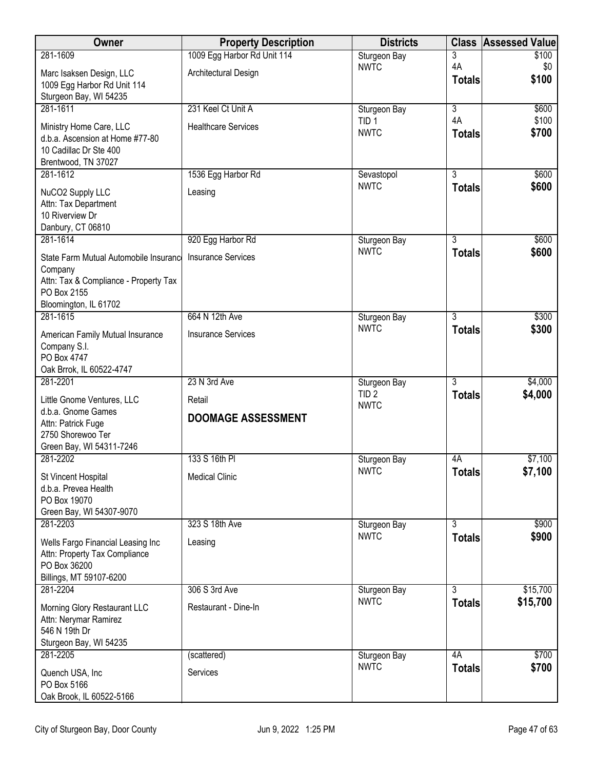| Owner | Property Description | Districts | Class | Assessed Value |
|---|---|---|---|---|
| 281-1609<br>Marc Isaksen Design, LLC<br>1009 Egg Harbor Rd Unit 114<br>Sturgeon Bay, WI 54235 | 1009 Egg Harbor Rd Unit 114<br>Architectural Design | Sturgeon Bay<br>NWTC | 3<br>4A<br>**Totals** | $100<br>$0<br>**$100** |
| 281-1611<br>Ministry Home Care, LLC<br>d.b.a. Ascension at Home #77-80<br>10 Cadillac Dr Ste 400<br>Brentwood, TN 37027 | 231 Keel Ct Unit A<br>Healthcare Services | Sturgeon Bay<br>TID 1<br>NWTC | 3<br>4A<br>**Totals** | $600<br>$100<br>**$700** |
| 281-1612<br>NuCO2 Supply LLC<br>Attn: Tax Department<br>10 Riverview Dr<br>Danbury, CT 06810 | 1536 Egg Harbor Rd<br>Leasing | Sevastopol<br>NWTC | 3<br>**Totals** | $600<br>**$600** |
| 281-1614<br>State Farm Mutual Automobile Insurance Company<br>Attn: Tax & Compliance - Property Tax<br>PO Box 2155<br>Bloomington, IL 61702 | 920 Egg Harbor Rd<br>Insurance Services | Sturgeon Bay<br>NWTC | 3<br>**Totals** | $600<br>**$600** |
| 281-1615<br>American Family Mutual Insurance Company S.I.<br>PO Box 4747<br>Oak Brrok, IL 60522-4747 | 664 N 12th Ave<br>Insurance Services | Sturgeon Bay<br>NWTC | 3<br>**Totals** | $300<br>**$300** |
| 281-2201<br>Little Gnome Ventures, LLC<br>d.b.a. Gnome Games<br>Attn: Patrick Fuge<br>2750 Shorewoo Ter<br>Green Bay, WI 54311-7246 | 23 N 3rd Ave<br>Retail<br>**DOOMAGE ASSESSMENT** | Sturgeon Bay<br>TID 2<br>NWTC | 3<br>**Totals** | $4,000<br>**$4,000** |
| 281-2202<br>St Vincent Hospital<br>d.b.a. Prevea Health<br>PO Box 19070<br>Green Bay, WI 54307-9070 | 133 S 16th Pl<br>Medical Clinic | Sturgeon Bay<br>NWTC | 4A<br>**Totals** | $7,100<br>**$7,100** |
| 281-2203<br>Wells Fargo Financial Leasing Inc<br>Attn: Property Tax Compliance<br>PO Box 36200<br>Billings, MT 59107-6200 | 323 S 18th Ave<br>Leasing | Sturgeon Bay<br>NWTC | 3<br>**Totals** | $900<br>**$900** |
| 281-2204<br>Morning Glory Restaurant LLC<br>Attn: Nerymar Ramirez<br>546 N 19th Dr<br>Sturgeon Bay, WI 54235 | 306 S 3rd Ave<br>Restaurant - Dine-In | Sturgeon Bay<br>NWTC | 3<br>**Totals** | $15,700<br>**$15,700** |
| 281-2205<br>Quench USA, Inc<br>PO Box 5166<br>Oak Brook, IL 60522-5166 | (scattered)<br>Services | Sturgeon Bay<br>NWTC | 4A<br>**Totals** | $700<br>**$700** |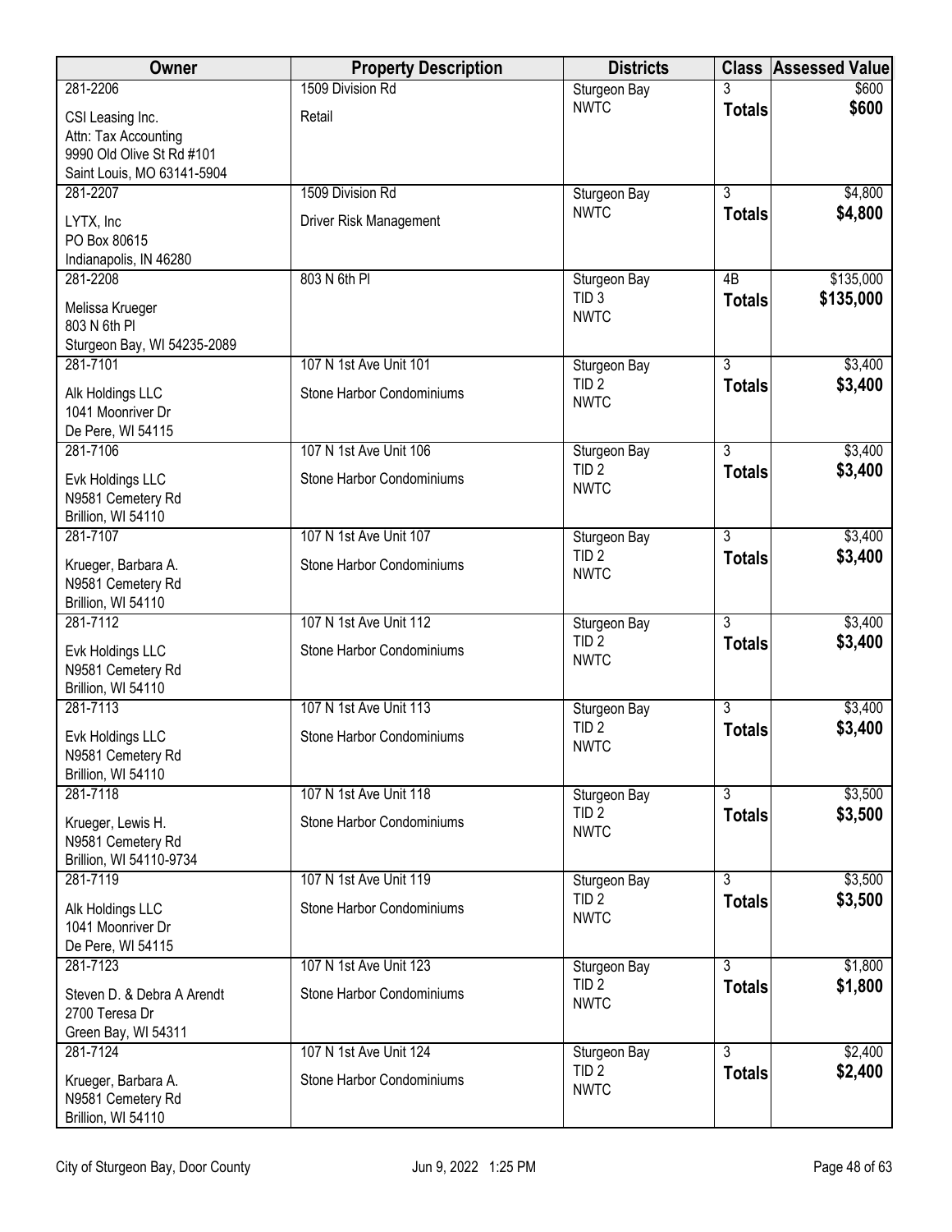| Owner | Property Description | Districts | Class | Assessed Value |
|---|---|---|---|---|
| 281-2206<br>CSI Leasing Inc.<br>Attn: Tax Accounting<br>9990 Old Olive St Rd #101<br>Saint Louis, MO 63141-5904 | 1509 Division Rd<br>Retail | Sturgeon Bay<br>NWTC | 3<br>**Totals** | $600<br>**$600** |
| 281-2207<br>LYTX, Inc<br>PO Box 80615<br>Indianapolis, IN 46280 | 1509 Division Rd<br>Driver Risk Management | Sturgeon Bay<br>NWTC | 3<br>**Totals** | $4,800<br>**$4,800** |
| 281-2208<br>Melissa Krueger<br>803 N 6th Pl<br>Sturgeon Bay, WI 54235-2089 | 803 N 6th Pl | Sturgeon Bay<br>TID 3<br>NWTC | 4B<br>**Totals** | $135,000<br>**$135,000** |
| 281-7101<br>Alk Holdings LLC<br>1041 Moonriver Dr<br>De Pere, WI 54115 | 107 N 1st Ave Unit 101<br>Stone Harbor Condominiums | Sturgeon Bay<br>TID 2<br>NWTC | 3<br>**Totals** | $3,400<br>**$3,400** |
| 281-7106<br>Evk Holdings LLC<br>N9581 Cemetery Rd<br>Brillion, WI 54110 | 107 N 1st Ave Unit 106<br>Stone Harbor Condominiums | Sturgeon Bay<br>TID 2<br>NWTC | 3<br>**Totals** | $3,400<br>**$3,400** |
| 281-7107<br>Krueger, Barbara A.<br>N9581 Cemetery Rd<br>Brillion, WI 54110 | 107 N 1st Ave Unit 107<br>Stone Harbor Condominiums | Sturgeon Bay<br>TID 2<br>NWTC | 3<br>**Totals** | $3,400<br>**$3,400** |
| 281-7112<br>Evk Holdings LLC<br>N9581 Cemetery Rd<br>Brillion, WI 54110 | 107 N 1st Ave Unit 112<br>Stone Harbor Condominiums | Sturgeon Bay<br>TID 2<br>NWTC | 3<br>**Totals** | $3,400<br>**$3,400** |
| 281-7113<br>Evk Holdings LLC<br>N9581 Cemetery Rd<br>Brillion, WI 54110 | 107 N 1st Ave Unit 113<br>Stone Harbor Condominiums | Sturgeon Bay<br>TID 2<br>NWTC | 3<br>**Totals** | $3,400<br>**$3,400** |
| 281-7118<br>Krueger, Lewis H.<br>N9581 Cemetery Rd<br>Brillion, WI 54110-9734 | 107 N 1st Ave Unit 118<br>Stone Harbor Condominiums | Sturgeon Bay<br>TID 2<br>NWTC | 3<br>**Totals** | $3,500<br>**$3,500** |
| 281-7119<br>Alk Holdings LLC<br>1041 Moonriver Dr<br>De Pere, WI 54115 | 107 N 1st Ave Unit 119<br>Stone Harbor Condominiums | Sturgeon Bay<br>TID 2<br>NWTC | 3<br>**Totals** | $3,500<br>**$3,500** |
| 281-7123<br>Steven D. & Debra A Arendt<br>2700 Teresa Dr<br>Green Bay, WI 54311 | 107 N 1st Ave Unit 123<br>Stone Harbor Condominiums | Sturgeon Bay<br>TID 2<br>NWTC | 3<br>**Totals** | $1,800<br>**$1,800** |
| 281-7124<br>Krueger, Barbara A.<br>N9581 Cemetery Rd<br>Brillion, WI 54110 | 107 N 1st Ave Unit 124<br>Stone Harbor Condominiums | Sturgeon Bay<br>TID 2<br>NWTC | 3<br>**Totals** | $2,400<br>**$2,400** |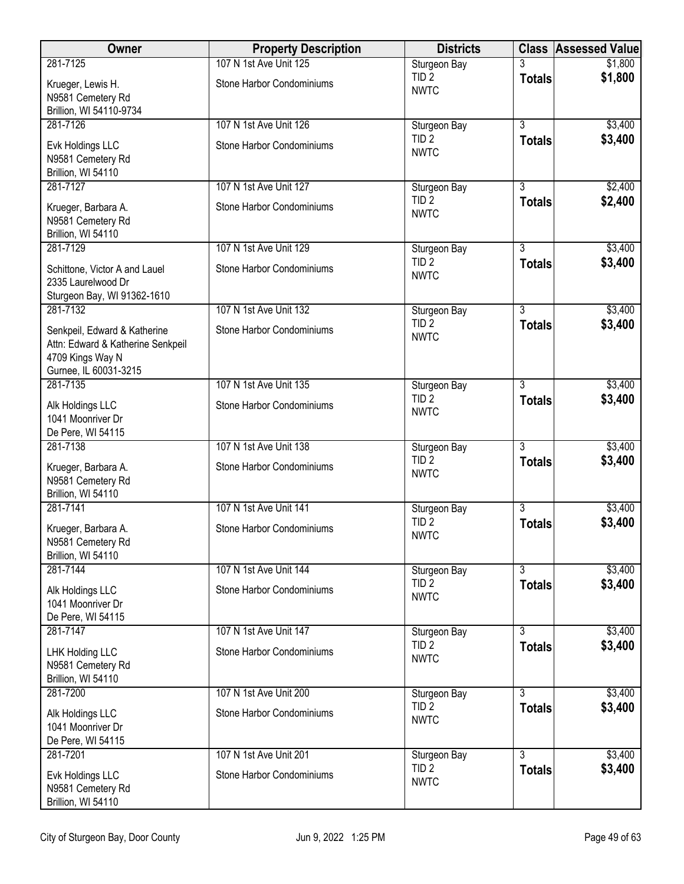| Owner | Property Description | Districts | Class | Assessed Value |
|---|---|---|---|---|
| 281-7125<br>Krueger, Lewis H.<br>N9581 Cemetery Rd<br>Brillion, WI 54110-9734 | 107 N 1st Ave Unit 125<br>Stone Harbor Condominiums | Sturgeon Bay<br>TID 2<br>NWTC | 3<br>**Totals** | $1,800<br>**$1,800** |
| 281-7126<br>Evk Holdings LLC<br>N9581 Cemetery Rd<br>Brillion, WI 54110 | 107 N 1st Ave Unit 126<br>Stone Harbor Condominiums | Sturgeon Bay<br>TID 2<br>NWTC | 3<br>**Totals** | $3,400<br>**$3,400** |
| 281-7127<br>Krueger, Barbara A.<br>N9581 Cemetery Rd<br>Brillion, WI 54110 | 107 N 1st Ave Unit 127<br>Stone Harbor Condominiums | Sturgeon Bay<br>TID 2<br>NWTC | 3<br>**Totals** | $2,400<br>**$2,400** |
| 281-7129<br>Schittone, Victor A and Lauel<br>2335 Laurelwood Dr<br>Sturgeon Bay, WI 91362-1610 | 107 N 1st Ave Unit 129<br>Stone Harbor Condominiums | Sturgeon Bay<br>TID 2<br>NWTC | 3<br>**Totals** | $3,400<br>**$3,400** |
| 281-7132<br>Senkpeil, Edward & Katherine<br>Attn: Edward & Katherine Senkpeil<br>4709 Kings Way N<br>Gurnee, IL 60031-3215 | 107 N 1st Ave Unit 132<br>Stone Harbor Condominiums | Sturgeon Bay<br>TID 2<br>NWTC | 3<br>**Totals** | $3,400<br>**$3,400** |
| 281-7135<br>Alk Holdings LLC<br>1041 Moonriver Dr<br>De Pere, WI 54115 | 107 N 1st Ave Unit 135<br>Stone Harbor Condominiums | Sturgeon Bay<br>TID 2<br>NWTC | 3<br>**Totals** | $3,400<br>**$3,400** |
| 281-7138<br>Krueger, Barbara A.<br>N9581 Cemetery Rd<br>Brillion, WI 54110 | 107 N 1st Ave Unit 138<br>Stone Harbor Condominiums | Sturgeon Bay<br>TID 2<br>NWTC | 3<br>**Totals** | $3,400<br>**$3,400** |
| 281-7141<br>Krueger, Barbara A.<br>N9581 Cemetery Rd<br>Brillion, WI 54110 | 107 N 1st Ave Unit 141<br>Stone Harbor Condominiums | Sturgeon Bay<br>TID 2<br>NWTC | 3<br>**Totals** | $3,400<br>**$3,400** |
| 281-7144<br>Alk Holdings LLC<br>1041 Moonriver Dr<br>De Pere, WI 54115 | 107 N 1st Ave Unit 144<br>Stone Harbor Condominiums | Sturgeon Bay<br>TID 2<br>NWTC | 3<br>**Totals** | $3,400<br>**$3,400** |
| 281-7147<br>LHK Holding LLC<br>N9581 Cemetery Rd<br>Brillion, WI 54110 | 107 N 1st Ave Unit 147<br>Stone Harbor Condominiums | Sturgeon Bay<br>TID 2<br>NWTC | 3<br>**Totals** | $3,400<br>**$3,400** |
| 281-7200<br>Alk Holdings LLC<br>1041 Moonriver Dr<br>De Pere, WI 54115 | 107 N 1st Ave Unit 200<br>Stone Harbor Condominiums | Sturgeon Bay<br>TID 2<br>NWTC | 3<br>**Totals** | $3,400<br>**$3,400** |
| 281-7201<br>Evk Holdings LLC<br>N9581 Cemetery Rd<br>Brillion, WI 54110 | 107 N 1st Ave Unit 201<br>Stone Harbor Condominiums | Sturgeon Bay<br>TID 2<br>NWTC | 3<br>**Totals** | $3,400<br>**$3,400** |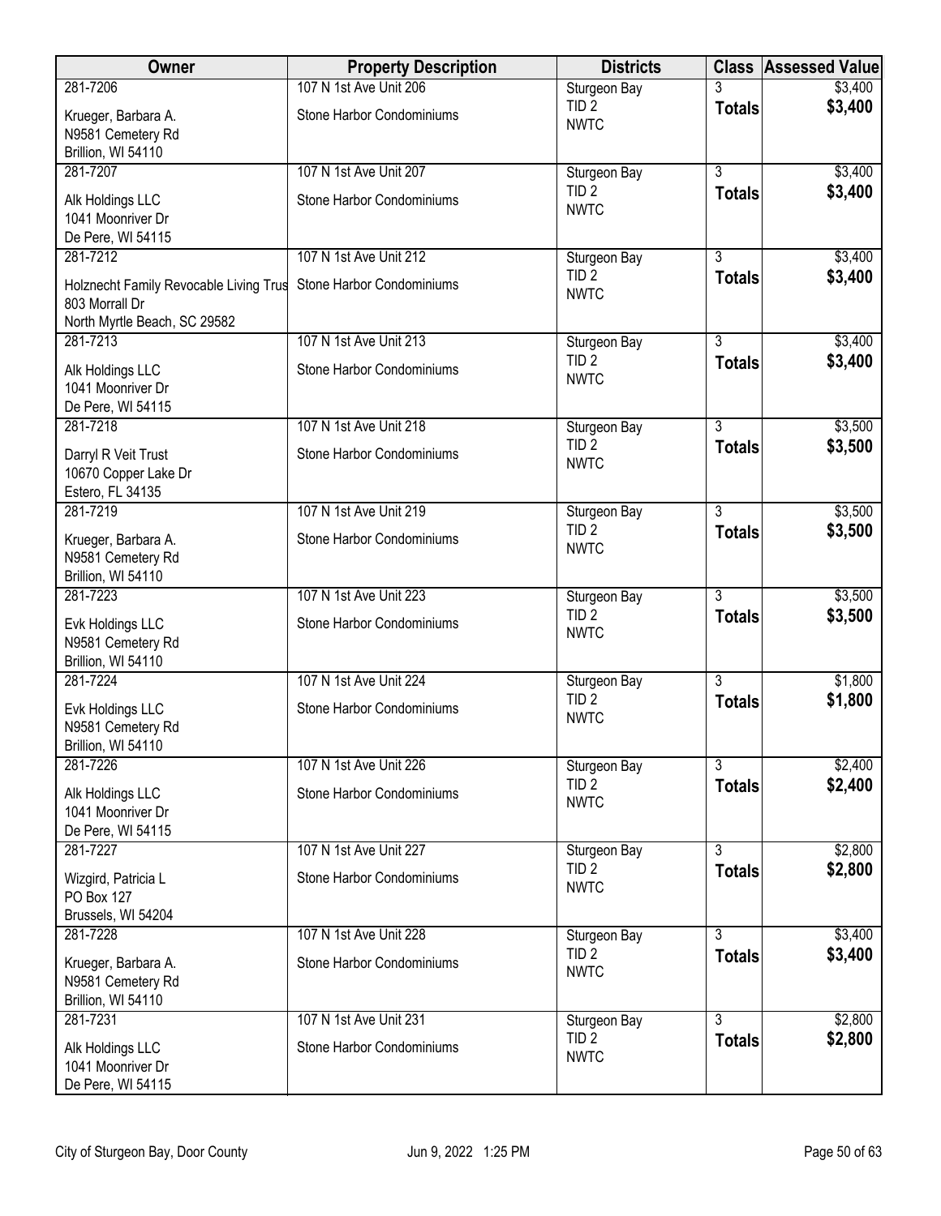| Owner | Property Description | Districts | Class | Assessed Value |
|---|---|---|---|---|
| 281-7206<br>Krueger, Barbara A.<br>N9581 Cemetery Rd<br>Brillion, WI 54110 | 107 N 1st Ave Unit 206<br>Stone Harbor Condominiums | Sturgeon Bay<br>TID 2<br>NWTC | 3<br>**Totals** | $3,400<br>**$3,400** |
| 281-7207<br>Alk Holdings LLC<br>1041 Moonriver Dr<br>De Pere, WI 54115 | 107 N 1st Ave Unit 207<br>Stone Harbor Condominiums | Sturgeon Bay<br>TID 2<br>NWTC | 3<br>**Totals** | $3,400<br>**$3,400** |
| 281-7212<br>Holznecht Family Revocable Living Trus<br>803 Morrall Dr<br>North Myrtle Beach, SC 29582 | 107 N 1st Ave Unit 212<br>Stone Harbor Condominiums | Sturgeon Bay<br>TID 2<br>NWTC | 3<br>**Totals** | $3,400<br>**$3,400** |
| 281-7213<br>Alk Holdings LLC<br>1041 Moonriver Dr<br>De Pere, WI 54115 | 107 N 1st Ave Unit 213<br>Stone Harbor Condominiums | Sturgeon Bay<br>TID 2<br>NWTC | 3<br>**Totals** | $3,400<br>**$3,400** |
| 281-7218<br>Darryl R Veit Trust<br>10670 Copper Lake Dr<br>Estero, FL 34135 | 107 N 1st Ave Unit 218<br>Stone Harbor Condominiums | Sturgeon Bay<br>TID 2<br>NWTC | 3<br>**Totals** | $3,500<br>**$3,500** |
| 281-7219<br>Krueger, Barbara A.<br>N9581 Cemetery Rd<br>Brillion, WI 54110 | 107 N 1st Ave Unit 219<br>Stone Harbor Condominiums | Sturgeon Bay<br>TID 2<br>NWTC | 3<br>**Totals** | $3,500<br>**$3,500** |
| 281-7223<br>Evk Holdings LLC<br>N9581 Cemetery Rd<br>Brillion, WI 54110 | 107 N 1st Ave Unit 223<br>Stone Harbor Condominiums | Sturgeon Bay<br>TID 2<br>NWTC | 3<br>**Totals** | $3,500<br>**$3,500** |
| 281-7224<br>Evk Holdings LLC<br>N9581 Cemetery Rd<br>Brillion, WI 54110 | 107 N 1st Ave Unit 224<br>Stone Harbor Condominiums | Sturgeon Bay<br>TID 2<br>NWTC | 3<br>**Totals** | $1,800<br>**$1,800** |
| 281-7226<br>Alk Holdings LLC<br>1041 Moonriver Dr<br>De Pere, WI 54115 | 107 N 1st Ave Unit 226<br>Stone Harbor Condominiums | Sturgeon Bay<br>TID 2<br>NWTC | 3<br>**Totals** | $2,400<br>**$2,400** |
| 281-7227<br>Wizgird, Patricia L<br>PO Box 127<br>Brussels, WI 54204 | 107 N 1st Ave Unit 227<br>Stone Harbor Condominiums | Sturgeon Bay<br>TID 2<br>NWTC | 3<br>**Totals** | $2,800<br>**$2,800** |
| 281-7228<br>Krueger, Barbara A.<br>N9581 Cemetery Rd<br>Brillion, WI 54110 | 107 N 1st Ave Unit 228<br>Stone Harbor Condominiums | Sturgeon Bay<br>TID 2<br>NWTC | 3<br>**Totals** | $3,400<br>**$3,400** |
| 281-7231<br>Alk Holdings LLC<br>1041 Moonriver Dr<br>De Pere, WI 54115 | 107 N 1st Ave Unit 231<br>Stone Harbor Condominiums | Sturgeon Bay<br>TID 2<br>NWTC | 3<br>**Totals** | $2,800<br>**$2,800** |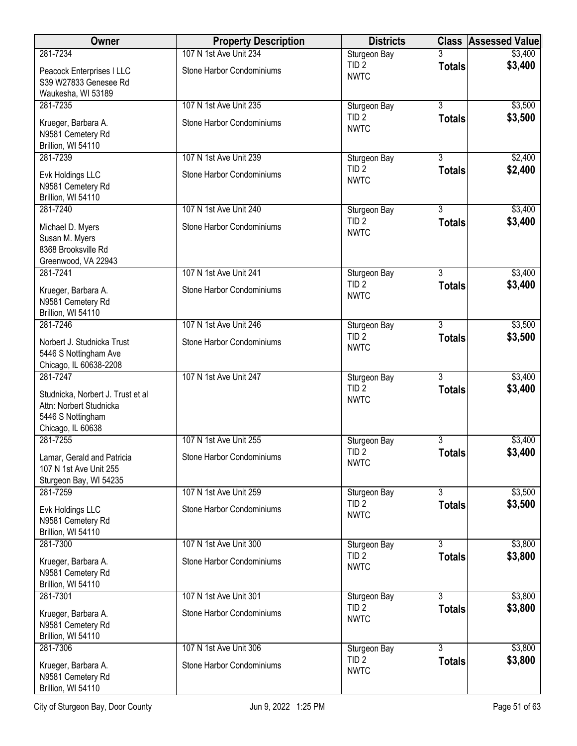| Owner | Property Description | Districts | Class | Assessed Value |
|---|---|---|---|---|
| 281-7234<br>Peacock Enterprises I LLC<br>S39 W27833 Genesee Rd<br>Waukesha, WI 53189 | 107 N 1st Ave Unit 234<br>Stone Harbor Condominiums | Sturgeon Bay<br>TID 2<br>NWTC | 3<br>**Totals** | $3,400<br>**$3,400** |
| 281-7235<br>Krueger, Barbara A.<br>N9581 Cemetery Rd<br>Brillion, WI 54110 | 107 N 1st Ave Unit 235<br>Stone Harbor Condominiums | Sturgeon Bay<br>TID 2<br>NWTC | 3<br>**Totals** | $3,500<br>**$3,500** |
| 281-7239<br>Evk Holdings LLC<br>N9581 Cemetery Rd<br>Brillion, WI 54110 | 107 N 1st Ave Unit 239<br>Stone Harbor Condominiums | Sturgeon Bay<br>TID 2<br>NWTC | 3<br>**Totals** | $2,400<br>**$2,400** |
| 281-7240<br>Michael D. Myers<br>Susan M. Myers<br>8368 Brooksville Rd<br>Greenwood, VA 22943 | 107 N 1st Ave Unit 240<br>Stone Harbor Condominiums | Sturgeon Bay<br>TID 2<br>NWTC | 3<br>**Totals** | $3,400<br>**$3,400** |
| 281-7241<br>Krueger, Barbara A.<br>N9581 Cemetery Rd<br>Brillion, WI 54110 | 107 N 1st Ave Unit 241<br>Stone Harbor Condominiums | Sturgeon Bay<br>TID 2<br>NWTC | 3<br>**Totals** | $3,400<br>**$3,400** |
| 281-7246<br>Norbert J. Studnicka Trust<br>5446 S Nottingham Ave<br>Chicago, IL 60638-2208 | 107 N 1st Ave Unit 246<br>Stone Harbor Condominiums | Sturgeon Bay<br>TID 2<br>NWTC | 3<br>**Totals** | $3,500<br>**$3,500** |
| 281-7247<br>Studnicka, Norbert J. Trust et al<br>Attn: Norbert Studnicka<br>5446 S Nottingham<br>Chicago, IL 60638 | 107 N 1st Ave Unit 247 | Sturgeon Bay<br>TID 2<br>NWTC | 3<br>**Totals** | $3,400<br>**$3,400** |
| 281-7255<br>Lamar, Gerald and Patricia<br>107 N 1st Ave Unit 255<br>Sturgeon Bay, WI 54235 | 107 N 1st Ave Unit 255<br>Stone Harbor Condominiums | Sturgeon Bay<br>TID 2<br>NWTC | 3<br>**Totals** | $3,400<br>**$3,400** |
| 281-7259<br>Evk Holdings LLC<br>N9581 Cemetery Rd<br>Brillion, WI 54110 | 107 N 1st Ave Unit 259<br>Stone Harbor Condominiums | Sturgeon Bay<br>TID 2<br>NWTC | 3<br>**Totals** | $3,500<br>**$3,500** |
| 281-7300<br>Krueger, Barbara A.<br>N9581 Cemetery Rd<br>Brillion, WI 54110 | 107 N 1st Ave Unit 300<br>Stone Harbor Condominiums | Sturgeon Bay<br>TID 2<br>NWTC | 3<br>**Totals** | $3,800<br>**$3,800** |
| 281-7301<br>Krueger, Barbara A.<br>N9581 Cemetery Rd<br>Brillion, WI 54110 | 107 N 1st Ave Unit 301<br>Stone Harbor Condominiums | Sturgeon Bay<br>TID 2<br>NWTC | 3<br>**Totals** | $3,800<br>**$3,800** |
| 281-7306<br>Krueger, Barbara A.<br>N9581 Cemetery Rd<br>Brillion, WI 54110 | 107 N 1st Ave Unit 306<br>Stone Harbor Condominiums | Sturgeon Bay<br>TID 2<br>NWTC | 3<br>**Totals** | $3,800<br>**$3,800** |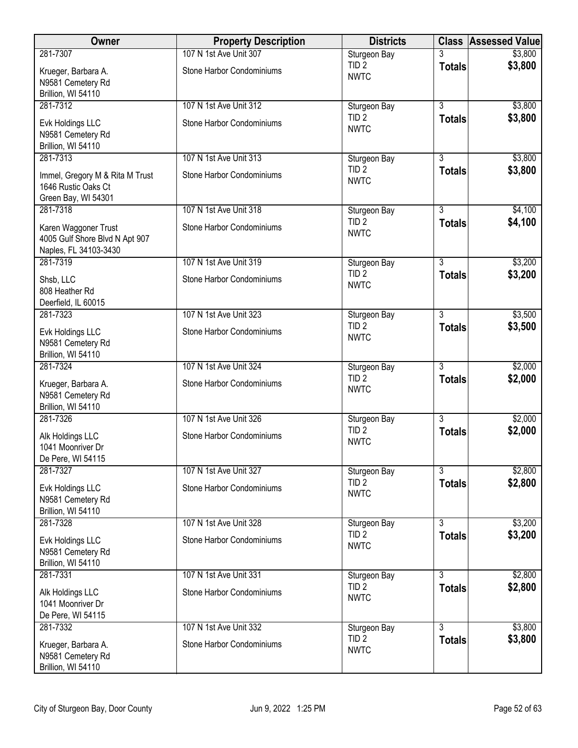| Owner | Property Description | Districts | Class | Assessed Value |
|---|---|---|---|---|
| 281-7307<br>Krueger, Barbara A.<br>N9581 Cemetery Rd<br>Brillion, WI 54110 | 107 N 1st Ave Unit 307<br>Stone Harbor Condominiums | Sturgeon Bay<br>TID 2<br>NWTC | 3<br>**Totals** | \$3,800<br>**\$3,800** |
| 281-7312<br>Evk Holdings LLC<br>N9581 Cemetery Rd<br>Brillion, WI 54110 | 107 N 1st Ave Unit 312<br>Stone Harbor Condominiums | Sturgeon Bay<br>TID 2<br>NWTC | 3<br>**Totals** | \$3,800<br>**\$3,800** |
| 281-7313<br>Immel, Gregory M & Rita M Trust<br>1646 Rustic Oaks Ct<br>Green Bay, WI 54301 | 107 N 1st Ave Unit 313<br>Stone Harbor Condominiums | Sturgeon Bay<br>TID 2<br>NWTC | 3<br>**Totals** | \$3,800<br>**\$3,800** |
| 281-7318<br>Karen Waggoner Trust<br>4005 Gulf Shore Blvd N Apt 907<br>Naples, FL 34103-3430 | 107 N 1st Ave Unit 318<br>Stone Harbor Condominiums | Sturgeon Bay<br>TID 2<br>NWTC | 3<br>**Totals** | \$4,100<br>**\$4,100** |
| 281-7319<br>Shsb, LLC<br>808 Heather Rd<br>Deerfield, IL 60015 | 107 N 1st Ave Unit 319<br>Stone Harbor Condominiums | Sturgeon Bay<br>TID 2<br>NWTC | 3<br>**Totals** | \$3,200<br>**\$3,200** |
| 281-7323<br>Evk Holdings LLC<br>N9581 Cemetery Rd<br>Brillion, WI 54110 | 107 N 1st Ave Unit 323<br>Stone Harbor Condominiums | Sturgeon Bay<br>TID 2<br>NWTC | 3<br>**Totals** | \$3,500<br>**\$3,500** |
| 281-7324<br>Krueger, Barbara A.<br>N9581 Cemetery Rd<br>Brillion, WI 54110 | 107 N 1st Ave Unit 324<br>Stone Harbor Condominiums | Sturgeon Bay<br>TID 2<br>NWTC | 3<br>**Totals** | \$2,000<br>**\$2,000** |
| 281-7326<br>Alk Holdings LLC<br>1041 Moonriver Dr<br>De Pere, WI 54115 | 107 N 1st Ave Unit 326<br>Stone Harbor Condominiums | Sturgeon Bay<br>TID 2<br>NWTC | 3<br>**Totals** | \$2,000<br>**\$2,000** |
| 281-7327<br>Evk Holdings LLC<br>N9581 Cemetery Rd<br>Brillion, WI 54110 | 107 N 1st Ave Unit 327<br>Stone Harbor Condominiums | Sturgeon Bay<br>TID 2<br>NWTC | 3<br>**Totals** | \$2,800<br>**\$2,800** |
| 281-7328<br>Evk Holdings LLC<br>N9581 Cemetery Rd<br>Brillion, WI 54110 | 107 N 1st Ave Unit 328<br>Stone Harbor Condominiums | Sturgeon Bay<br>TID 2<br>NWTC | 3<br>**Totals** | \$3,200<br>**\$3,200** |
| 281-7331<br>Alk Holdings LLC<br>1041 Moonriver Dr<br>De Pere, WI 54115 | 107 N 1st Ave Unit 331<br>Stone Harbor Condominiums | Sturgeon Bay<br>TID 2<br>NWTC | 3<br>**Totals** | \$2,800<br>**\$2,800** |
| 281-7332<br>Krueger, Barbara A.<br>N9581 Cemetery Rd<br>Brillion, WI 54110 | 107 N 1st Ave Unit 332<br>Stone Harbor Condominiums | Sturgeon Bay<br>TID 2<br>NWTC | 3<br>**Totals** | \$3,800<br>**\$3,800** |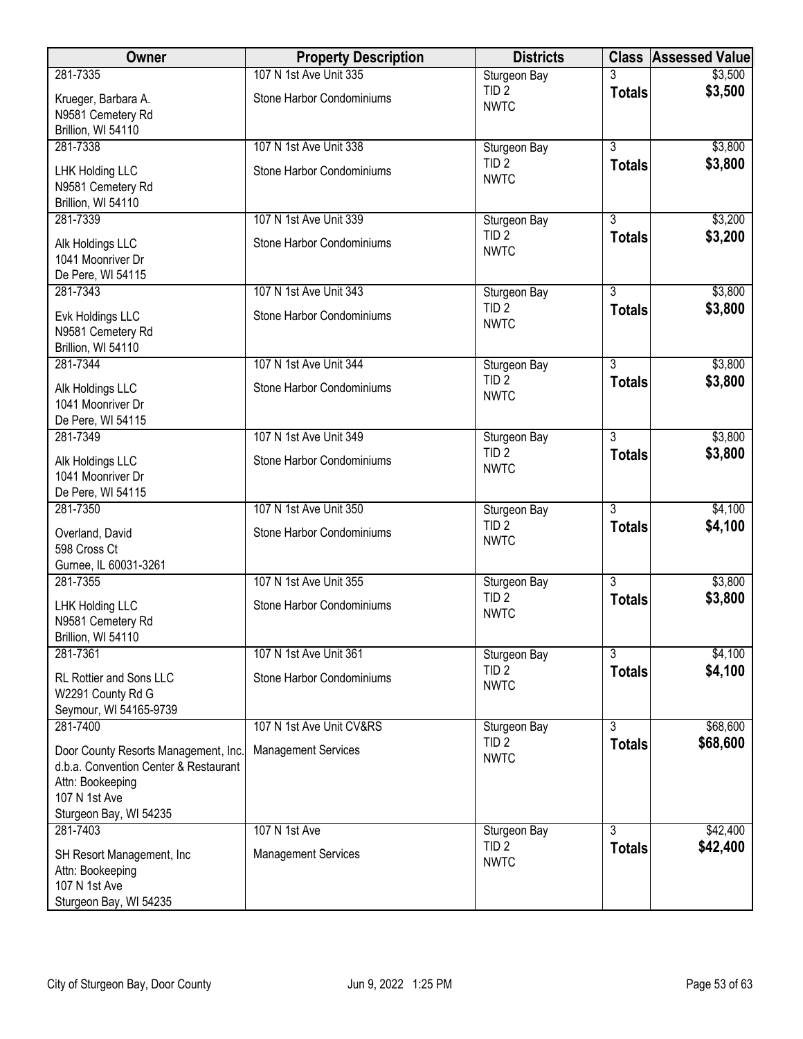| Owner | Property Description | Districts | Class | Assessed Value |
|---|---|---|---|---|
| 281-7335<br>Krueger, Barbara A.<br>N9581 Cemetery Rd<br>Brillion, WI 54110 | 107 N 1st Ave Unit 335<br>Stone Harbor Condominiums | Sturgeon Bay<br>TID 2<br>NWTC | 3<br>**Totals** | $3,500<br>**$3,500** |
| 281-7338<br>LHK Holding LLC<br>N9581 Cemetery Rd<br>Brillion, WI 54110 | 107 N 1st Ave Unit 338<br>Stone Harbor Condominiums | Sturgeon Bay<br>TID 2<br>NWTC | 3<br>**Totals** | $3,800<br>**$3,800** |
| 281-7339<br>Alk Holdings LLC<br>1041 Moonriver Dr<br>De Pere, WI 54115 | 107 N 1st Ave Unit 339<br>Stone Harbor Condominiums | Sturgeon Bay<br>TID 2<br>NWTC | 3<br>**Totals** | $3,200<br>**$3,200** |
| 281-7343<br>Evk Holdings LLC<br>N9581 Cemetery Rd<br>Brillion, WI 54110 | 107 N 1st Ave Unit 343<br>Stone Harbor Condominiums | Sturgeon Bay<br>TID 2<br>NWTC | 3<br>**Totals** | $3,800<br>**$3,800** |
| 281-7344<br>Alk Holdings LLC<br>1041 Moonriver Dr<br>De Pere, WI 54115 | 107 N 1st Ave Unit 344<br>Stone Harbor Condominiums | Sturgeon Bay<br>TID 2<br>NWTC | 3<br>**Totals** | $3,800<br>**$3,800** |
| 281-7349<br>Alk Holdings LLC<br>1041 Moonriver Dr<br>De Pere, WI 54115 | 107 N 1st Ave Unit 349<br>Stone Harbor Condominiums | Sturgeon Bay<br>TID 2<br>NWTC | 3<br>**Totals** | $3,800<br>**$3,800** |
| 281-7350<br>Overland, David<br>598 Cross Ct<br>Gurnee, IL 60031-3261 | 107 N 1st Ave Unit 350<br>Stone Harbor Condominiums | Sturgeon Bay<br>TID 2<br>NWTC | 3<br>**Totals** | $4,100<br>**$4,100** |
| 281-7355<br>LHK Holding LLC<br>N9581 Cemetery Rd<br>Brillion, WI 54110 | 107 N 1st Ave Unit 355<br>Stone Harbor Condominiums | Sturgeon Bay<br>TID 2<br>NWTC | 3<br>**Totals** | $3,800<br>**$3,800** |
| 281-7361<br>RL Rottier and Sons LLC<br>W2291 County Rd G<br>Seymour, WI 54165-9739 | 107 N 1st Ave Unit 361<br>Stone Harbor Condominiums | Sturgeon Bay<br>TID 2<br>NWTC | 3<br>**Totals** | $4,100<br>**$4,100** |
| 281-7400<br>Door County Resorts Management, Inc.<br>d.b.a. Convention Center & Restaurant<br>Attn: Bookeeping<br>107 N 1st Ave<br>Sturgeon Bay, WI 54235 | 107 N 1st Ave Unit CV&RS<br>Management Services | Sturgeon Bay<br>TID 2<br>NWTC | 3<br>**Totals** | $68,600<br>**$68,600** |
| 281-7403<br>SH Resort Management, Inc<br>Attn: Bookeeping<br>107 N 1st Ave<br>Sturgeon Bay, WI 54235 | 107 N 1st Ave<br>Management Services | Sturgeon Bay<br>TID 2<br>NWTC | 3<br>**Totals** | $42,400<br>**$42,400** |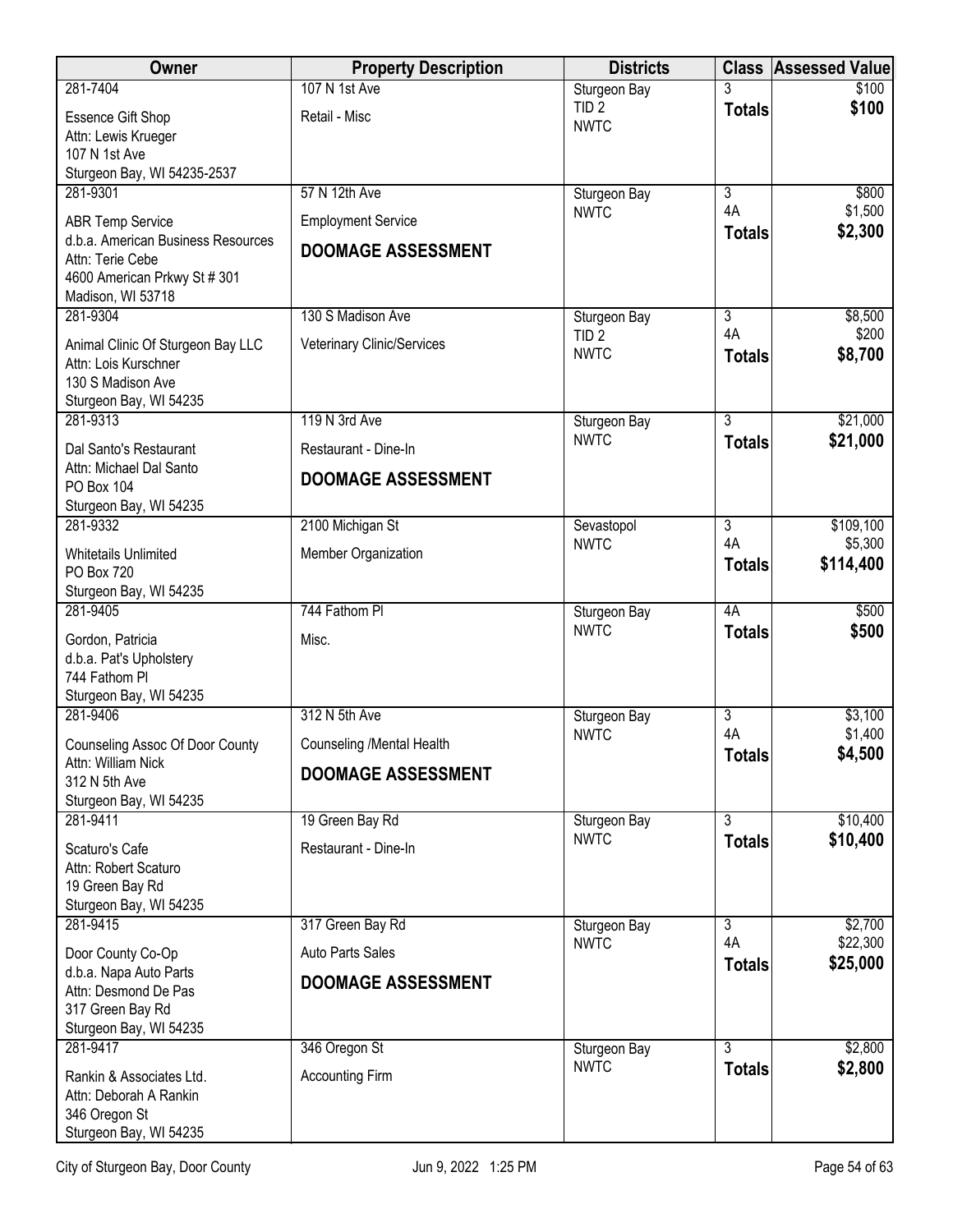| Owner | Property Description | Districts | Class | Assessed Value |
|---|---|---|---|---|
| 281-7404<br>Essence Gift Shop<br>Attn: Lewis Krueger<br>107 N 1st Ave<br>Sturgeon Bay, WI 54235-2537 | 107 N 1st Ave<br>Retail - Misc | Sturgeon Bay<br>TID 2<br>NWTC | 3<br>**Totals** | $100<br>**$100** |
| 281-9301<br>ABR Temp Service<br>d.b.a. American Business Resources<br>Attn: Terie Cebe<br>4600 American Prkwy St # 301<br>Madison, WI 53718 | 57 N 12th Ave<br>Employment Service<br>**DOOMAGE ASSESSMENT** | Sturgeon Bay<br>NWTC | 3<br>4A<br>**Totals** | $800<br>$1,500<br>**$2,300** |
| 281-9304<br>Animal Clinic Of Sturgeon Bay LLC<br>Attn: Lois Kurschner<br>130 S Madison Ave<br>Sturgeon Bay, WI 54235 | 130 S Madison Ave<br>Veterinary Clinic/Services | Sturgeon Bay<br>TID 2<br>NWTC | 3<br>4A<br>**Totals** | $8,500<br>$200<br>**$8,700** |
| 281-9313<br>Dal Santo's Restaurant<br>Attn: Michael Dal Santo<br>PO Box 104<br>Sturgeon Bay, WI 54235 | 119 N 3rd Ave<br>Restaurant - Dine-In<br>**DOOMAGE ASSESSMENT** | Sturgeon Bay<br>NWTC | 3<br>**Totals** | $21,000<br>**$21,000** |
| 281-9332<br>Whitetails Unlimited<br>PO Box 720<br>Sturgeon Bay, WI 54235 | 2100 Michigan St<br>Member Organization | Sevastopol<br>NWTC | 3<br>4A<br>**Totals** | $109,100<br>$5,300<br>**$114,400** |
| 281-9405<br>Gordon, Patricia<br>d.b.a. Pat's Upholstery<br>744 Fathom Pl<br>Sturgeon Bay, WI 54235 | 744 Fathom Pl<br>Misc. | Sturgeon Bay<br>NWTC | 4A<br>**Totals** | $500<br>**$500** |
| 281-9406<br>Counseling Assoc Of Door County<br>Attn: William Nick<br>312 N 5th Ave<br>Sturgeon Bay, WI 54235 | 312 N 5th Ave<br>Counseling /Mental Health<br>**DOOMAGE ASSESSMENT** | Sturgeon Bay<br>NWTC | 3<br>4A<br>**Totals** | $3,100<br>$1,400<br>**$4,500** |
| 281-9411<br>Scaturo's Cafe<br>Attn: Robert Scaturo<br>19 Green Bay Rd<br>Sturgeon Bay, WI 54235 | 19 Green Bay Rd<br>Restaurant - Dine-In | Sturgeon Bay<br>NWTC | 3<br>**Totals** | $10,400<br>**$10,400** |
| 281-9415<br>Door County Co-Op<br>d.b.a. Napa Auto Parts<br>Attn: Desmond De Pas<br>317 Green Bay Rd<br>Sturgeon Bay, WI 54235 | 317 Green Bay Rd<br>Auto Parts Sales<br>**DOOMAGE ASSESSMENT** | Sturgeon Bay<br>NWTC | 3<br>4A<br>**Totals** | $2,700<br>$22,300<br>**$25,000** |
| 281-9417<br>Rankin & Associates Ltd.<br>Attn: Deborah A Rankin<br>346 Oregon St<br>Sturgeon Bay, WI 54235 | 346 Oregon St<br>Accounting Firm | Sturgeon Bay<br>NWTC | 3<br>**Totals** | $2,800<br>**$2,800** |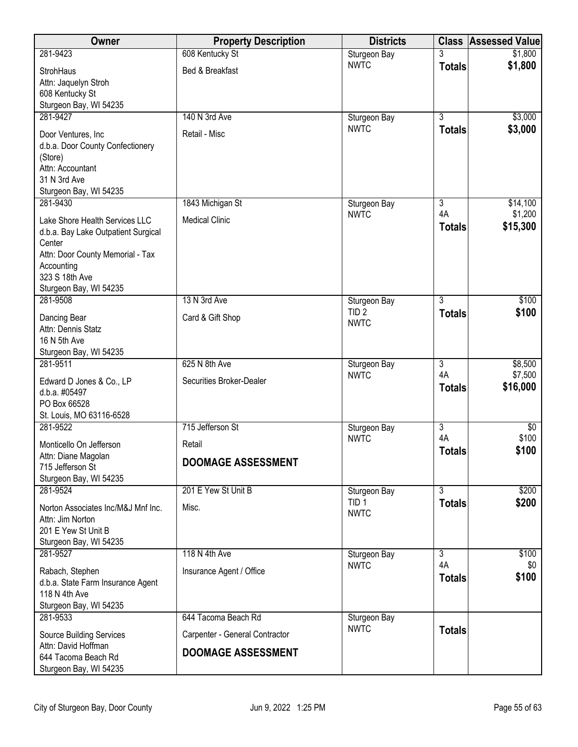| Owner | Property Description | Districts | Class | Assessed Value |
|---|---|---|---|---|
| 281-9423<br>StrohHaus<br>Attn: Jaquelyn Stroh<br>608 Kentucky St<br>Sturgeon Bay, WI 54235 | 608 Kentucky St<br>Bed & Breakfast | Sturgeon Bay<br>NWTC | 3<br>**Totals** | $1,800<br>**$1,800** |
| 281-9427<br>Door Ventures, Inc<br>d.b.a. Door County Confectionery (Store)<br>Attn: Accountant<br>31 N 3rd Ave<br>Sturgeon Bay, WI 54235 | 140 N 3rd Ave<br>Retail - Misc | Sturgeon Bay<br>NWTC | 3<br>**Totals** | $3,000<br>**$3,000** |
| 281-9430<br>Lake Shore Health Services LLC<br>d.b.a. Bay Lake Outpatient Surgical Center<br>Attn: Door County Memorial - Tax Accounting<br>323 S 18th Ave<br>Sturgeon Bay, WI 54235 | 1843 Michigan St<br>Medical Clinic | Sturgeon Bay<br>NWTC | 3<br>4A<br>**Totals** | $14,100<br>$1,200<br>**$15,300** |
| 281-9508<br>Dancing Bear<br>Attn: Dennis Statz<br>16 N 5th Ave<br>Sturgeon Bay, WI 54235 | 13 N 3rd Ave<br>Card & Gift Shop | Sturgeon Bay<br>TID 2<br>NWTC | 3<br>**Totals** | $100<br>**$100** |
| 281-9511<br>Edward D Jones & Co., LP<br>d.b.a. #05497<br>PO Box 66528<br>St. Louis, MO 63116-6528 | 625 N 8th Ave<br>Securities Broker-Dealer | Sturgeon Bay<br>NWTC | 3<br>4A<br>**Totals** | $8,500<br>$7,500<br>**$16,000** |
| 281-9522<br>Monticello On Jefferson<br>Attn: Diane Magolan<br>715 Jefferson St<br>Sturgeon Bay, WI 54235 | 715 Jefferson St<br>Retail<br>**DOOMAGE ASSESSMENT** | Sturgeon Bay<br>NWTC | 3<br>4A<br>**Totals** | $0<br>$100<br>**$100** |
| 281-9524<br>Norton Associates Inc/M&J Mnf Inc.<br>Attn: Jim Norton<br>201 E Yew St Unit B<br>Sturgeon Bay, WI 54235 | 201 E Yew St Unit B<br>Misc. | Sturgeon Bay<br>TID 1<br>NWTC | 3<br>**Totals** | $200<br>**$200** |
| 281-9527<br>Rabach, Stephen<br>d.b.a. State Farm Insurance Agent<br>118 N 4th Ave<br>Sturgeon Bay, WI 54235 | 118 N 4th Ave<br>Insurance Agent / Office | Sturgeon Bay<br>NWTC | 3<br>4A<br>**Totals** | $100<br>$0<br>**$100** |
| 281-9533<br>Source Building Services<br>Attn: David Hoffman<br>644 Tacoma Beach Rd<br>Sturgeon Bay, WI 54235 | 644 Tacoma Beach Rd<br>Carpenter - General Contractor<br>**DOOMAGE ASSESSMENT** | Sturgeon Bay<br>NWTC | **Totals** | |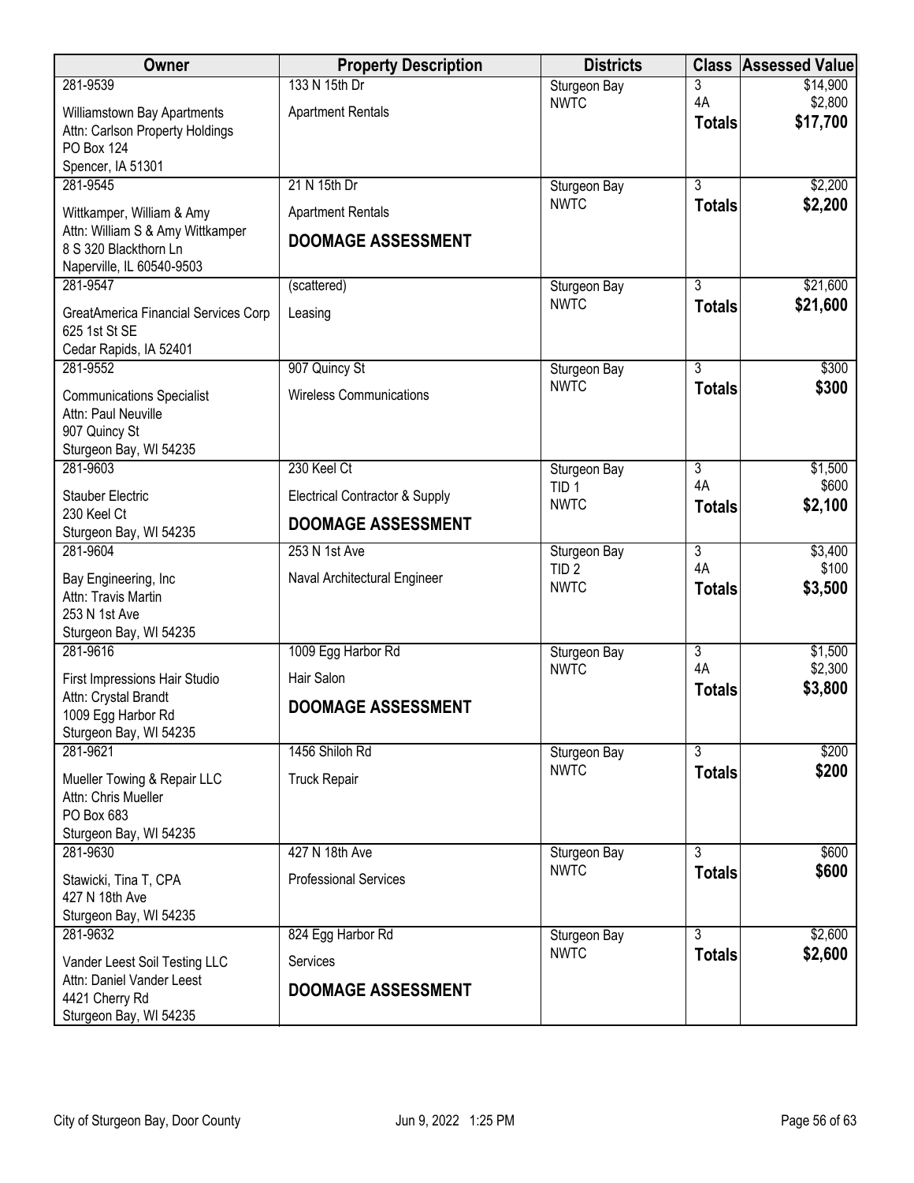| Owner | Property Description | Districts | Class | Assessed Value |
|---|---|---|---|---|
| 281-9539<br>Williamstown Bay Apartments<br>Attn: Carlson Property Holdings<br>PO Box 124<br>Spencer, IA 51301 | 133 N 15th Dr<br>Apartment Rentals | Sturgeon Bay<br>NWTC | 3<br>4A<br>**Totals** | $14,900<br>$2,800<br>**$17,700** |
| 281-9545<br>Wittkamper, William & Amy<br>Attn: William S & Amy Wittkamper<br>8 S 320 Blackthorn Ln<br>Naperville, IL 60540-9503 | 21 N 15th Dr<br>Apartment Rentals<br>**DOOMAGE ASSESSMENT** | Sturgeon Bay<br>NWTC | 3<br>**Totals** | $2,200<br>**$2,200** |
| 281-9547<br>GreatAmerica Financial Services Corp<br>625 1st St SE<br>Cedar Rapids, IA 52401 | (scattered)<br>Leasing | Sturgeon Bay<br>NWTC | 3<br>**Totals** | $21,600<br>**$21,600** |
| 281-9552<br>Communications Specialist<br>Attn: Paul Neuville<br>907 Quincy St<br>Sturgeon Bay, WI 54235 | 907 Quincy St<br>Wireless Communications | Sturgeon Bay<br>NWTC | 3<br>**Totals** | $300<br>**$300** |
| 281-9603<br>Stauber Electric<br>230 Keel Ct<br>Sturgeon Bay, WI 54235 | 230 Keel Ct<br>Electrical Contractor & Supply<br>**DOOMAGE ASSESSMENT** | Sturgeon Bay<br>TID 1<br>NWTC | 3<br>4A<br>**Totals** | $1,500<br>$600<br>**$2,100** |
| 281-9604<br>Bay Engineering, Inc<br>Attn: Travis Martin<br>253 N 1st Ave<br>Sturgeon Bay, WI 54235 | 253 N 1st Ave<br>Naval Architectural Engineer | Sturgeon Bay<br>TID 2<br>NWTC | 3<br>4A<br>**Totals** | $3,400<br>$100<br>**$3,500** |
| 281-9616<br>First Impressions Hair Studio<br>Attn: Crystal Brandt<br>1009 Egg Harbor Rd<br>Sturgeon Bay, WI 54235 | 1009 Egg Harbor Rd<br>Hair Salon<br>**DOOMAGE ASSESSMENT** | Sturgeon Bay<br>NWTC | 3<br>4A<br>**Totals** | $1,500<br>$2,300<br>**$3,800** |
| 281-9621<br>Mueller Towing & Repair LLC<br>Attn: Chris Mueller<br>PO Box 683<br>Sturgeon Bay, WI 54235 | 1456 Shiloh Rd<br>Truck Repair | Sturgeon Bay<br>NWTC | 3<br>**Totals** | $200<br>**$200** |
| 281-9630<br>Stawicki, Tina T, CPA<br>427 N 18th Ave<br>Sturgeon Bay, WI 54235 | 427 N 18th Ave<br>Professional Services | Sturgeon Bay<br>NWTC | 3<br>**Totals** | $600<br>**$600** |
| 281-9632<br>Vander Leest Soil Testing LLC<br>Attn: Daniel Vander Leest<br>4421 Cherry Rd<br>Sturgeon Bay, WI 54235 | 824 Egg Harbor Rd<br>Services<br>**DOOMAGE ASSESSMENT** | Sturgeon Bay<br>NWTC | 3<br>**Totals** | $2,600<br>**$2,600** |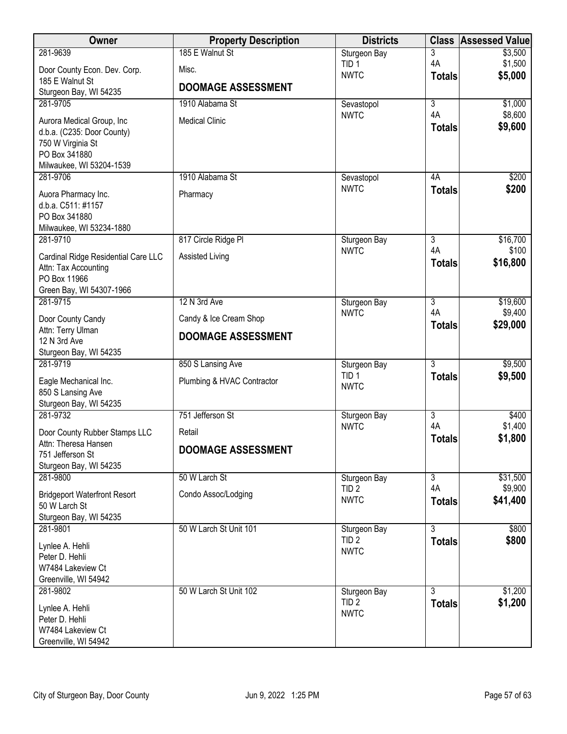| Owner | Property Description | Districts | Class | Assessed Value |
|---|---|---|---|---|
| 281-9639<br>Door County Econ. Dev. Corp.<br>185 E Walnut St<br>Sturgeon Bay, WI 54235 | 185 E Walnut St<br>Misc.<br>**DOOMAGE ASSESSMENT** | Sturgeon Bay<br>TID 1<br>NWTC | 3<br>4A<br>**Totals** | \$3,500<br>\$1,500<br>**\$5,000** |
| 281-9705<br>Aurora Medical Group, Inc<br>d.b.a. (C235: Door County)<br>750 W Virginia St<br>PO Box 341880<br>Milwaukee, WI 53204-1539 | 1910 Alabama St<br>Medical Clinic | Sevastopol<br>NWTC | 3<br>4A<br>**Totals** | \$1,000<br>\$8,600<br>**\$9,600** |
| 281-9706<br>Auora Pharmacy Inc.<br>d.b.a. C511: #1157<br>PO Box 341880<br>Milwaukee, WI 53234-1880 | 1910 Alabama St<br>Pharmacy | Sevastopol<br>NWTC | 4A<br>**Totals** | \$200<br>**\$200** |
| 281-9710<br>Cardinal Ridge Residential Care LLC<br>Attn: Tax Accounting<br>PO Box 11966<br>Green Bay, WI 54307-1966 | 817 Circle Ridge Pl<br>Assisted Living | Sturgeon Bay<br>NWTC | 3<br>4A<br>**Totals** | \$16,700<br>\$100<br>**\$16,800** |
| 281-9715<br>Door County Candy<br>Attn: Terry Ulman<br>12 N 3rd Ave<br>Sturgeon Bay, WI 54235 | 12 N 3rd Ave<br>Candy & Ice Cream Shop<br>**DOOMAGE ASSESSMENT** | Sturgeon Bay<br>NWTC | 3<br>4A<br>**Totals** | \$19,600<br>\$9,400<br>**\$29,000** |
| 281-9719<br>Eagle Mechanical Inc.<br>850 S Lansing Ave<br>Sturgeon Bay, WI 54235 | 850 S Lansing Ave<br>Plumbing & HVAC Contractor | Sturgeon Bay<br>TID 1<br>NWTC | 3<br>**Totals** | \$9,500<br>**\$9,500** |
| 281-9732<br>Door County Rubber Stamps LLC<br>Attn: Theresa Hansen<br>751 Jefferson St<br>Sturgeon Bay, WI 54235 | 751 Jefferson St<br>Retail<br>**DOOMAGE ASSESSMENT** | Sturgeon Bay<br>NWTC | 3<br>4A<br>**Totals** | \$400<br>\$1,400<br>**\$1,800** |
| 281-9800<br>Bridgeport Waterfront Resort<br>50 W Larch St<br>Sturgeon Bay, WI 54235 | 50 W Larch St<br>Condo Assoc/Lodging | Sturgeon Bay<br>TID 2<br>NWTC | 3<br>4A<br>**Totals** | \$31,500<br>\$9,900<br>**\$41,400** |
| 281-9801<br>Lynlee A. Hehli<br>Peter D. Hehli<br>W7484 Lakeview Ct<br>Greenville, WI 54942 | 50 W Larch St Unit 101 | Sturgeon Bay<br>TID 2<br>NWTC | 3<br>**Totals** | \$800<br>**\$800** |
| 281-9802<br>Lynlee A. Hehli<br>Peter D. Hehli<br>W7484 Lakeview Ct<br>Greenville, WI 54942 | 50 W Larch St Unit 102 | Sturgeon Bay<br>TID 2<br>NWTC | 3<br>**Totals** | \$1,200<br>**\$1,200** |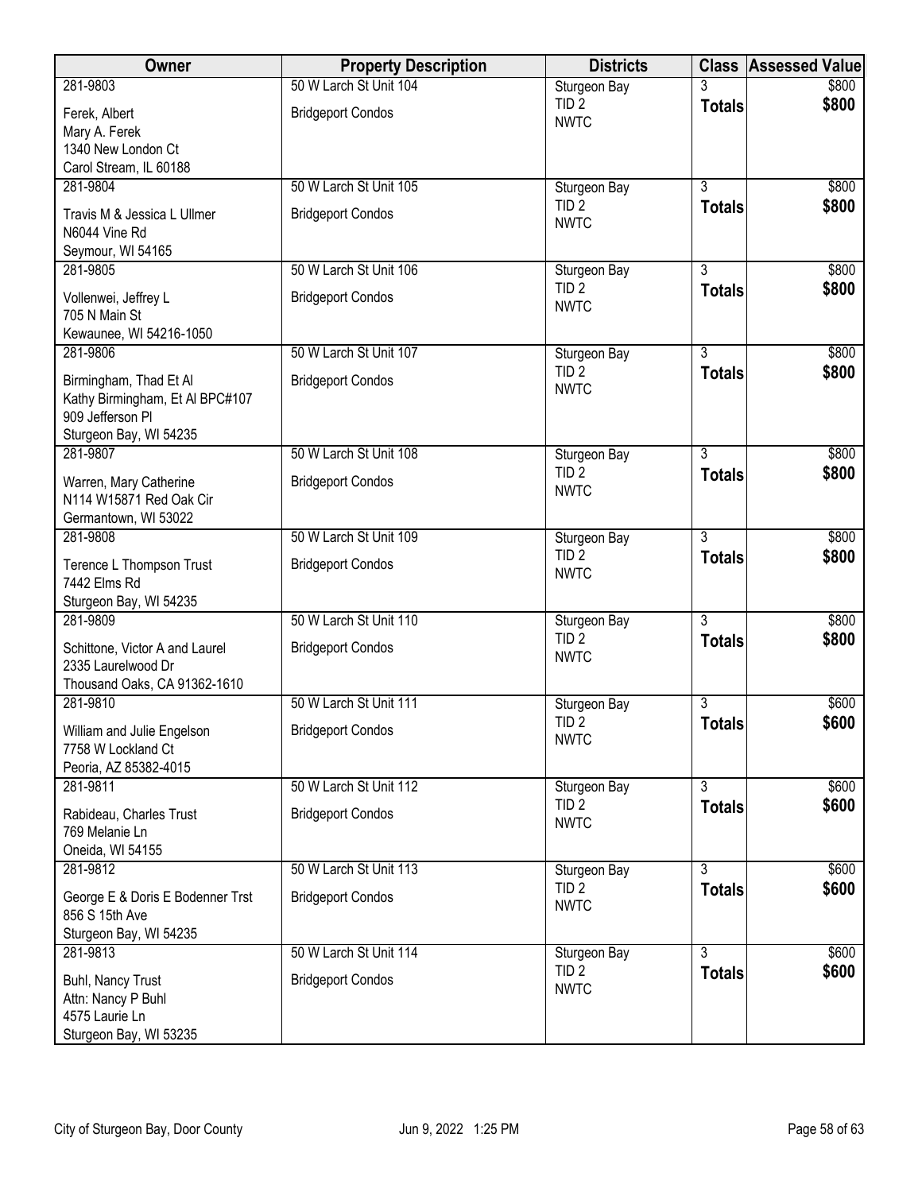| Owner | Property Description | Districts | Class | Assessed Value |
|---|---|---|---|---|
| 281-9803<br>Ferek, Albert<br>Mary A. Ferek<br>1340 New London Ct<br>Carol Stream, IL 60188 | 50 W Larch St Unit 104<br>Bridgeport Condos | Sturgeon Bay<br>TID 2<br>NWTC | 3<br>**Totals** | $800<br>**$800** |
| 281-9804<br>Travis M & Jessica L Ullmer<br>N6044 Vine Rd<br>Seymour, WI 54165 | 50 W Larch St Unit 105<br>Bridgeport Condos | Sturgeon Bay<br>TID 2<br>NWTC | 3<br>**Totals** | $800<br>**$800** |
| 281-9805<br>Vollenwei, Jeffrey L<br>705 N Main St<br>Kewaunee, WI 54216-1050 | 50 W Larch St Unit 106<br>Bridgeport Condos | Sturgeon Bay<br>TID 2<br>NWTC | 3<br>**Totals** | $800<br>**$800** |
| 281-9806<br>Birmingham, Thad Et Al<br>Kathy Birmingham, Et Al BPC#107<br>909 Jefferson Pl<br>Sturgeon Bay, WI 54235 | 50 W Larch St Unit 107<br>Bridgeport Condos | Sturgeon Bay<br>TID 2<br>NWTC | 3<br>**Totals** | $800<br>**$800** |
| 281-9807<br>Warren, Mary Catherine<br>N114 W15871 Red Oak Cir<br>Germantown, WI 53022 | 50 W Larch St Unit 108<br>Bridgeport Condos | Sturgeon Bay<br>TID 2<br>NWTC | 3<br>**Totals** | $800<br>**$800** |
| 281-9808<br>Terence L Thompson Trust<br>7442 Elms Rd<br>Sturgeon Bay, WI 54235 | 50 W Larch St Unit 109<br>Bridgeport Condos | Sturgeon Bay<br>TID 2<br>NWTC | 3<br>**Totals** | $800<br>**$800** |
| 281-9809<br>Schittone, Victor A and Laurel<br>2335 Laurelwood Dr<br>Thousand Oaks, CA 91362-1610 | 50 W Larch St Unit 110<br>Bridgeport Condos | Sturgeon Bay<br>TID 2<br>NWTC | 3<br>**Totals** | $800<br>**$800** |
| 281-9810<br>William and Julie Engelson<br>7758 W Lockland Ct<br>Peoria, AZ 85382-4015 | 50 W Larch St Unit 111<br>Bridgeport Condos | Sturgeon Bay<br>TID 2<br>NWTC | 3<br>**Totals** | $600<br>**$600** |
| 281-9811<br>Rabideau, Charles Trust<br>769 Melanie Ln<br>Oneida, WI 54155 | 50 W Larch St Unit 112<br>Bridgeport Condos | Sturgeon Bay<br>TID 2<br>NWTC | 3<br>**Totals** | $600<br>**$600** |
| 281-9812<br>George E & Doris E Bodenner Trst<br>856 S 15th Ave<br>Sturgeon Bay, WI 54235 | 50 W Larch St Unit 113<br>Bridgeport Condos | Sturgeon Bay<br>TID 2<br>NWTC | 3<br>**Totals** | $600<br>**$600** |
| 281-9813<br>Buhl, Nancy Trust<br>Attn: Nancy P Buhl<br>4575 Laurie Ln<br>Sturgeon Bay, WI 53235 | 50 W Larch St Unit 114<br>Bridgeport Condos | Sturgeon Bay<br>TID 2<br>NWTC | 3<br>**Totals** | $600<br>**$600** |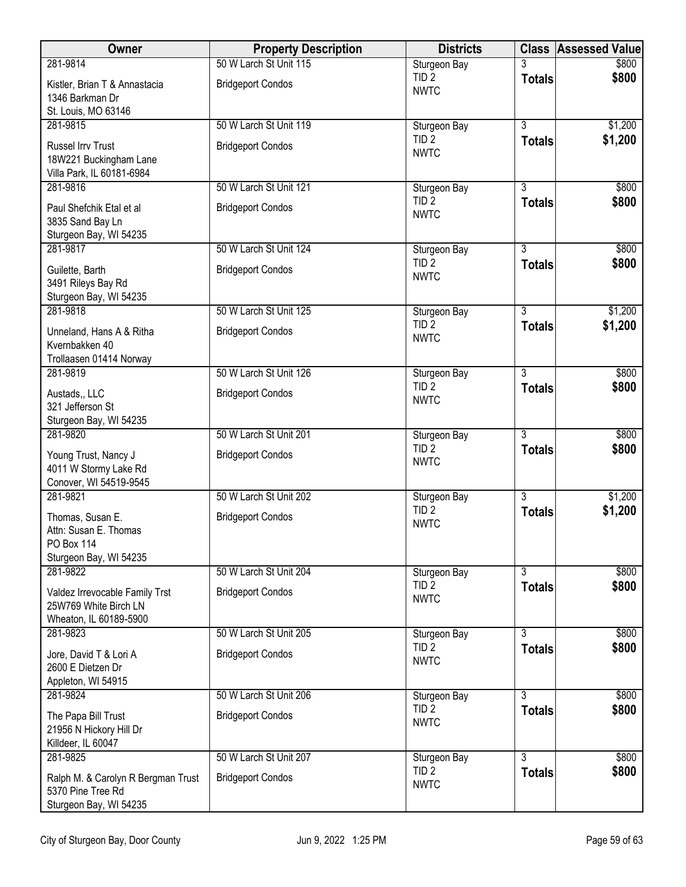| Owner | Property Description | Districts | Class | Assessed Value |
|---|---|---|---|---|
| 281-9814<br>Kistler, Brian T & Annastacia<br>1346 Barkman Dr<br>St. Louis, MO 63146 | 50 W Larch St Unit 115<br>Bridgeport Condos | Sturgeon Bay<br>TID 2<br>NWTC | 3<br>**Totals** | \$800<br>**\$800** |
| 281-9815<br>Russel Irrv Trust<br>18W221 Buckingham Lane<br>Villa Park, IL 60181-6984 | 50 W Larch St Unit 119<br>Bridgeport Condos | Sturgeon Bay<br>TID 2<br>NWTC | 3<br>**Totals** | \$1,200<br>**\$1,200** |
| 281-9816<br>Paul Shefchik Etal et al<br>3835 Sand Bay Ln<br>Sturgeon Bay, WI 54235 | 50 W Larch St Unit 121<br>Bridgeport Condos | Sturgeon Bay<br>TID 2<br>NWTC | 3<br>**Totals** | \$800<br>**\$800** |
| 281-9817<br>Guilette, Barth<br>3491 Rileys Bay Rd<br>Sturgeon Bay, WI 54235 | 50 W Larch St Unit 124<br>Bridgeport Condos | Sturgeon Bay<br>TID 2<br>NWTC | 3<br>**Totals** | \$800<br>**\$800** |
| 281-9818<br>Unneland, Hans A & Ritha<br>Kvernbakken 40<br>Trollaasen 01414 Norway | 50 W Larch St Unit 125<br>Bridgeport Condos | Sturgeon Bay<br>TID 2<br>NWTC | 3<br>**Totals** | \$1,200<br>**\$1,200** |
| 281-9819<br>Austads,, LLC<br>321 Jefferson St<br>Sturgeon Bay, WI 54235 | 50 W Larch St Unit 126<br>Bridgeport Condos | Sturgeon Bay<br>TID 2<br>NWTC | 3<br>**Totals** | \$800<br>**\$800** |
| 281-9820<br>Young Trust, Nancy J<br>4011 W Stormy Lake Rd<br>Conover, WI 54519-9545 | 50 W Larch St Unit 201<br>Bridgeport Condos | Sturgeon Bay<br>TID 2<br>NWTC | 3<br>**Totals** | \$800<br>**\$800** |
| 281-9821<br>Thomas, Susan E.<br>Attn: Susan E. Thomas<br>PO Box 114<br>Sturgeon Bay, WI 54235 | 50 W Larch St Unit 202<br>Bridgeport Condos | Sturgeon Bay<br>TID 2<br>NWTC | 3<br>**Totals** | \$1,200<br>**\$1,200** |
| 281-9822<br>Valdez Irrevocable Family Trst<br>25W769 White Birch LN<br>Wheaton, IL 60189-5900 | 50 W Larch St Unit 204<br>Bridgeport Condos | Sturgeon Bay<br>TID 2<br>NWTC | 3<br>**Totals** | \$800<br>**\$800** |
| 281-9823<br>Jore, David T & Lori A<br>2600 E Dietzen Dr<br>Appleton, WI 54915 | 50 W Larch St Unit 205<br>Bridgeport Condos | Sturgeon Bay<br>TID 2<br>NWTC | 3<br>**Totals** | \$800<br>**\$800** |
| 281-9824<br>The Papa Bill Trust<br>21956 N Hickory Hill Dr<br>Killdeer, IL 60047 | 50 W Larch St Unit 206<br>Bridgeport Condos | Sturgeon Bay<br>TID 2<br>NWTC | 3<br>**Totals** | \$800<br>**\$800** |
| 281-9825<br>Ralph M. & Carolyn R Bergman Trust<br>5370 Pine Tree Rd<br>Sturgeon Bay, WI 54235 | 50 W Larch St Unit 207<br>Bridgeport Condos | Sturgeon Bay<br>TID 2<br>NWTC | 3<br>**Totals** | \$800<br>**\$800** |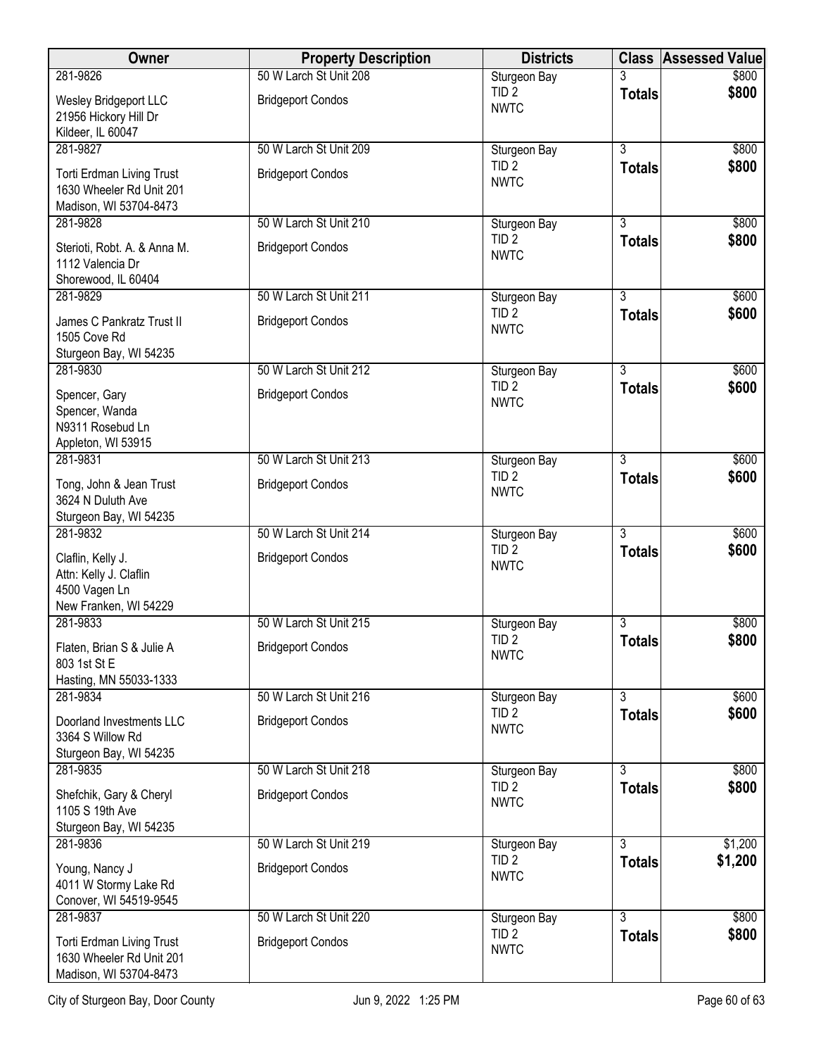| Owner | Property Description | Districts | Class | Assessed Value |
|---|---|---|---|---|
| 281-9826<br>Wesley Bridgeport LLC<br>21956 Hickory Hill Dr<br>Kildeer, IL 60047 | 50 W Larch St Unit 208<br>Bridgeport Condos | Sturgeon Bay<br>TID 2<br>NWTC | 3<br>**Totals** | $800<br>**$800** |
| 281-9827<br>Torti Erdman Living Trust<br>1630 Wheeler Rd Unit 201<br>Madison, WI 53704-8473 | 50 W Larch St Unit 209<br>Bridgeport Condos | Sturgeon Bay<br>TID 2<br>NWTC | 3<br>**Totals** | $800<br>**$800** |
| 281-9828<br>Sterioti, Robt. A. & Anna M.<br>1112 Valencia Dr<br>Shorewood, IL 60404 | 50 W Larch St Unit 210<br>Bridgeport Condos | Sturgeon Bay<br>TID 2<br>NWTC | 3<br>**Totals** | $800<br>**$800** |
| 281-9829<br>James C Pankratz Trust II<br>1505 Cove Rd<br>Sturgeon Bay, WI 54235 | 50 W Larch St Unit 211<br>Bridgeport Condos | Sturgeon Bay<br>TID 2<br>NWTC | 3<br>**Totals** | $600<br>**$600** |
| 281-9830<br>Spencer, Gary<br>Spencer, Wanda<br>N9311 Rosebud Ln<br>Appleton, WI 53915 | 50 W Larch St Unit 212<br>Bridgeport Condos | Sturgeon Bay<br>TID 2<br>NWTC | 3<br>**Totals** | $600<br>**$600** |
| 281-9831<br>Tong, John & Jean Trust<br>3624 N Duluth Ave<br>Sturgeon Bay, WI 54235 | 50 W Larch St Unit 213<br>Bridgeport Condos | Sturgeon Bay<br>TID 2<br>NWTC | 3<br>**Totals** | $600<br>**$600** |
| 281-9832<br>Claflin, Kelly J.<br>Attn: Kelly J. Claflin<br>4500 Vagen Ln<br>New Franken, WI 54229 | 50 W Larch St Unit 214<br>Bridgeport Condos | Sturgeon Bay<br>TID 2<br>NWTC | 3<br>**Totals** | $600<br>**$600** |
| 281-9833<br>Flaten, Brian S & Julie A<br>803 1st St E<br>Hasting, MN 55033-1333 | 50 W Larch St Unit 215<br>Bridgeport Condos | Sturgeon Bay<br>TID 2<br>NWTC | 3<br>**Totals** | $800<br>**$800** |
| 281-9834<br>Doorland Investments LLC<br>3364 S Willow Rd<br>Sturgeon Bay, WI 54235 | 50 W Larch St Unit 216<br>Bridgeport Condos | Sturgeon Bay<br>TID 2<br>NWTC | 3<br>**Totals** | $600<br>**$600** |
| 281-9835<br>Shefchik, Gary & Cheryl<br>1105 S 19th Ave<br>Sturgeon Bay, WI 54235 | 50 W Larch St Unit 218<br>Bridgeport Condos | Sturgeon Bay<br>TID 2<br>NWTC | 3<br>**Totals** | $800<br>**$800** |
| 281-9836<br>Young, Nancy J<br>4011 W Stormy Lake Rd<br>Conover, WI 54519-9545 | 50 W Larch St Unit 219<br>Bridgeport Condos | Sturgeon Bay<br>TID 2<br>NWTC | 3<br>**Totals** | $1,200<br>**$1,200** |
| 281-9837<br>Torti Erdman Living Trust<br>1630 Wheeler Rd Unit 201<br>Madison, WI 53704-8473 | 50 W Larch St Unit 220<br>Bridgeport Condos | Sturgeon Bay<br>TID 2<br>NWTC | 3<br>**Totals** | $800<br>**$800** |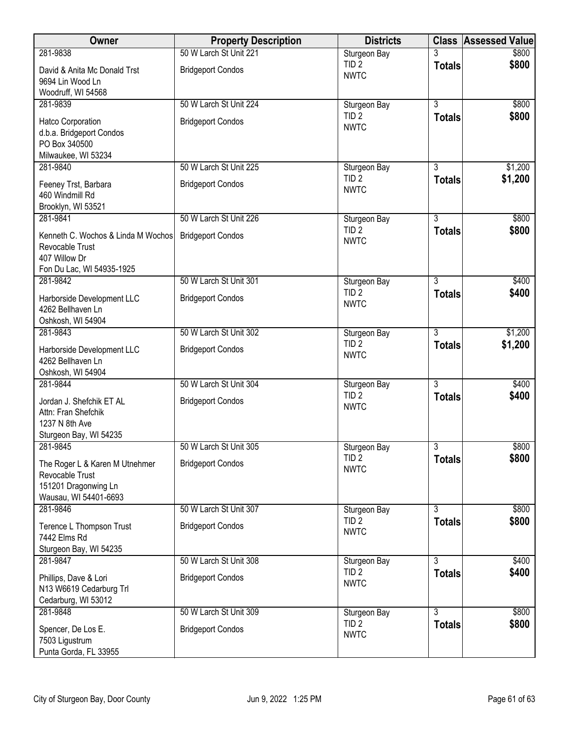| Owner | Property Description | Districts | Class | Assessed Value |
|---|---|---|---|---|
| 281-9838<br>David & Anita Mc Donald Trst<br>9694 Lin Wood Ln<br>Woodruff, WI 54568 | 50 W Larch St Unit 221<br>Bridgeport Condos | Sturgeon Bay<br>TID 2<br>NWTC | 3<br>**Totals** | $800<br>**$800** |
| 281-9839<br>Hatco Corporation<br>d.b.a. Bridgeport Condos<br>PO Box 340500<br>Milwaukee, WI 53234 | 50 W Larch St Unit 224<br>Bridgeport Condos | Sturgeon Bay<br>TID 2<br>NWTC | 3<br>**Totals** | $800<br>**$800** |
| 281-9840<br>Feeney Trst, Barbara<br>460 Windmill Rd<br>Brooklyn, WI 53521 | 50 W Larch St Unit 225<br>Bridgeport Condos | Sturgeon Bay<br>TID 2<br>NWTC | 3<br>**Totals** | $1,200<br>**$1,200** |
| 281-9841<br>Kenneth C. Wochos & Linda M Wochos<br>Revocable Trust<br>407 Willow Dr<br>Fon Du Lac, WI 54935-1925 | 50 W Larch St Unit 226<br>Bridgeport Condos | Sturgeon Bay<br>TID 2<br>NWTC | 3<br>**Totals** | $800<br>**$800** |
| 281-9842<br>Harborside Development LLC<br>4262 Bellhaven Ln<br>Oshkosh, WI 54904 | 50 W Larch St Unit 301<br>Bridgeport Condos | Sturgeon Bay<br>TID 2<br>NWTC | 3<br>**Totals** | $400<br>**$400** |
| 281-9843<br>Harborside Development LLC<br>4262 Bellhaven Ln<br>Oshkosh, WI 54904 | 50 W Larch St Unit 302<br>Bridgeport Condos | Sturgeon Bay<br>TID 2<br>NWTC | 3<br>**Totals** | $1,200<br>**$1,200** |
| 281-9844<br>Jordan J. Shefchik ET AL<br>Attn: Fran Shefchik<br>1237 N 8th Ave<br>Sturgeon Bay, WI 54235 | 50 W Larch St Unit 304<br>Bridgeport Condos | Sturgeon Bay<br>TID 2<br>NWTC | 3<br>**Totals** | $400<br>**$400** |
| 281-9845<br>The Roger L & Karen M Utnehmer<br>Revocable Trust<br>151201 Dragonwing Ln<br>Wausau, WI 54401-6693 | 50 W Larch St Unit 305<br>Bridgeport Condos | Sturgeon Bay<br>TID 2<br>NWTC | 3<br>**Totals** | $800<br>**$800** |
| 281-9846<br>Terence L Thompson Trust<br>7442 Elms Rd<br>Sturgeon Bay, WI 54235 | 50 W Larch St Unit 307<br>Bridgeport Condos | Sturgeon Bay<br>TID 2<br>NWTC | 3<br>**Totals** | $800<br>**$800** |
| 281-9847<br>Phillips, Dave & Lori<br>N13 W6619 Cedarburg Trl<br>Cedarburg, WI 53012 | 50 W Larch St Unit 308<br>Bridgeport Condos | Sturgeon Bay<br>TID 2<br>NWTC | 3<br>**Totals** | $400<br>**$400** |
| 281-9848<br>Spencer, De Los E.<br>7503 Ligustrum<br>Punta Gorda, FL 33955 | 50 W Larch St Unit 309<br>Bridgeport Condos | Sturgeon Bay<br>TID 2<br>NWTC | 3<br>**Totals** | $800<br>**$800** |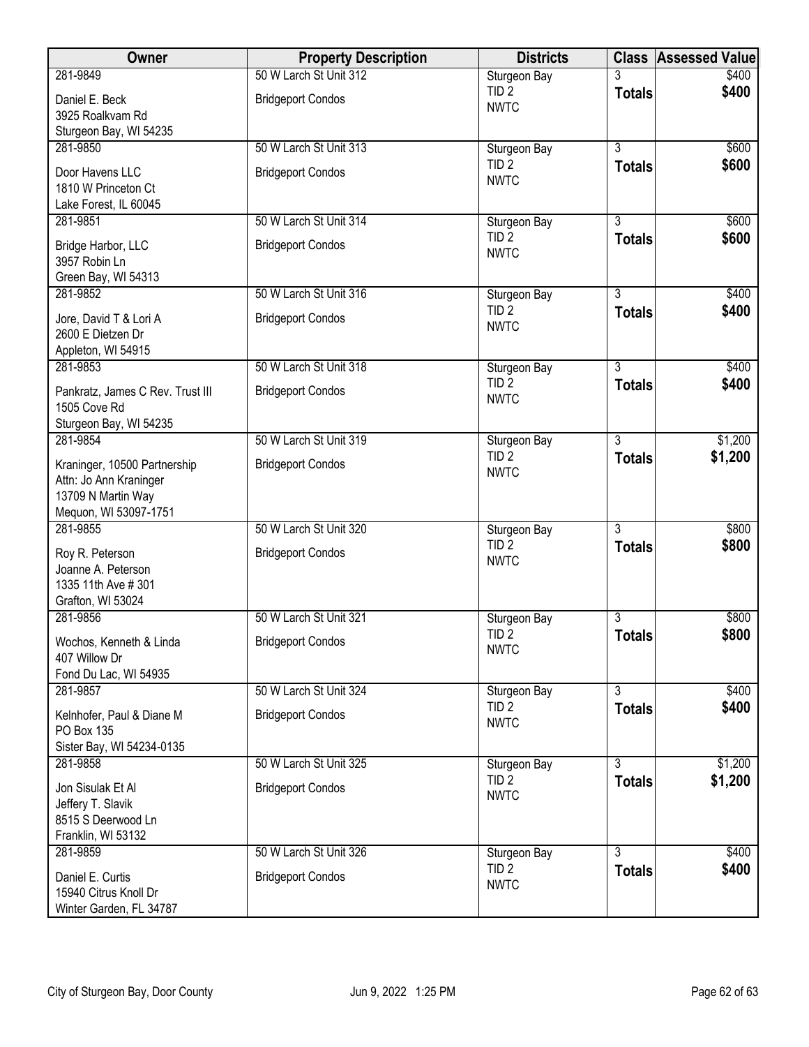| Owner | Property Description | Districts | Class | Assessed Value |
|---|---|---|---|---|
| 281-9849<br>Daniel E. Beck<br>3925 Roalkvam Rd<br>Sturgeon Bay, WI 54235 | 50 W Larch St Unit 312<br>Bridgeport Condos | Sturgeon Bay<br>TID 2<br>NWTC | 3<br>**Totals** | $400<br>**$400** |
| 281-9850<br>Door Havens LLC<br>1810 W Princeton Ct<br>Lake Forest, IL 60045 | 50 W Larch St Unit 313<br>Bridgeport Condos | Sturgeon Bay<br>TID 2<br>NWTC | 3<br>**Totals** | $600<br>**$600** |
| 281-9851<br>Bridge Harbor, LLC<br>3957 Robin Ln<br>Green Bay, WI 54313 | 50 W Larch St Unit 314<br>Bridgeport Condos | Sturgeon Bay<br>TID 2<br>NWTC | 3<br>**Totals** | $600<br>**$600** |
| 281-9852<br>Jore, David T & Lori A<br>2600 E Dietzen Dr<br>Appleton, WI 54915 | 50 W Larch St Unit 316<br>Bridgeport Condos | Sturgeon Bay<br>TID 2<br>NWTC | 3<br>**Totals** | $400<br>**$400** |
| 281-9853<br>Pankratz, James C Rev. Trust III<br>1505 Cove Rd<br>Sturgeon Bay, WI 54235 | 50 W Larch St Unit 318<br>Bridgeport Condos | Sturgeon Bay<br>TID 2<br>NWTC | 3<br>**Totals** | $400<br>**$400** |
| 281-9854<br>Kraninger, 10500 Partnership<br>Attn: Jo Ann Kraninger<br>13709 N Martin Way<br>Mequon, WI 53097-1751 | 50 W Larch St Unit 319<br>Bridgeport Condos | Sturgeon Bay<br>TID 2<br>NWTC | 3<br>**Totals** | $1,200<br>**$1,200** |
| 281-9855<br>Roy R. Peterson<br>Joanne A. Peterson<br>1335 11th Ave # 301<br>Grafton, WI 53024 | 50 W Larch St Unit 320<br>Bridgeport Condos | Sturgeon Bay<br>TID 2<br>NWTC | 3<br>**Totals** | $800<br>**$800** |
| 281-9856<br>Wochos, Kenneth & Linda<br>407 Willow Dr<br>Fond Du Lac, WI 54935 | 50 W Larch St Unit 321<br>Bridgeport Condos | Sturgeon Bay<br>TID 2<br>NWTC | 3<br>**Totals** | $800<br>**$800** |
| 281-9857<br>Kelnhofer, Paul & Diane M<br>PO Box 135<br>Sister Bay, WI 54234-0135 | 50 W Larch St Unit 324<br>Bridgeport Condos | Sturgeon Bay<br>TID 2<br>NWTC | 3<br>**Totals** | $400<br>**$400** |
| 281-9858<br>Jon Sisulak Et Al<br>Jeffery T. Slavik<br>8515 S Deerwood Ln<br>Franklin, WI 53132 | 50 W Larch St Unit 325<br>Bridgeport Condos | Sturgeon Bay<br>TID 2<br>NWTC | 3<br>**Totals** | $1,200<br>**$1,200** |
| 281-9859<br>Daniel E. Curtis<br>15940 Citrus Knoll Dr<br>Winter Garden, FL 34787 | 50 W Larch St Unit 326<br>Bridgeport Condos | Sturgeon Bay<br>TID 2<br>NWTC | 3<br>**Totals** | $400<br>**$400** |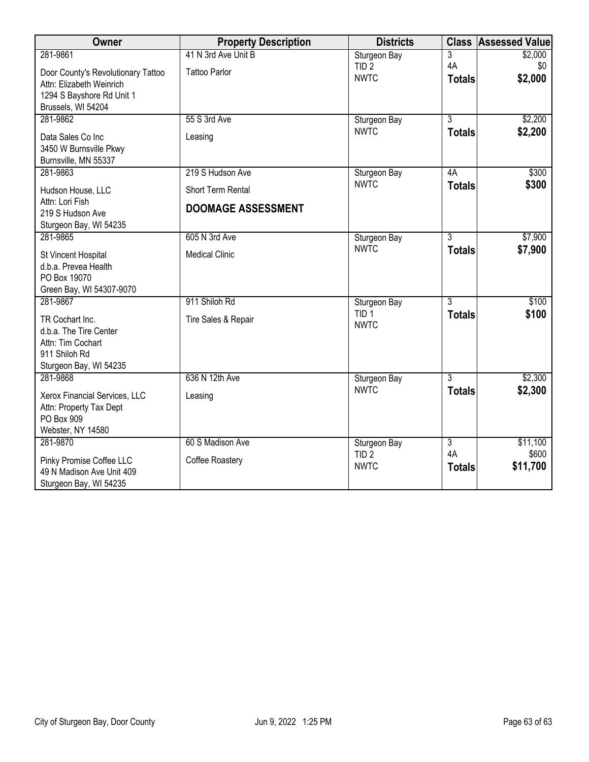| Owner | Property Description | Districts | Class | Assessed Value |
|---|---|---|---|---|
| 281-9861<br>Door County's Revolutionary Tattoo<br>Attn: Elizabeth Weinrich<br>1294 S Bayshore Rd Unit 1<br>Brussels, WI 54204 | 41 N 3rd Ave Unit B<br>Tattoo Parlor | Sturgeon Bay<br>TID 2<br>NWTC | 3<br>4A<br>**Totals** | $2,000<br>$0<br>**$2,000** |
| 281-9862<br>Data Sales Co Inc<br>3450 W Burnsville Pkwy<br>Burnsville, MN 55337 | 55 S 3rd Ave<br>Leasing | Sturgeon Bay<br>NWTC | 3<br>**Totals** | $2,200<br>**$2,200** |
| 281-9863<br>Hudson House, LLC<br>Attn: Lori Fish<br>219 S Hudson Ave<br>Sturgeon Bay, WI 54235 | 219 S Hudson Ave<br>Short Term Rental<br>**DOOMAGE ASSESSMENT** | Sturgeon Bay<br>NWTC | 4A<br>**Totals** | $300<br>**$300** |
| 281-9865<br>St Vincent Hospital<br>d.b.a. Prevea Health<br>PO Box 19070<br>Green Bay, WI 54307-9070 | 605 N 3rd Ave<br>Medical Clinic | Sturgeon Bay<br>NWTC | 3<br>**Totals** | $7,900<br>**$7,900** |
| 281-9867<br>TR Cochart Inc.<br>d.b.a. The Tire Center<br>Attn: Tim Cochart<br>911 Shiloh Rd<br>Sturgeon Bay, WI 54235 | 911 Shiloh Rd<br>Tire Sales & Repair | Sturgeon Bay<br>TID 1<br>NWTC | 3<br>**Totals** | $100<br>**$100** |
| 281-9868<br>Xerox Financial Services, LLC<br>Attn: Property Tax Dept<br>PO Box 909<br>Webster, NY 14580 | 636 N 12th Ave<br>Leasing | Sturgeon Bay<br>NWTC | 3<br>**Totals** | $2,300<br>**$2,300** |
| 281-9870<br>Pinky Promise Coffee LLC<br>49 N Madison Ave Unit 409<br>Sturgeon Bay, WI 54235 | 60 S Madison Ave<br>Coffee Roastery | Sturgeon Bay<br>TID 2<br>NWTC | 3<br>4A<br>**Totals** | $11,100<br>$600<br>**$11,700** |